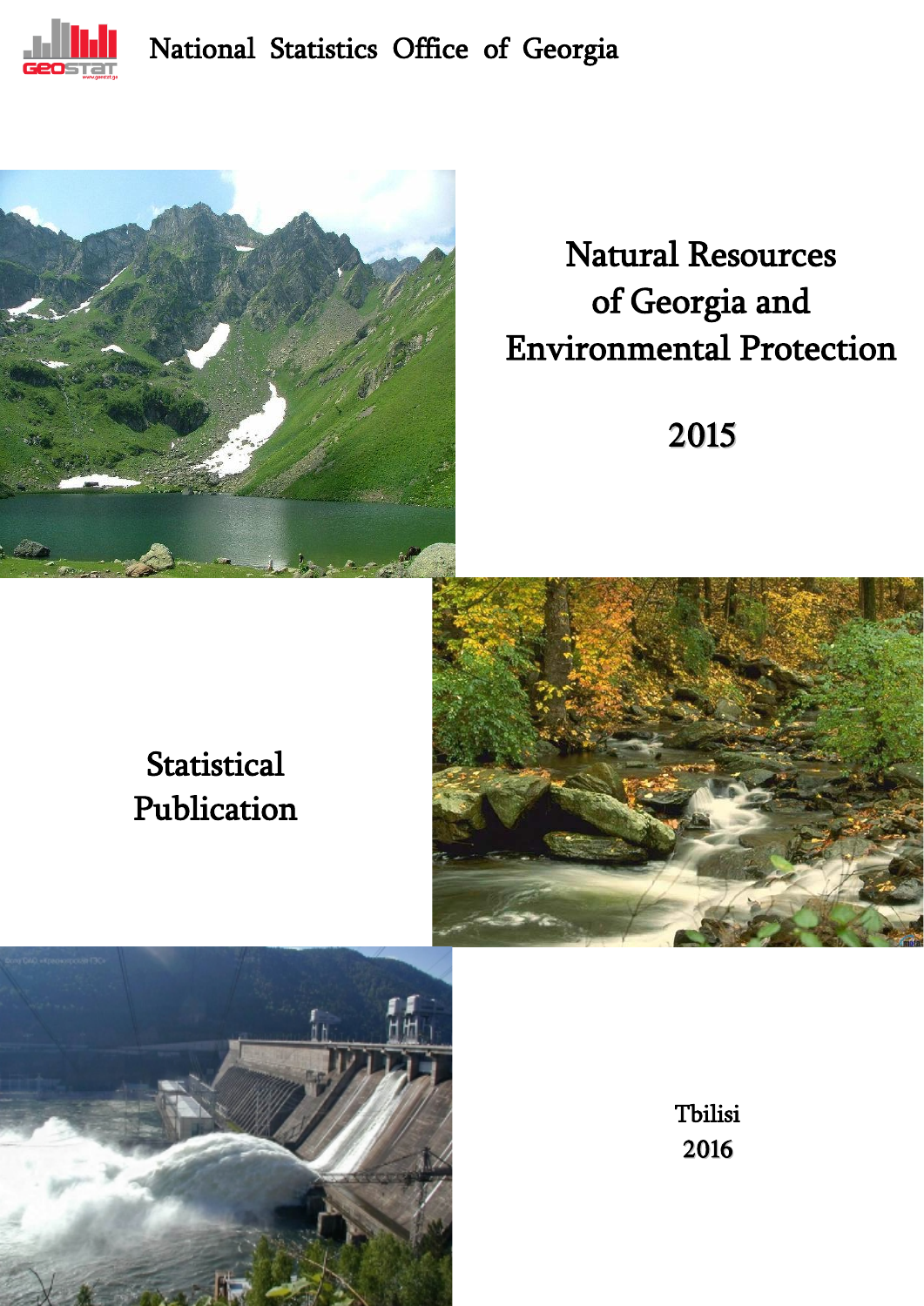National Statistics Office of Georgia

# Natural Resources of Georgia and Environmental Protection

# 2015

## Statistical Publication

Tbilisi

2016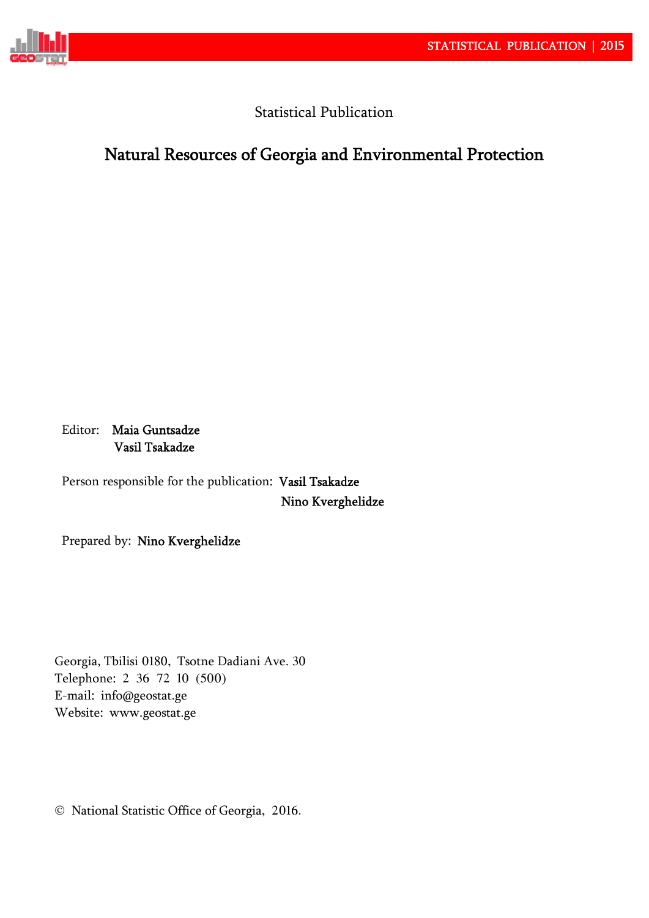Statistical Publication

# Natural Resources of Georgia and Environmental Protection

Editor: **Maia Guntsadze**
**Vasil Tsakadze**

Person responsible for the publication: **Vasil Tsakadze**
**Nino Kverghelidze**

Prepared by: **Nino Kverghelidze**

Georgia, Tbilisi 0180, Tsotne Dadiani Ave. 30
Telephone: 2 36 72 10 (500)
E-mail: info@geostat.ge
Website: www.geostat.ge

© National Statistic Office of Georgia, 2016.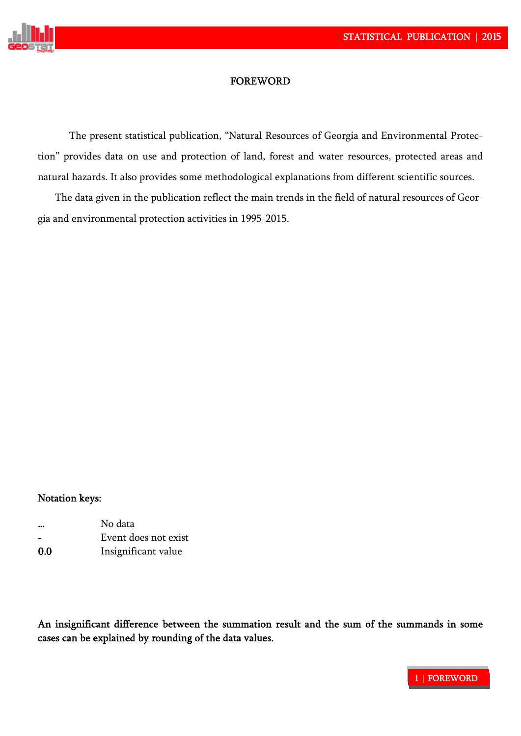# FOREWORD

The present statistical publication, "Natural Resources of Georgia and Environmental Protection" provides data on use and protection of land, forest and water resources, protected areas and natural hazards. It also provides some methodological explanations from different scientific sources.

The data given in the publication reflect the main trends in the field of natural resources of Georgia and environmental protection activities in 1995-2015.

**Notation keys:**

| | |
|---|---|
| ... | No data |
| - | Event does not exist |
| 0.0 | Insignificant value |

**An insignificant difference between the summation result and the sum of the summands in some cases can be explained by rounding of the data values.**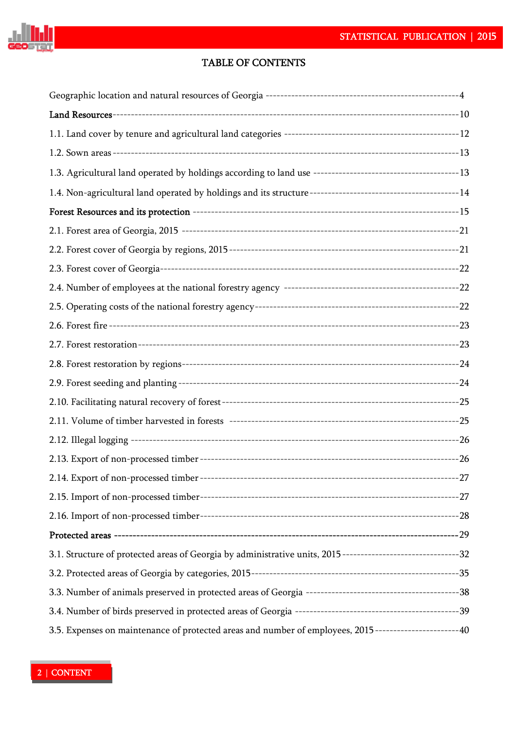# TABLE OF CONTENTS

Geographic location and natural resources of Georgia ---------------------------------------------------4

**Land Resources**---------------------------------------------------------------------------------------10

1.1. Land cover by tenure and agricultural land categories ----------------------------------------------12

1.2. Sown areas ----------------------------------------------------------------------------------------------13

1.3. Agricultural land operated by holdings according to land use ---------------------------------------13

1.4. Non-agricultural land operated by holdings and its structure -----------------------------------------14

**Forest Resources and its protection** ---------------------------------------------------------------------15

2.1. Forest area of Georgia, 2015 ---------------------------------------------------------------------------21

2.2. Forest cover of Georgia by regions, 2015 --------------------------------------------------------------21

2.3. Forest cover of Georgia----------------------------------------------------------------------------------22

2.4. Number of employees at the national forestry agency ------------------------------------------------22

2.5. Operating costs of the national forestry agency--------------------------------------------------------22

2.6. Forest fire -----------------------------------------------------------------------------------------------23

2.7. Forest restoration----------------------------------------------------------------------------------------23

2.8. Forest restoration by regions----------------------------------------------------------------------------24

2.9. Forest seeding and planting -----------------------------------------------------------------------------24

2.10. Facilitating natural recovery of forest------------------------------------------------------------------25

2.11. Volume of timber harvested in forests ----------------------------------------------------------------25

2.12. Illegal logging -----------------------------------------------------------------------------------------26

2.13. Export of non-processed timber -----------------------------------------------------------------------26

2.14. Export of non-processed timber -----------------------------------------------------------------------27

2.15. Import of non-processed timber------------------------------------------------------------------------27

2.16. Import of non-processed timber------------------------------------------------------------------------28

**Protected areas** ----------------------------------------------------------------------------------------29

3.1. Structure of protected areas of Georgia by administrative units, 2015 --------------------------------32

3.2. Protected areas of Georgia by categories, 2015---------------------------------------------------------35

3.3. Number of animals preserved in protected areas of Georgia ------------------------------------------38

3.4. Number of birds preserved in protected areas of Georgia ---------------------------------------------39

3.5. Expenses on maintenance of protected areas and number of employees, 2015 ----------------------40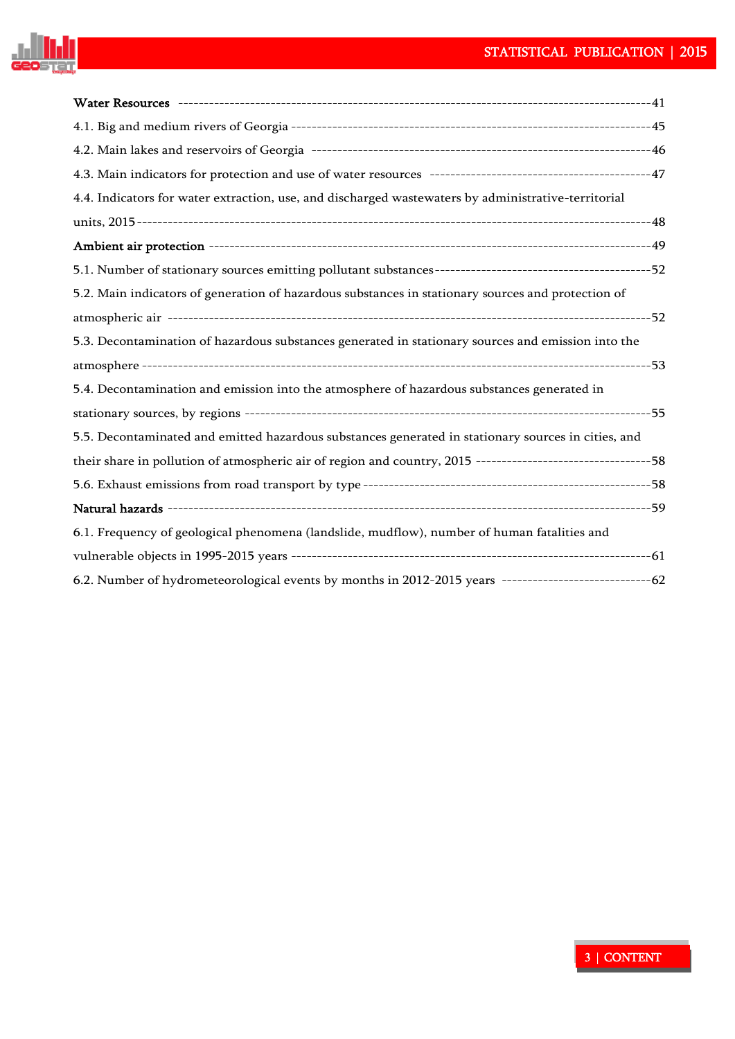**Water Resources** ----------------------------------------------------------------------------------------41

4.1. Big and medium rivers of Georgia ----------------------------------------------------------------------45

4.2. Main lakes and reservoirs of Georgia -----------------------------------------------------------------46

4.3. Main indicators for protection and use of water resources ------------------------------------------47

4.4. Indicators for water extraction, use, and discharged wastewaters by administrative-territorial units, 2015 -----------------------------------------------------------------------------------------------48

**Ambient air protection** -------------------------------------------------------------------------------------49

5.1. Number of stationary sources emitting pollutant substances------------------------------------------52

5.2. Main indicators of generation of hazardous substances in stationary sources and protection of atmospheric air -----------------------------------------------------------------------------------------52

5.3. Decontamination of hazardous substances generated in stationary sources and emission into the atmosphere -------------------------------------------------------------------------------------------------53

5.4. Decontamination and emission into the atmosphere of hazardous substances generated in stationary sources, by regions ---------------------------------------------------------------------------55

5.5. Decontaminated and emitted hazardous substances generated in stationary sources in cities, and their share in pollution of atmospheric air of region and country, 2015 ---------------------------------58

5.6. Exhaust emissions from road transport by type --------------------------------------------------------58

**Natural hazards** ---------------------------------------------------------------------------------------------59

6.1. Frequency of geological phenomena (landslide, mudflow), number of human fatalities and vulnerable objects in 1995-2015 years ---------------------------------------------------------------------61

6.2. Number of hydrometeorological events by months in 2012-2015 years -----------------------------62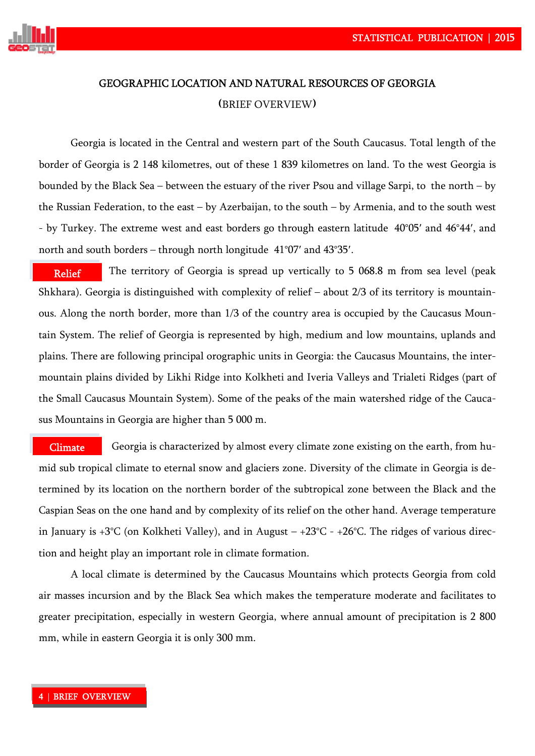# GEOGRAPHIC LOCATION AND NATURAL RESOURCES OF GEORGIA

(BRIEF OVERVIEW)

Georgia is located in the Central and western part of the South Caucasus. Total length of the border of Georgia is 2 148 kilometres, out of these 1 839 kilometres on land. To the west Georgia is bounded by the Black Sea – between the estuary of the river Psou and village Sarpi, to the north – by the Russian Federation, to the east – by Azerbaijan, to the south – by Armenia, and to the south west - by Turkey. The extreme west and east borders go through eastern latitude 40°05′ and 46°44′, and north and south borders – through north longitude 41°07′ and 43°35′.

**Relief** The territory of Georgia is spread up vertically to 5 068.8 m from sea level (peak Shkhara). Georgia is distinguished with complexity of relief – about 2/3 of its territory is mountainous. Along the north border, more than 1/3 of the country area is occupied by the Caucasus Mountain System. The relief of Georgia is represented by high, medium and low mountains, uplands and plains. There are following principal orographic units in Georgia: the Caucasus Mountains, the inter-mountain plains divided by Likhi Ridge into Kolkheti and Iveria Valleys and Trialeti Ridges (part of the Small Caucasus Mountain System). Some of the peaks of the main watershed ridge of the Caucasus Mountains in Georgia are higher than 5 000 m.

**Climate** Georgia is characterized by almost every climate zone existing on the earth, from humid sub tropical climate to eternal snow and glaciers zone. Diversity of the climate in Georgia is determined by its location on the northern border of the subtropical zone between the Black and the Caspian Seas on the one hand and by complexity of its relief on the other hand. Average temperature in January is +3°C (on Kolkheti Valley), and in August – +23°C - +26°C. The ridges of various direction and height play an important role in climate formation.

A local climate is determined by the Caucasus Mountains which protects Georgia from cold air masses incursion and by the Black Sea which makes the temperature moderate and facilitates to greater precipitation, especially in western Georgia, where annual amount of precipitation is 2 800 mm, while in eastern Georgia it is only 300 mm.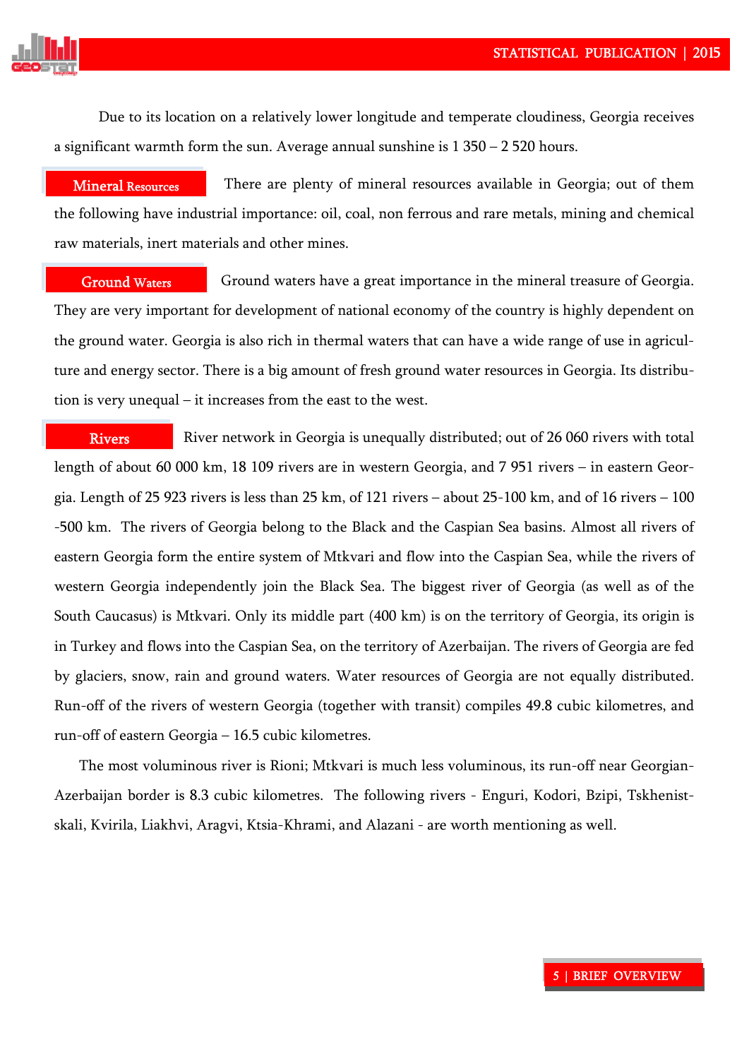Due to its location on a relatively lower longitude and temperate cloudiness, Georgia receives a significant warmth form the sun. Average annual sunshine is 1 350 – 2 520 hours.

**Mineral Resources** There are plenty of mineral resources available in Georgia; out of them the following have industrial importance: oil, coal, non ferrous and rare metals, mining and chemical raw materials, inert materials and other mines.

**Ground Waters** Ground waters have a great importance in the mineral treasure of Georgia. They are very important for development of national economy of the country is highly dependent on the ground water. Georgia is also rich in thermal waters that can have a wide range of use in agriculture and energy sector. There is a big amount of fresh ground water resources in Georgia. Its distribution is very unequal – it increases from the east to the west.

**Rivers** River network in Georgia is unequally distributed; out of 26 060 rivers with total length of about 60 000 km, 18 109 rivers are in western Georgia, and 7 951 rivers – in eastern Georgia. Length of 25 923 rivers is less than 25 km, of 121 rivers – about 25-100 km, and of 16 rivers – 100 -500 km. The rivers of Georgia belong to the Black and the Caspian Sea basins. Almost all rivers of eastern Georgia form the entire system of Mtkvari and flow into the Caspian Sea, while the rivers of western Georgia independently join the Black Sea. The biggest river of Georgia (as well as of the South Caucasus) is Mtkvari. Only its middle part (400 km) is on the territory of Georgia, its origin is in Turkey and flows into the Caspian Sea, on the territory of Azerbaijan. The rivers of Georgia are fed by glaciers, snow, rain and ground waters. Water resources of Georgia are not equally distributed. Run-off of the rivers of western Georgia (together with transit) compiles 49.8 cubic kilometres, and run-off of eastern Georgia – 16.5 cubic kilometres.

The most voluminous river is Rioni; Mtkvari is much less voluminous, its run-off near Georgian-Azerbaijan border is 8.3 cubic kilometres. The following rivers - Enguri, Kodori, Bzipi, Tskhenistskali, Kvirila, Liakhvi, Aragvi, Ktsia-Khrami, and Alazani - are worth mentioning as well.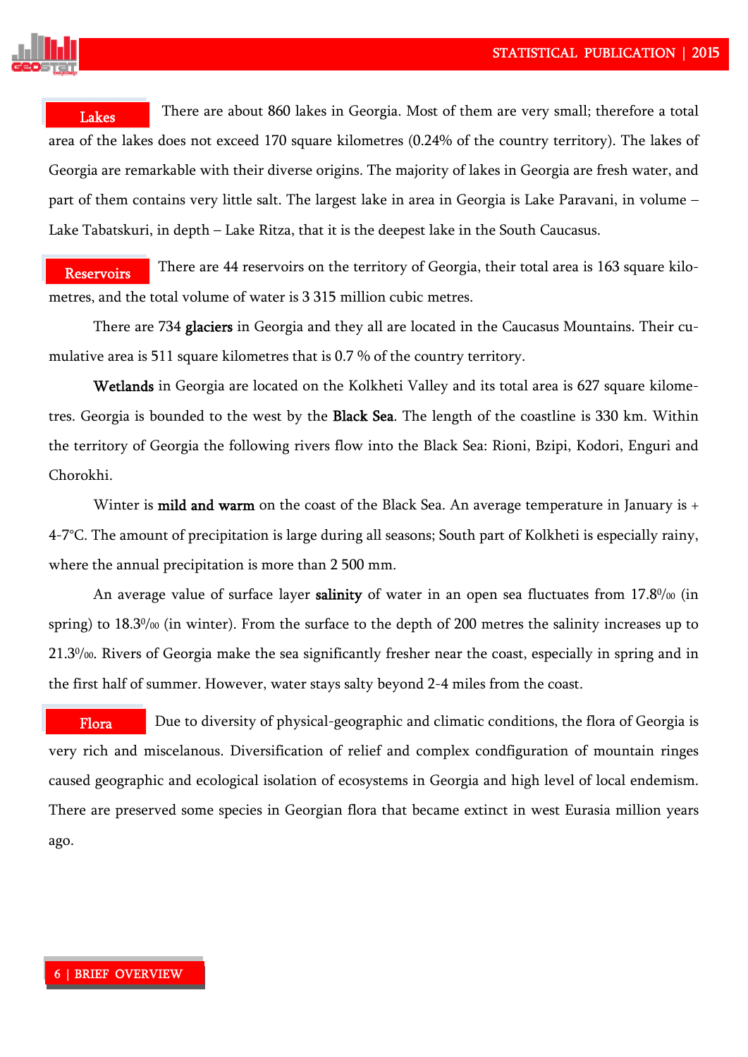**Lakes** There are about 860 lakes in Georgia. Most of them are very small; therefore a total area of the lakes does not exceed 170 square kilometres (0.24% of the country territory). The lakes of Georgia are remarkable with their diverse origins. The majority of lakes in Georgia are fresh water, and part of them contains very little salt. The largest lake in area in Georgia is Lake Paravani, in volume – Lake Tabatskuri, in depth – Lake Ritza, that it is the deepest lake in the South Caucasus.

**Reservoirs** There are 44 reservoirs on the territory of Georgia, their total area is 163 square kilometres, and the total volume of water is 3 315 million cubic metres.

There are 734 **glaciers** in Georgia and they all are located in the Caucasus Mountains. Their cumulative area is 511 square kilometres that is 0.7 % of the country territory.

**Wetlands** in Georgia are located on the Kolkheti Valley and its total area is 627 square kilometres. Georgia is bounded to the west by the **Black Sea**. The length of the coastline is 330 km. Within the territory of Georgia the following rivers flow into the Black Sea: Rioni, Bzipi, Kodori, Enguri and Chorokhi.

Winter is **mild and warm** on the coast of the Black Sea. An average temperature in January is + 4-7°C. The amount of precipitation is large during all seasons; South part of Kolkheti is especially rainy, where the annual precipitation is more than 2 500 mm.

An average value of surface layer **salinity** of water in an open sea fluctuates from 17.8‰ (in spring) to 18.3‰ (in winter). From the surface to the depth of 200 metres the salinity increases up to 21.3‰. Rivers of Georgia make the sea significantly fresher near the coast, especially in spring and in the first half of summer. However, water stays salty beyond 2-4 miles from the coast.

**Flora** Due to diversity of physical-geographic and climatic conditions, the flora of Georgia is very rich and miscelanous. Diversification of relief and complex condfiguration of mountain ringes caused geographic and ecological isolation of ecosystems in Georgia and high level of local endemism. There are preserved some species in Georgian flora that became extinct in west Eurasia million years ago.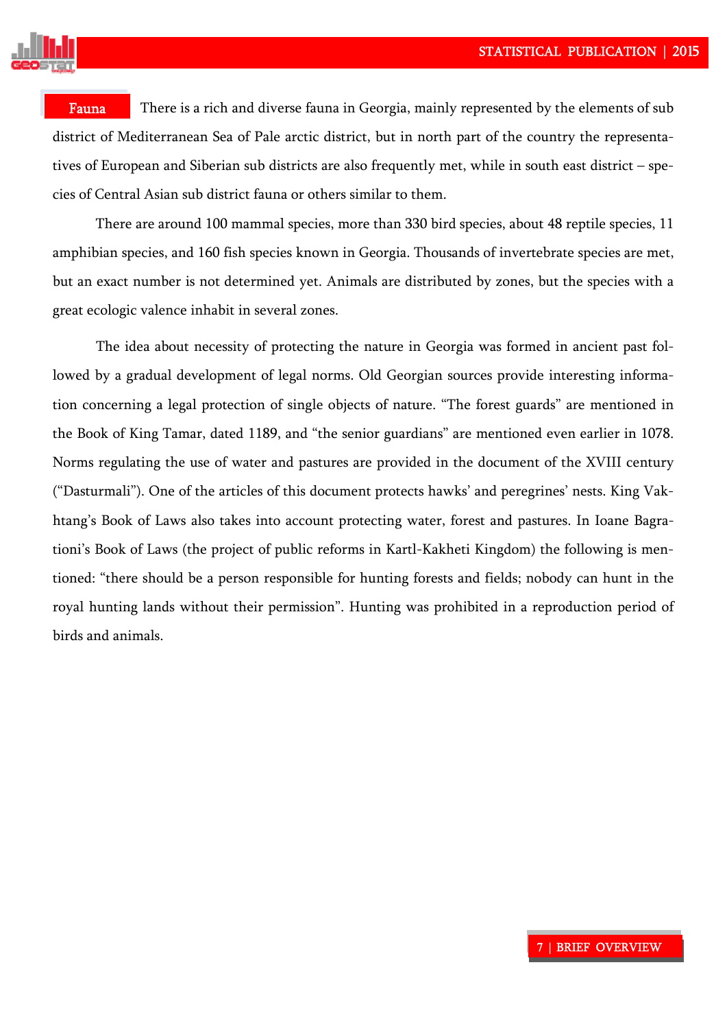**Fauna** There is a rich and diverse fauna in Georgia, mainly represented by the elements of sub district of Mediterranean Sea of Pale arctic district, but in north part of the country the representatives of European and Siberian sub districts are also frequently met, while in south east district – species of Central Asian sub district fauna or others similar to them.

There are around 100 mammal species, more than 330 bird species, about 48 reptile species, 11 amphibian species, and 160 fish species known in Georgia. Thousands of invertebrate species are met, but an exact number is not determined yet. Animals are distributed by zones, but the species with a great ecologic valence inhabit in several zones.

The idea about necessity of protecting the nature in Georgia was formed in ancient past followed by a gradual development of legal norms. Old Georgian sources provide interesting information concerning a legal protection of single objects of nature. "The forest guards" are mentioned in the Book of King Tamar, dated 1189, and "the senior guardians" are mentioned even earlier in 1078. Norms regulating the use of water and pastures are provided in the document of the XVIII century ("Dasturmali"). One of the articles of this document protects hawks' and peregrines' nests. King Vakhtang's Book of Laws also takes into account protecting water, forest and pastures. In Ioane Bagrationi's Book of Laws (the project of public reforms in Kartl-Kakheti Kingdom) the following is mentioned: "there should be a person responsible for hunting forests and fields; nobody can hunt in the royal hunting lands without their permission". Hunting was prohibited in a reproduction period of birds and animals.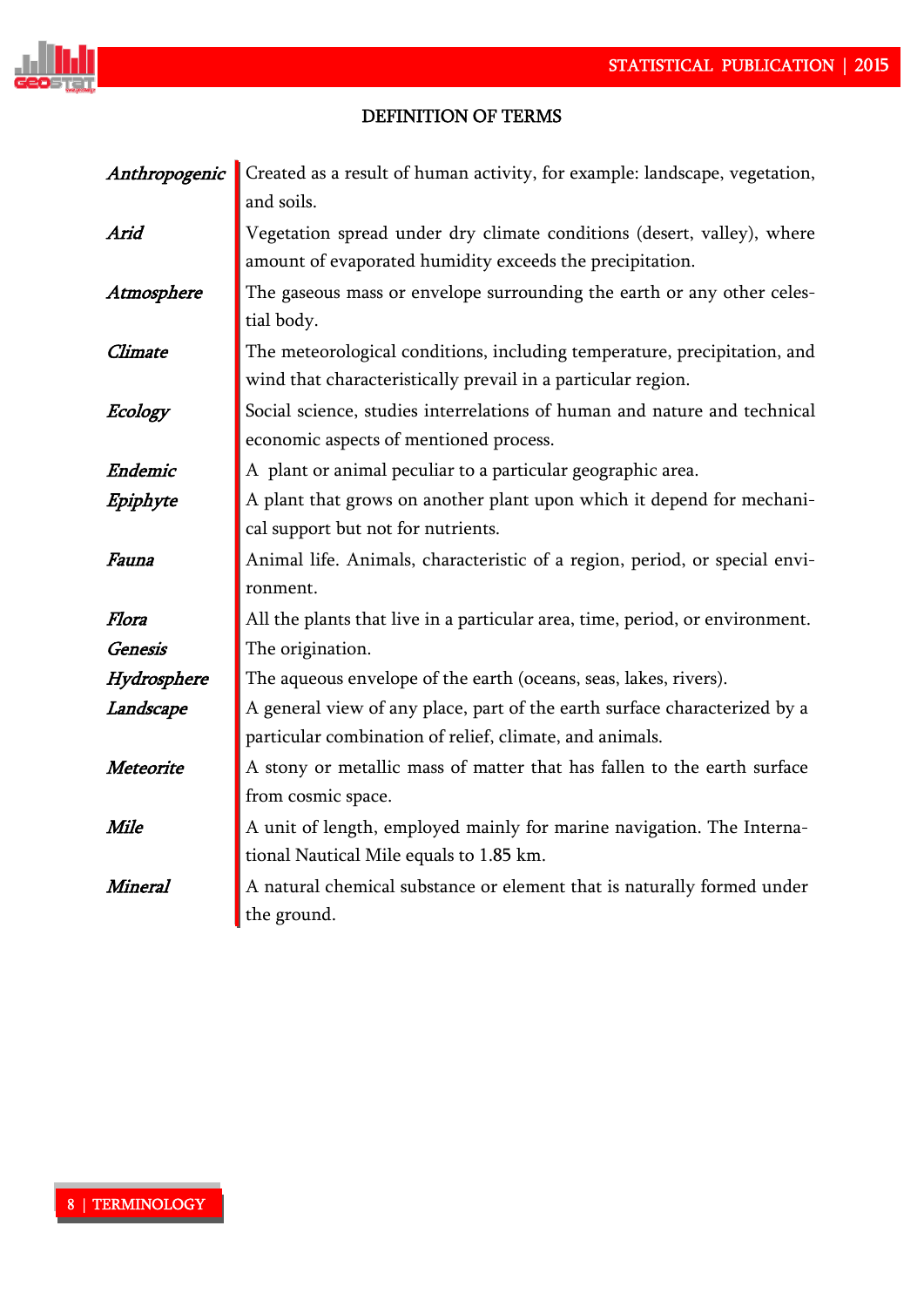## DEFINITION OF TERMS

| | |
|---|---|
| *Anthropogenic* | Created as a result of human activity, for example: landscape, vegetation, and soils. |
| *Arid* | Vegetation spread under dry climate conditions (desert, valley), where amount of evaporated humidity exceeds the precipitation. |
| *Atmosphere* | The gaseous mass or envelope surrounding the earth or any other celestial body. |
| *Climate* | The meteorological conditions, including temperature, precipitation, and wind that characteristically prevail in a particular region. |
| *Ecology* | Social science, studies interrelations of human and nature and technical economic aspects of mentioned process. |
| *Endemic* | A plant or animal peculiar to a particular geographic area. |
| *Epiphyte* | A plant that grows on another plant upon which it depend for mechanical support but not for nutrients. |
| *Fauna* | Animal life. Animals, characteristic of a region, period, or special environment. |
| *Flora* | All the plants that live in a particular area, time, period, or environment. |
| *Genesis* | The origination. |
| *Hydrosphere* | The aqueous envelope of the earth (oceans, seas, lakes, rivers). |
| *Landscape* | A general view of any place, part of the earth surface characterized by a particular combination of relief, climate, and animals. |
| *Meteorite* | A stony or metallic mass of matter that has fallen to the earth surface from cosmic space. |
| *Mile* | A unit of length, employed mainly for marine navigation. The International Nautical Mile equals to 1.85 km. |
| *Mineral* | A natural chemical substance or element that is naturally formed under the ground. |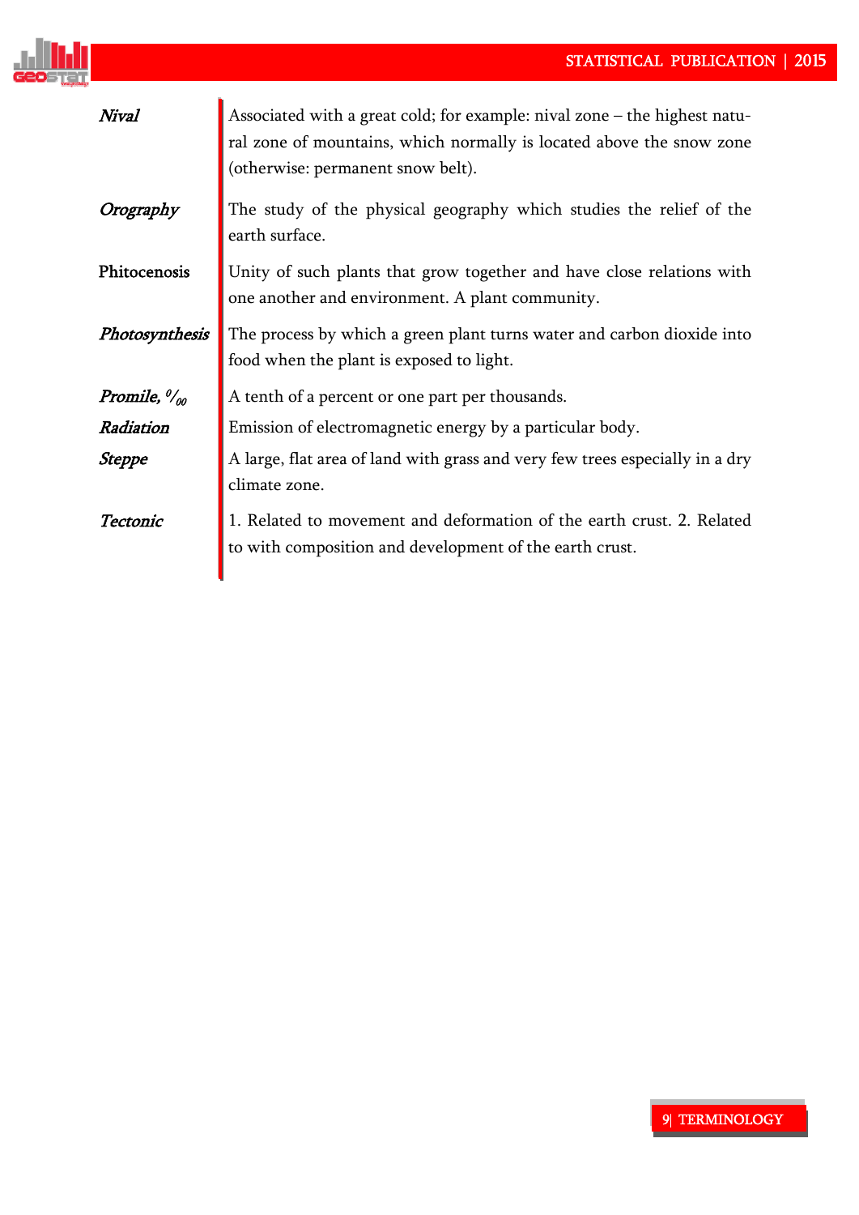| | |
|---|---|
| ***Nival*** | Associated with a great cold; for example: nival zone – the highest natural zone of mountains, which normally is located above the snow zone (otherwise: permanent snow belt). |
| ***Orography*** | The study of the physical geography which studies the relief of the earth surface. |
| Phitocenosis | Unity of such plants that grow together and have close relations with one another and environment. A plant community. |
| ***Photosynthesis*** | The process by which a green plant turns water and carbon dioxide into food when the plant is exposed to light. |
| ***Promile, ⁰⁄₀₀*** | A tenth of a percent or one part per thousands. |
| ***Radiation*** | Emission of electromagnetic energy by a particular body. |
| ***Steppe*** | A large, flat area of land with grass and very few trees especially in a dry climate zone. |
| ***Tectonic*** | 1. Related to movement and deformation of the earth crust. 2. Related to with composition and development of the earth crust. |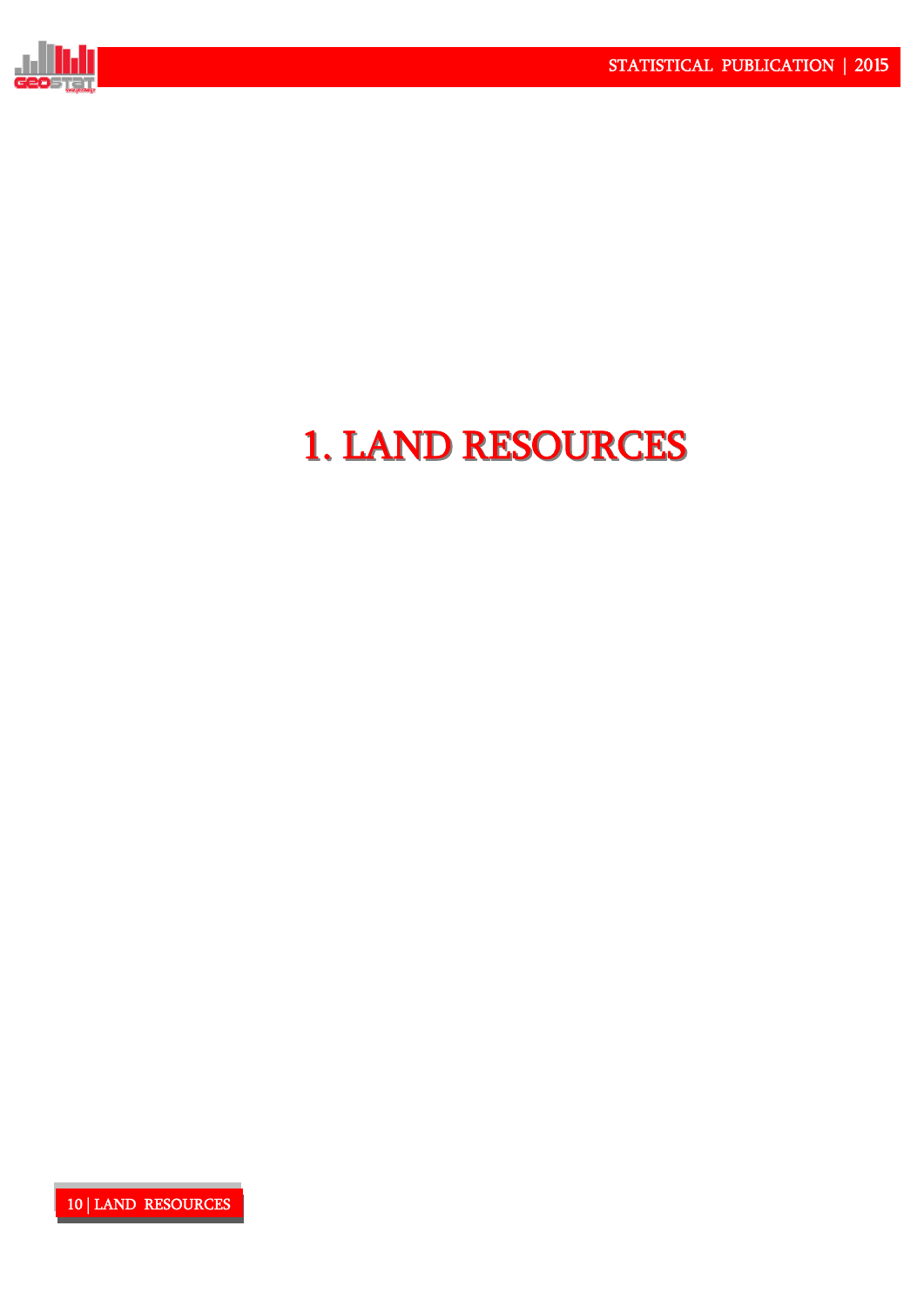# 1. LAND RESOURCES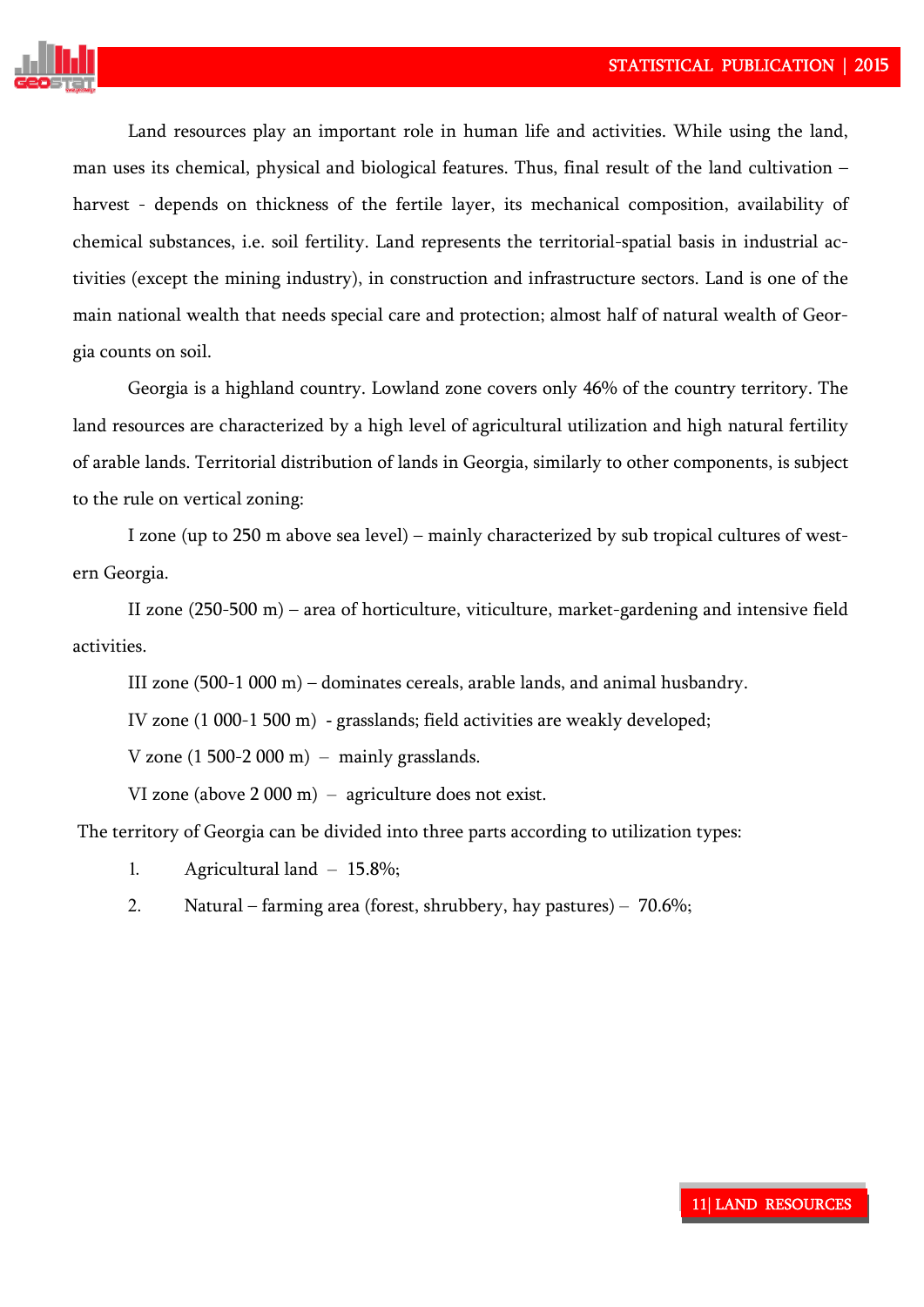Land resources play an important role in human life and activities. While using the land, man uses its chemical, physical and biological features. Thus, final result of the land cultivation – harvest - depends on thickness of the fertile layer, its mechanical composition, availability of chemical substances, i.e. soil fertility. Land represents the territorial-spatial basis in industrial activities (except the mining industry), in construction and infrastructure sectors. Land is one of the main national wealth that needs special care and protection; almost half of natural wealth of Georgia counts on soil.

Georgia is a highland country. Lowland zone covers only 46% of the country territory. The land resources are characterized by a high level of agricultural utilization and high natural fertility of arable lands. Territorial distribution of lands in Georgia, similarly to other components, is subject to the rule on vertical zoning:

I zone (up to 250 m above sea level) – mainly characterized by sub tropical cultures of western Georgia.

II zone (250-500 m) – area of horticulture, viticulture, market-gardening and intensive field activities.

III zone (500-1 000 m) – dominates cereals, arable lands, and animal husbandry.

IV zone (1 000-1 500 m) - grasslands; field activities are weakly developed;

V zone (1 500-2 000 m) – mainly grasslands.

VI zone (above 2 000 m) – agriculture does not exist.

The territory of Georgia can be divided into three parts according to utilization types:

1. Agricultural land – 15.8%;
2. Natural – farming area (forest, shrubbery, hay pastures) – 70.6%;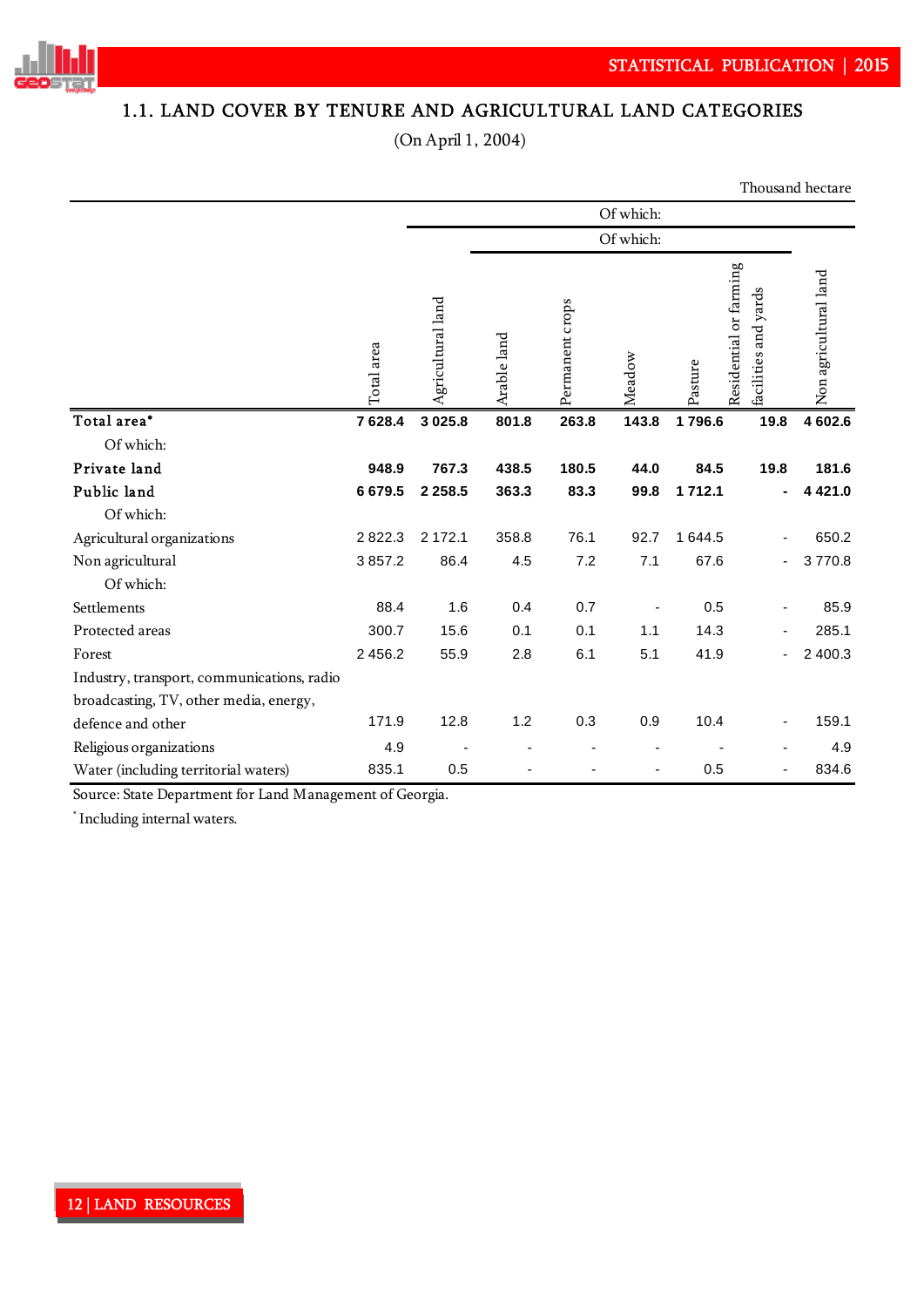## 1.1. LAND COVER BY TENURE AND AGRICULTURAL LAND CATEGORIES

(On April 1, 2004)

Thousand hectare

| | Total area | Of which: | | | | | | |
|---|---|---|---|---|---|---|---|---|
| | | Agricultural land | Of which: | | | | | Non agricultural land |
| | | | Arable land | Permanent crops | Meadow | Pasture | Residential or farming facilities and yards | |
| **Total area*** | **7 628.4** | **3 025.8** | **801.8** | **263.8** | **143.8** | **1 796.6** | **19.8** | **4 602.6** |
| Of which: | | | | | | | | |
| **Private land** | **948.9** | **767.3** | **438.5** | **180.5** | **44.0** | **84.5** | **19.8** | **181.6** |
| **Public land** | **6 679.5** | **2 258.5** | **363.3** | **83.3** | **99.8** | **1 712.1** | **-** | **4 421.0** |
| Of which: | | | | | | | | |
| Agricultural organizations | 2 822.3 | 2 172.1 | 358.8 | 76.1 | 92.7 | 1 644.5 | - | 650.2 |
| Non agricultural | 3 857.2 | 86.4 | 4.5 | 7.2 | 7.1 | 67.6 | - | 3 770.8 |
| Of which: | | | | | | | | |
| Settlements | 88.4 | 1.6 | 0.4 | 0.7 | - | 0.5 | - | 85.9 |
| Protected areas | 300.7 | 15.6 | 0.1 | 0.1 | 1.1 | 14.3 | - | 285.1 |
| Forest | 2 456.2 | 55.9 | 2.8 | 6.1 | 5.1 | 41.9 | - | 2 400.3 |
| Industry, transport, communications, radio broadcasting, TV, other media, energy, defence and other | 171.9 | 12.8 | 1.2 | 0.3 | 0.9 | 10.4 | - | 159.1 |
| Religious organizations | 4.9 | - | - | - | - | - | - | 4.9 |
| Water (including territorial waters) | 835.1 | 0.5 | - | - | - | 0.5 | - | 834.6 |

Source: State Department for Land Management of Georgia.

\* Including internal waters.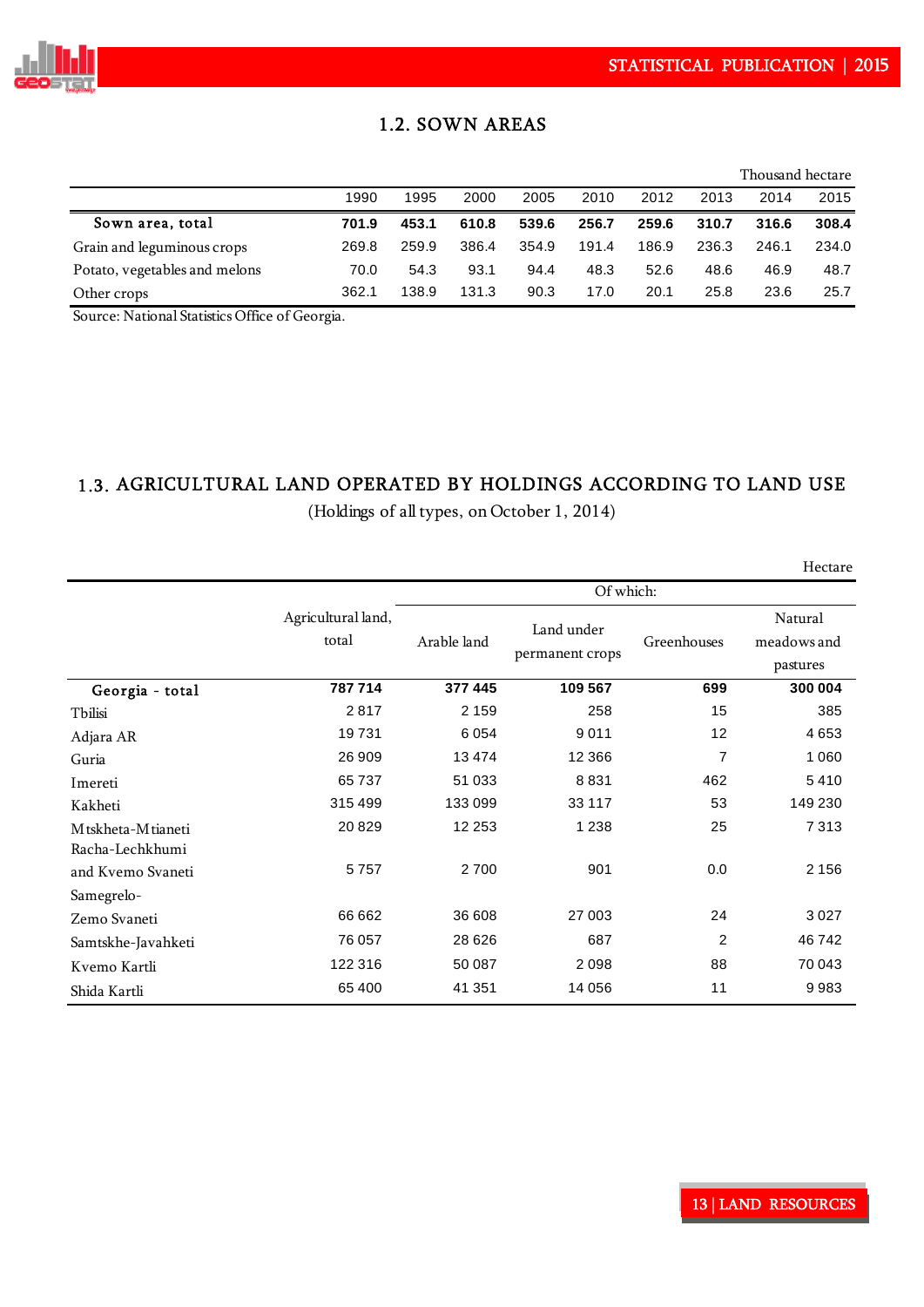## 1.2. SOWN AREAS

Thousand hectare

| | 1990 | 1995 | 2000 | 2005 | 2010 | 2012 | 2013 | 2014 | 2015 |
|---|---|---|---|---|---|---|---|---|---|
| **Sown area, total** | **701.9** | **453.1** | **610.8** | **539.6** | **256.7** | **259.6** | **310.7** | **316.6** | **308.4** |
| Grain and leguminous crops | 269.8 | 259.9 | 386.4 | 354.9 | 191.4 | 186.9 | 236.3 | 246.1 | 234.0 |
| Potato, vegetables and melons | 70.0 | 54.3 | 93.1 | 94.4 | 48.3 | 52.6 | 48.6 | 46.9 | 48.7 |
| Other crops | 362.1 | 138.9 | 131.3 | 90.3 | 17.0 | 20.1 | 25.8 | 23.6 | 25.7 |

Source: National Statistics Office of Georgia.

## 1.3. AGRICULTURAL LAND OPERATED BY HOLDINGS ACCORDING TO LAND USE

(Holdings of all types, on October 1, 2014)

Hectare

| | Agricultural land, total | Of which: | | | |
|---|---|---|---|---|---|
| | | Arable land | Land under permanent crops | Greenhouses | Natural meadows and pastures |
| **Georgia - total** | **787 714** | **377 445** | **109 567** | **699** | **300 004** |
| Tbilisi | 2 817 | 2 159 | 258 | 15 | 385 |
| Adjara AR | 19 731 | 6 054 | 9 011 | 12 | 4 653 |
| Guria | 26 909 | 13 474 | 12 366 | 7 | 1 060 |
| Imereti | 65 737 | 51 033 | 8 831 | 462 | 5 410 |
| Kakheti | 315 499 | 133 099 | 33 117 | 53 | 149 230 |
| Mtskheta-Mtianeti | 20 829 | 12 253 | 1 238 | 25 | 7 313 |
| Racha-Lechkhumi and Kvemo Svaneti | 5 757 | 2 700 | 901 | 0.0 | 2 156 |
| Samegrelo-Zemo Svaneti | 66 662 | 36 608 | 27 003 | 24 | 3 027 |
| Samtskhe-Javahketi | 76 057 | 28 626 | 687 | 2 | 46 742 |
| Kvemo Kartli | 122 316 | 50 087 | 2 098 | 88 | 70 043 |
| Shida Kartli | 65 400 | 41 351 | 14 056 | 11 | 9 983 |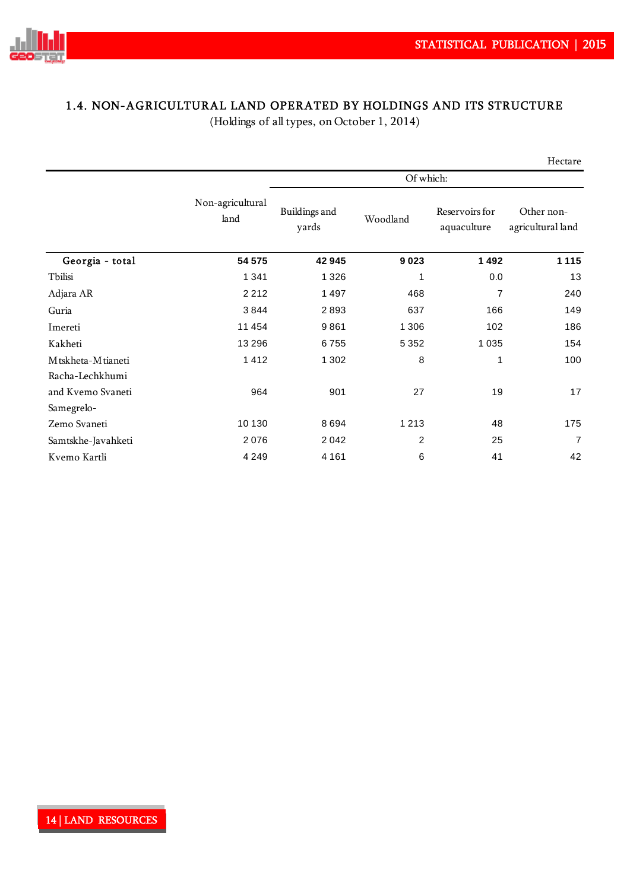## 1.4. NON-AGRICULTURAL LAND OPERATED BY HOLDINGS AND ITS STRUCTURE

(Holdings of all types, on October 1, 2014)

Hectare

| | Non-agricultural land | Of which: | | | |
|---|---|---|---|---|---|
| | | Buildings and yards | Woodland | Reservoirs for aquaculture | Other non-agricultural land |
| **Georgia - total** | **54 575** | **42 945** | **9 023** | **1 492** | **1 115** |
| Tbilisi | 1 341 | 1 326 | 1 | 0.0 | 13 |
| Adjara AR | 2 212 | 1 497 | 468 | 7 | 240 |
| Guria | 3 844 | 2 893 | 637 | 166 | 149 |
| Imereti | 11 454 | 9 861 | 1 306 | 102 | 186 |
| Kakheti | 13 296 | 6 755 | 5 352 | 1 035 | 154 |
| Mtskheta-Mtianeti | 1 412 | 1 302 | 8 | 1 | 100 |
| Racha-Lechkhumi and Kvemo Svaneti | 964 | 901 | 27 | 19 | 17 |
| Samegrelo-Zemo Svaneti | 10 130 | 8 694 | 1 213 | 48 | 175 |
| Samtskhe-Javahketi | 2 076 | 2 042 | 2 | 25 | 7 |
| Kvemo Kartli | 4 249 | 4 161 | 6 | 41 | 42 |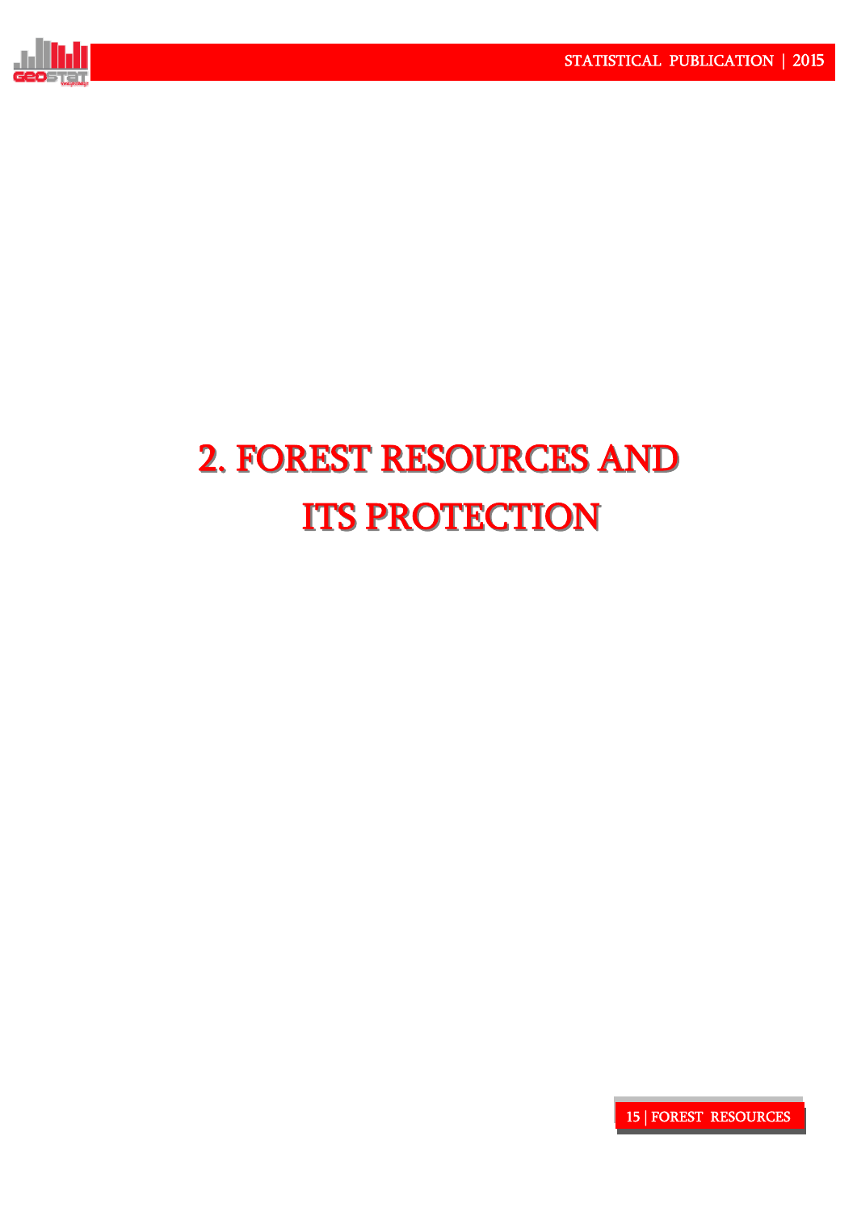# 2. FOREST RESOURCES AND ITS PROTECTION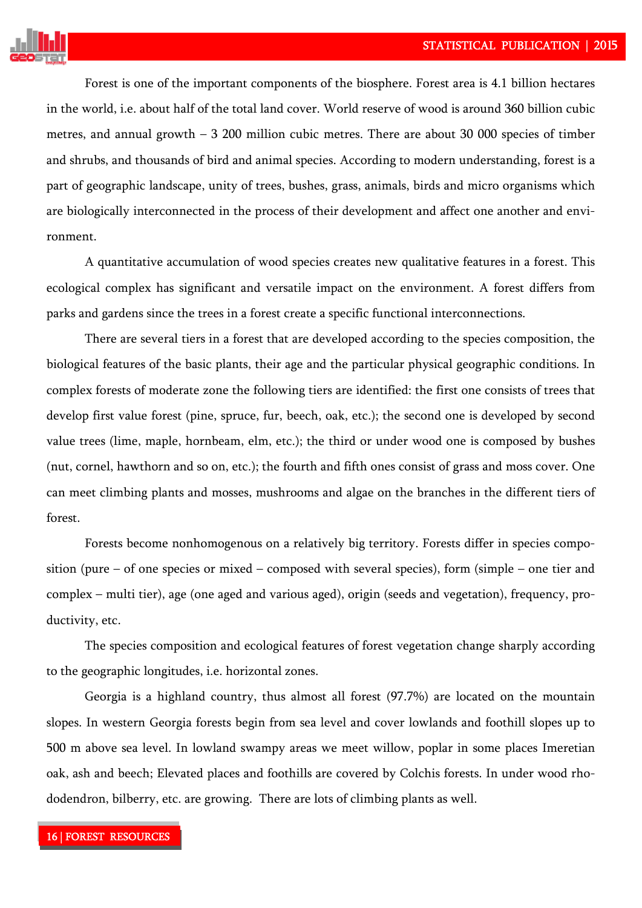Forest is one of the important components of the biosphere. Forest area is 4.1 billion hectares in the world, i.e. about half of the total land cover. World reserve of wood is around 360 billion cubic metres, and annual growth – 3 200 million cubic metres. There are about 30 000 species of timber and shrubs, and thousands of bird and animal species. According to modern understanding, forest is a part of geographic landscape, unity of trees, bushes, grass, animals, birds and micro organisms which are biologically interconnected in the process of their development and affect one another and environment.

A quantitative accumulation of wood species creates new qualitative features in a forest. This ecological complex has significant and versatile impact on the environment. A forest differs from parks and gardens since the trees in a forest create a specific functional interconnections.

There are several tiers in a forest that are developed according to the species composition, the biological features of the basic plants, their age and the particular physical geographic conditions. In complex forests of moderate zone the following tiers are identified: the first one consists of trees that develop first value forest (pine, spruce, fur, beech, oak, etc.); the second one is developed by second value trees (lime, maple, hornbeam, elm, etc.); the third or under wood one is composed by bushes (nut, cornel, hawthorn and so on, etc.); the fourth and fifth ones consist of grass and moss cover. One can meet climbing plants and mosses, mushrooms and algae on the branches in the different tiers of forest.

Forests become nonhomogenous on a relatively big territory. Forests differ in species composition (pure – of one species or mixed – composed with several species), form (simple – one tier and complex – multi tier), age (one aged and various aged), origin (seeds and vegetation), frequency, productivity, etc.

The species composition and ecological features of forest vegetation change sharply according to the geographic longitudes, i.e. horizontal zones.

Georgia is a highland country, thus almost all forest (97.7%) are located on the mountain slopes. In western Georgia forests begin from sea level and cover lowlands and foothill slopes up to 500 m above sea level. In lowland swampy areas we meet willow, poplar in some places Imeretian oak, ash and beech; Elevated places and foothills are covered by Colchis forests. In under wood rhododendron, bilberry, etc. are growing. There are lots of climbing plants as well.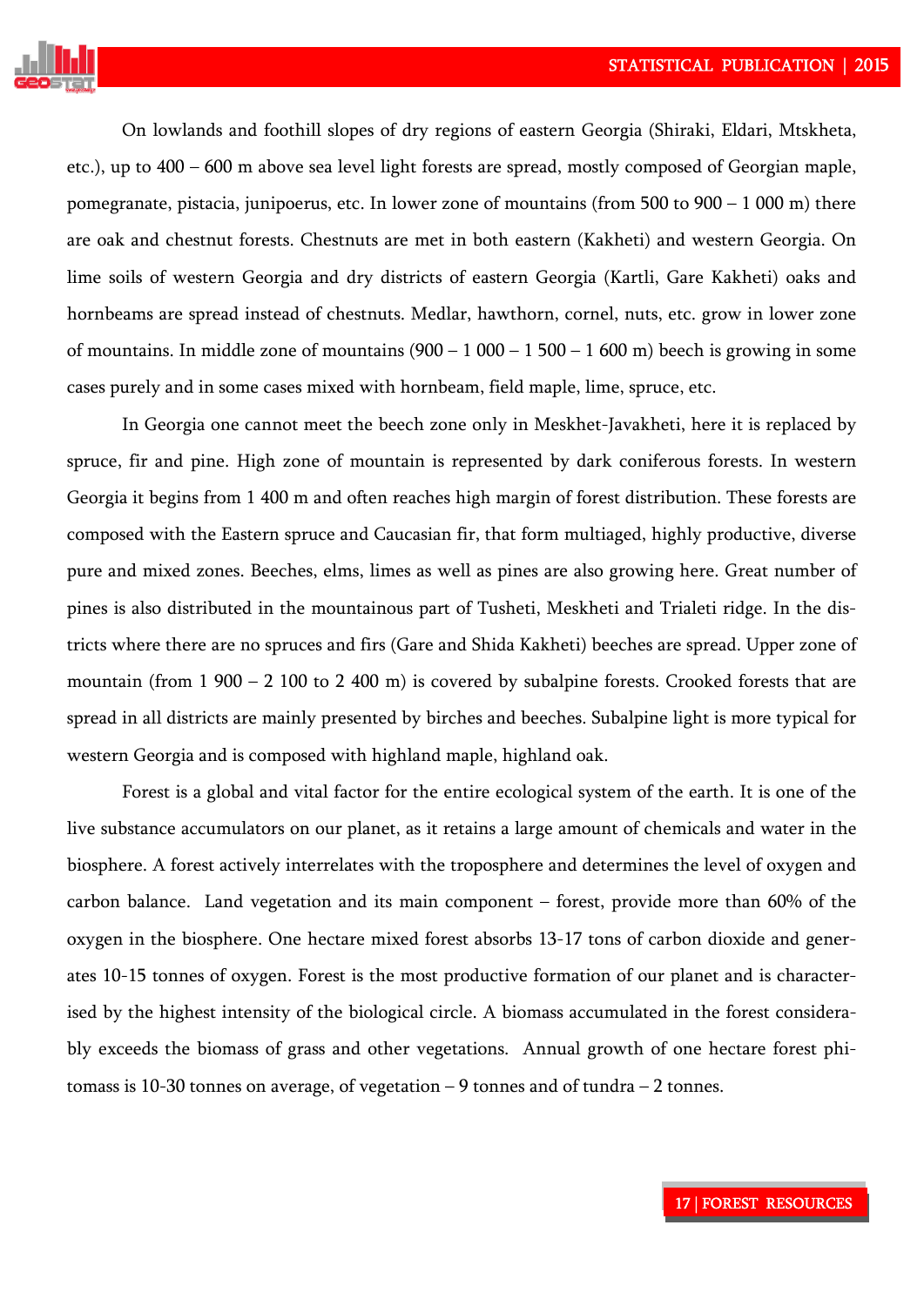On lowlands and foothill slopes of dry regions of eastern Georgia (Shiraki, Eldari, Mtskheta, etc.), up to 400 – 600 m above sea level light forests are spread, mostly composed of Georgian maple, pomegranate, pistacia, junipoerus, etc. In lower zone of mountains (from 500 to 900 – 1 000 m) there are oak and chestnut forests. Chestnuts are met in both eastern (Kakheti) and western Georgia. On lime soils of western Georgia and dry districts of eastern Georgia (Kartli, Gare Kakheti) oaks and hornbeams are spread instead of chestnuts. Medlar, hawthorn, cornel, nuts, etc. grow in lower zone of mountains. In middle zone of mountains (900 – 1 000 – 1 500 – 1 600 m) beech is growing in some cases purely and in some cases mixed with hornbeam, field maple, lime, spruce, etc.

In Georgia one cannot meet the beech zone only in Meskhet-Javakheti, here it is replaced by spruce, fir and pine. High zone of mountain is represented by dark coniferous forests. In western Georgia it begins from 1 400 m and often reaches high margin of forest distribution. These forests are composed with the Eastern spruce and Caucasian fir, that form multiaged, highly productive, diverse pure and mixed zones. Beeches, elms, limes as well as pines are also growing here. Great number of pines is also distributed in the mountainous part of Tusheti, Meskheti and Trialeti ridge. In the districts where there are no spruces and firs (Gare and Shida Kakheti) beeches are spread. Upper zone of mountain (from 1 900 – 2 100 to 2 400 m) is covered by subalpine forests. Crooked forests that are spread in all districts are mainly presented by birches and beeches. Subalpine light is more typical for western Georgia and is composed with highland maple, highland oak.

Forest is a global and vital factor for the entire ecological system of the earth. It is one of the live substance accumulators on our planet, as it retains a large amount of chemicals and water in the biosphere. A forest actively interrelates with the troposphere and determines the level of oxygen and carbon balance. Land vegetation and its main component – forest, provide more than 60% of the oxygen in the biosphere. One hectare mixed forest absorbs 13-17 tons of carbon dioxide and generates 10-15 tonnes of oxygen. Forest is the most productive formation of our planet and is characterised by the highest intensity of the biological circle. A biomass accumulated in the forest considerably exceeds the biomass of grass and other vegetations. Annual growth of one hectare forest phitomass is 10-30 tonnes on average, of vegetation – 9 tonnes and of tundra – 2 tonnes.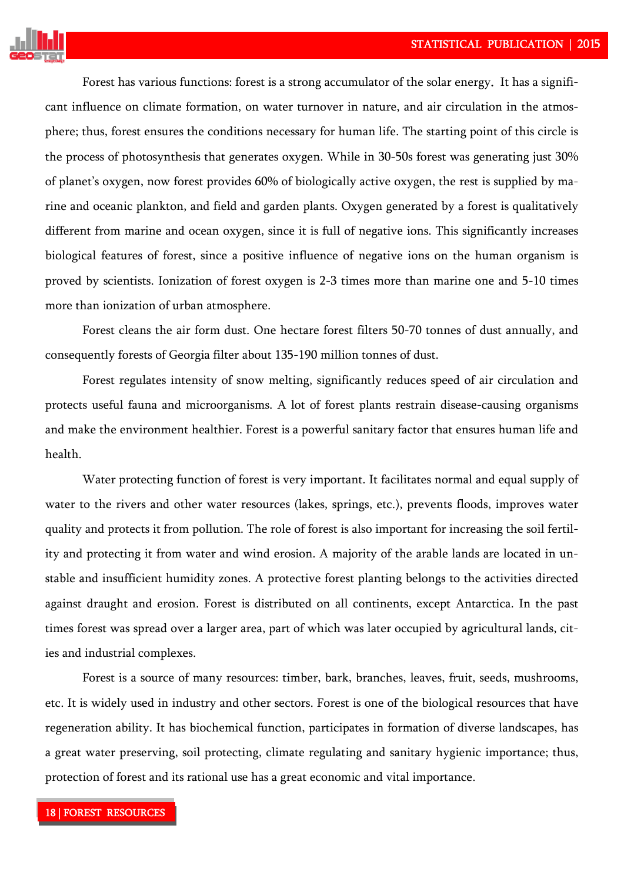Forest has various functions: forest is a strong accumulator of the solar energy. It has a significant influence on climate formation, on water turnover in nature, and air circulation in the atmosphere; thus, forest ensures the conditions necessary for human life. The starting point of this circle is the process of photosynthesis that generates oxygen. While in 30-50s forest was generating just 30% of planet's oxygen, now forest provides 60% of biologically active oxygen, the rest is supplied by marine and oceanic plankton, and field and garden plants. Oxygen generated by a forest is qualitatively different from marine and ocean oxygen, since it is full of negative ions. This significantly increases biological features of forest, since a positive influence of negative ions on the human organism is proved by scientists. Ionization of forest oxygen is 2-3 times more than marine one and 5-10 times more than ionization of urban atmosphere.

Forest cleans the air form dust. One hectare forest filters 50-70 tonnes of dust annually, and consequently forests of Georgia filter about 135-190 million tonnes of dust.

Forest regulates intensity of snow melting, significantly reduces speed of air circulation and protects useful fauna and microorganisms. A lot of forest plants restrain disease-causing organisms and make the environment healthier. Forest is a powerful sanitary factor that ensures human life and health.

Water protecting function of forest is very important. It facilitates normal and equal supply of water to the rivers and other water resources (lakes, springs, etc.), prevents floods, improves water quality and protects it from pollution. The role of forest is also important for increasing the soil fertility and protecting it from water and wind erosion. A majority of the arable lands are located in unstable and insufficient humidity zones. A protective forest planting belongs to the activities directed against draught and erosion. Forest is distributed on all continents, except Antarctica. In the past times forest was spread over a larger area, part of which was later occupied by agricultural lands, cities and industrial complexes.

Forest is a source of many resources: timber, bark, branches, leaves, fruit, seeds, mushrooms, etc. It is widely used in industry and other sectors. Forest is one of the biological resources that have regeneration ability. It has biochemical function, participates in formation of diverse landscapes, has a great water preserving, soil protecting, climate regulating and sanitary hygienic importance; thus, protection of forest and its rational use has a great economic and vital importance.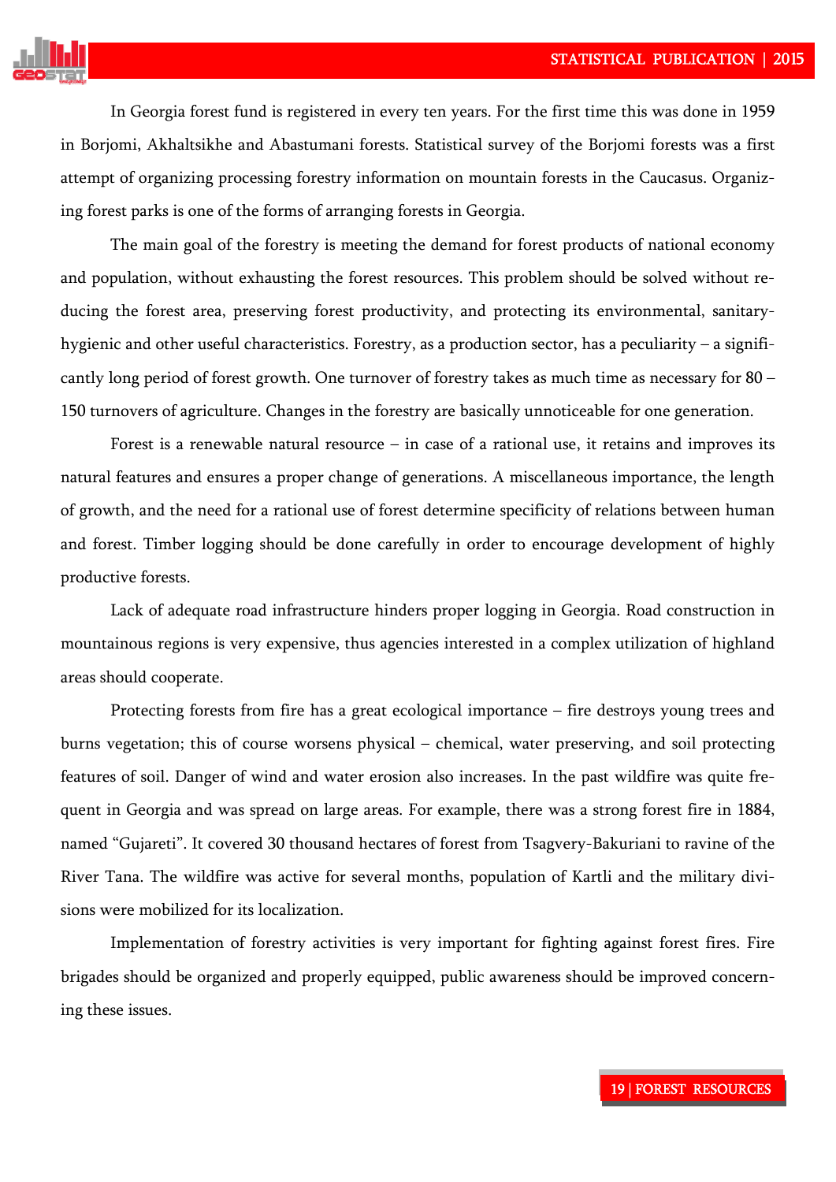In Georgia forest fund is registered in every ten years. For the first time this was done in 1959 in Borjomi, Akhaltsikhe and Abastumani forests. Statistical survey of the Borjomi forests was a first attempt of organizing processing forestry information on mountain forests in the Caucasus. Organizing forest parks is one of the forms of arranging forests in Georgia.

The main goal of the forestry is meeting the demand for forest products of national economy and population, without exhausting the forest resources. This problem should be solved without reducing the forest area, preserving forest productivity, and protecting its environmental, sanitary-hygienic and other useful characteristics. Forestry, as a production sector, has a peculiarity – a significantly long period of forest growth. One turnover of forestry takes as much time as necessary for 80 – 150 turnovers of agriculture. Changes in the forestry are basically unnoticeable for one generation.

Forest is a renewable natural resource – in case of a rational use, it retains and improves its natural features and ensures a proper change of generations. A miscellaneous importance, the length of growth, and the need for a rational use of forest determine specificity of relations between human and forest. Timber logging should be done carefully in order to encourage development of highly productive forests.

Lack of adequate road infrastructure hinders proper logging in Georgia. Road construction in mountainous regions is very expensive, thus agencies interested in a complex utilization of highland areas should cooperate.

Protecting forests from fire has a great ecological importance – fire destroys young trees and burns vegetation; this of course worsens physical – chemical, water preserving, and soil protecting features of soil. Danger of wind and water erosion also increases. In the past wildfire was quite frequent in Georgia and was spread on large areas. For example, there was a strong forest fire in 1884, named "Gujareti". It covered 30 thousand hectares of forest from Tsagvery-Bakuriani to ravine of the River Tana. The wildfire was active for several months, population of Kartli and the military divisions were mobilized for its localization.

Implementation of forestry activities is very important for fighting against forest fires. Fire brigades should be organized and properly equipped, public awareness should be improved concerning these issues.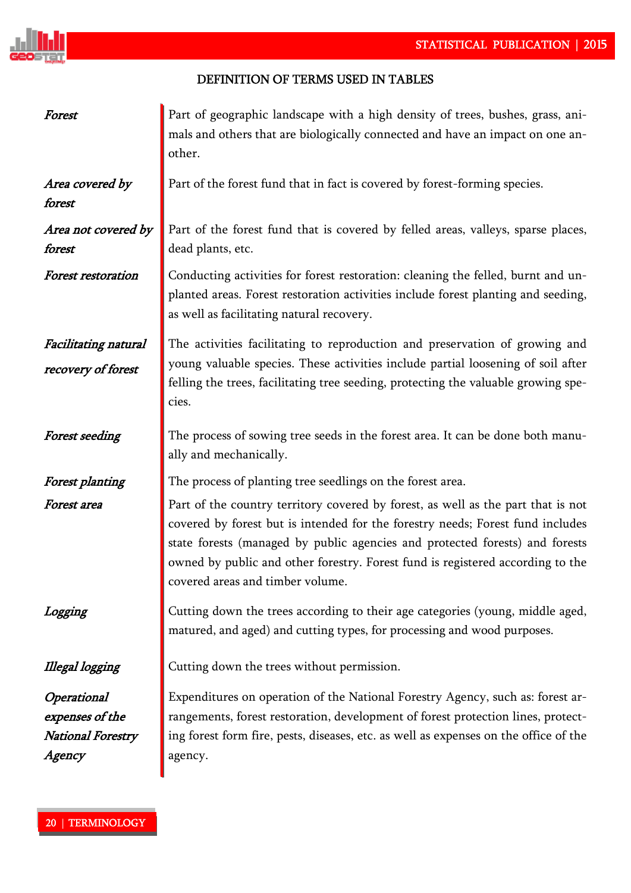## DEFINITION OF TERMS USED IN TABLES

*Forest* — Part of geographic landscape with a high density of trees, bushes, grass, animals and others that are biologically connected and have an impact on one another.

*Area covered by forest* — Part of the forest fund that in fact is covered by forest-forming species.

*Area not covered by forest* — Part of the forest fund that is covered by felled areas, valleys, sparse places, dead plants, etc.

*Forest restoration* — Conducting activities for forest restoration: cleaning the felled, burnt and unplanted areas. Forest restoration activities include forest planting and seeding, as well as facilitating natural recovery.

*Facilitating natural recovery of forest* — The activities facilitating to reproduction and preservation of growing and young valuable species. These activities include partial loosening of soil after felling the trees, facilitating tree seeding, protecting the valuable growing species.

*Forest seeding* — The process of sowing tree seeds in the forest area. It can be done both manually and mechanically.

*Forest planting* — The process of planting tree seedlings on the forest area.

*Forest area* — Part of the country territory covered by forest, as well as the part that is not covered by forest but is intended for the forestry needs; Forest fund includes state forests (managed by public agencies and protected forests) and forests owned by public and other forestry. Forest fund is registered according to the covered areas and timber volume.

*Logging* — Cutting down the trees according to their age categories (young, middle aged, matured, and aged) and cutting types, for processing and wood purposes.

*Illegal logging* — Cutting down the trees without permission.

*Operational expenses of the National Forestry Agency* — Expenditures on operation of the National Forestry Agency, such as: forest arrangements, forest restoration, development of forest protection lines, protecting forest form fire, pests, diseases, etc. as well as expenses on the office of the agency.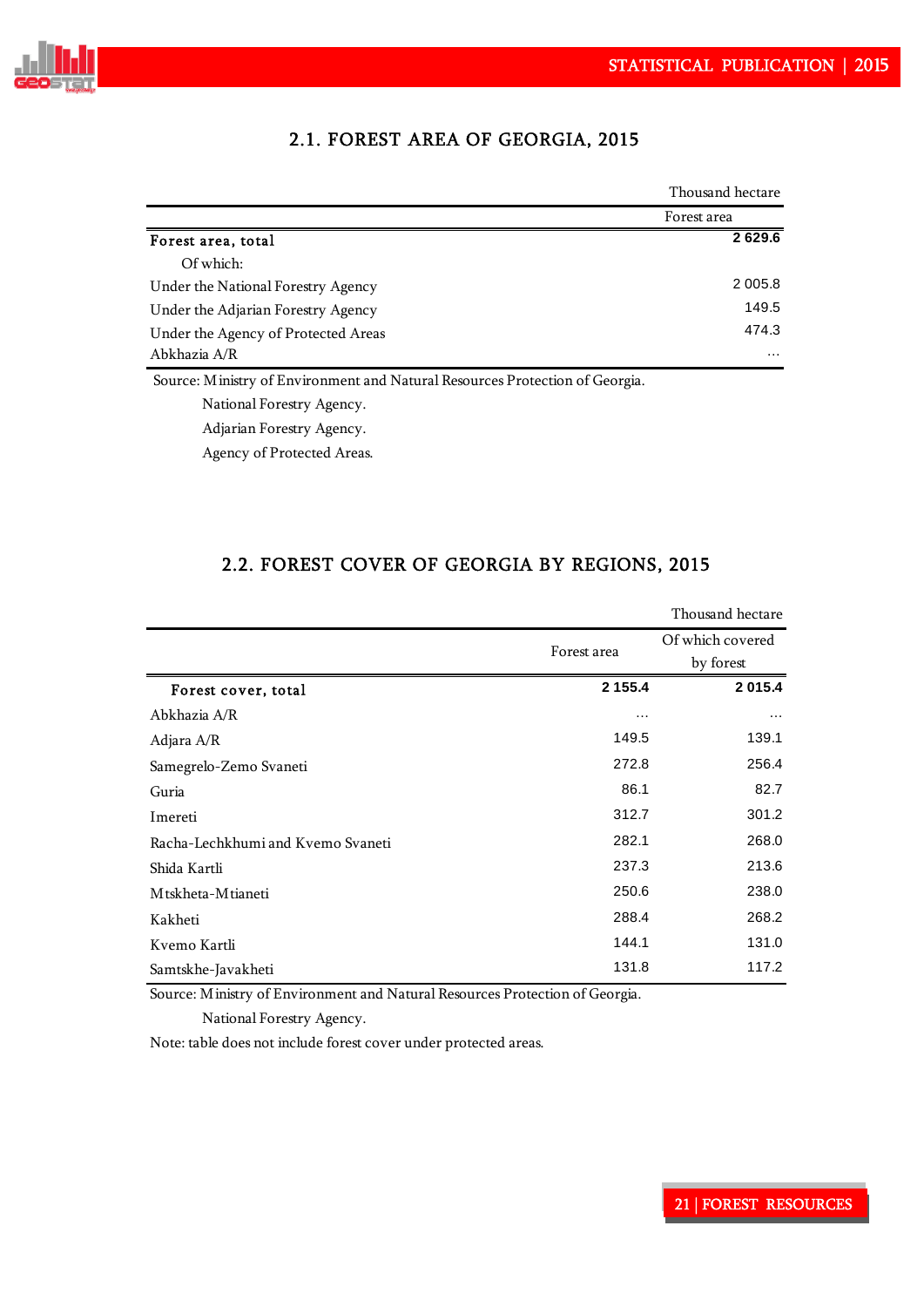## 2.1. FOREST AREA OF GEORGIA, 2015

Thousand hectare

| | Forest area |
|---|---|
| **Forest area, total** | **2 629.6** |
| Of which: | |
| Under the National Forestry Agency | 2 005.8 |
| Under the Adjarian Forestry Agency | 149.5 |
| Under the Agency of Protected Areas | 474.3 |
| Abkhazia A/R | … |

Source: Ministry of Environment and Natural Resources Protection of Georgia.
National Forestry Agency.
Adjarian Forestry Agency.
Agency of Protected Areas.

## 2.2. FOREST COVER OF GEORGIA BY REGIONS, 2015

Thousand hectare

| | Forest area | Of which covered by forest |
|---|---|---|
| **Forest cover, total** | **2 155.4** | **2 015.4** |
| Abkhazia A/R | … | … |
| Adjara A/R | 149.5 | 139.1 |
| Samegrelo-Zemo Svaneti | 272.8 | 256.4 |
| Guria | 86.1 | 82.7 |
| Imereti | 312.7 | 301.2 |
| Racha-Lechkhumi and Kvemo Svaneti | 282.1 | 268.0 |
| Shida Kartli | 237.3 | 213.6 |
| Mtskheta-Mtianeti | 250.6 | 238.0 |
| Kakheti | 288.4 | 268.2 |
| Kvemo Kartli | 144.1 | 131.0 |
| Samtskhe-Javakheti | 131.8 | 117.2 |

Source: Ministry of Environment and Natural Resources Protection of Georgia.
National Forestry Agency.

Note: table does not include forest cover under protected areas.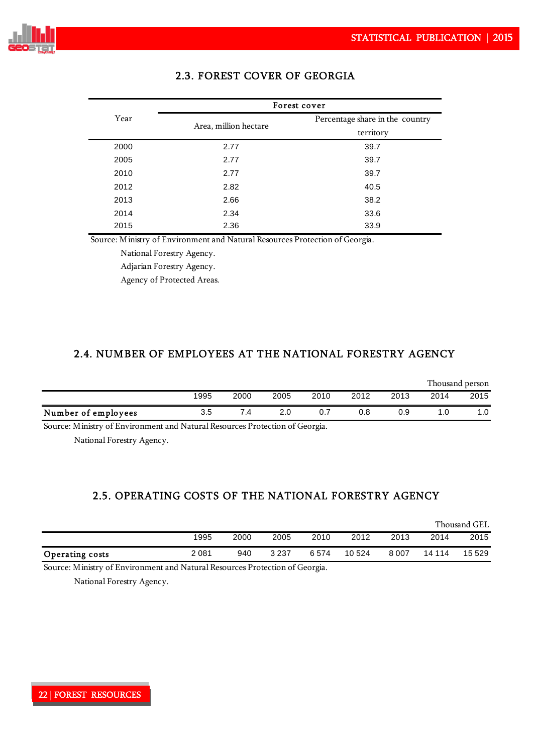## 2.3. FOREST COVER OF GEORGIA

| Year | Forest cover | |
|---|---|---|
| | Area, million hectare | Percentage share in the country territory |
| 2000 | 2.77 | 39.7 |
| 2005 | 2.77 | 39.7 |
| 2010 | 2.77 | 39.7 |
| 2012 | 2.82 | 40.5 |
| 2013 | 2.66 | 38.2 |
| 2014 | 2.34 | 33.6 |
| 2015 | 2.36 | 33.9 |

Source: Ministry of Environment and Natural Resources Protection of Georgia.
National Forestry Agency.
Adjarian Forestry Agency.
Agency of Protected Areas.

## 2.4. NUMBER OF EMPLOYEES AT THE NATIONAL FORESTRY AGENCY

Thousand person

| | 1995 | 2000 | 2005 | 2010 | 2012 | 2013 | 2014 | 2015 |
|---|---|---|---|---|---|---|---|---|
| **Number of employees** | 3.5 | 7.4 | 2.0 | 0.7 | 0.8 | 0.9 | 1.0 | 1.0 |

Source: Ministry of Environment and Natural Resources Protection of Georgia.
National Forestry Agency.

## 2.5. OPERATING COSTS OF THE NATIONAL FORESTRY AGENCY

Thousand GEL

| | 1995 | 2000 | 2005 | 2010 | 2012 | 2013 | 2014 | 2015 |
|---|---|---|---|---|---|---|---|---|
| **Operating costs** | 2 081 | 940 | 3 237 | 6 574 | 10 524 | 8 007 | 14 114 | 15 529 |

Source: Ministry of Environment and Natural Resources Protection of Georgia.
National Forestry Agency.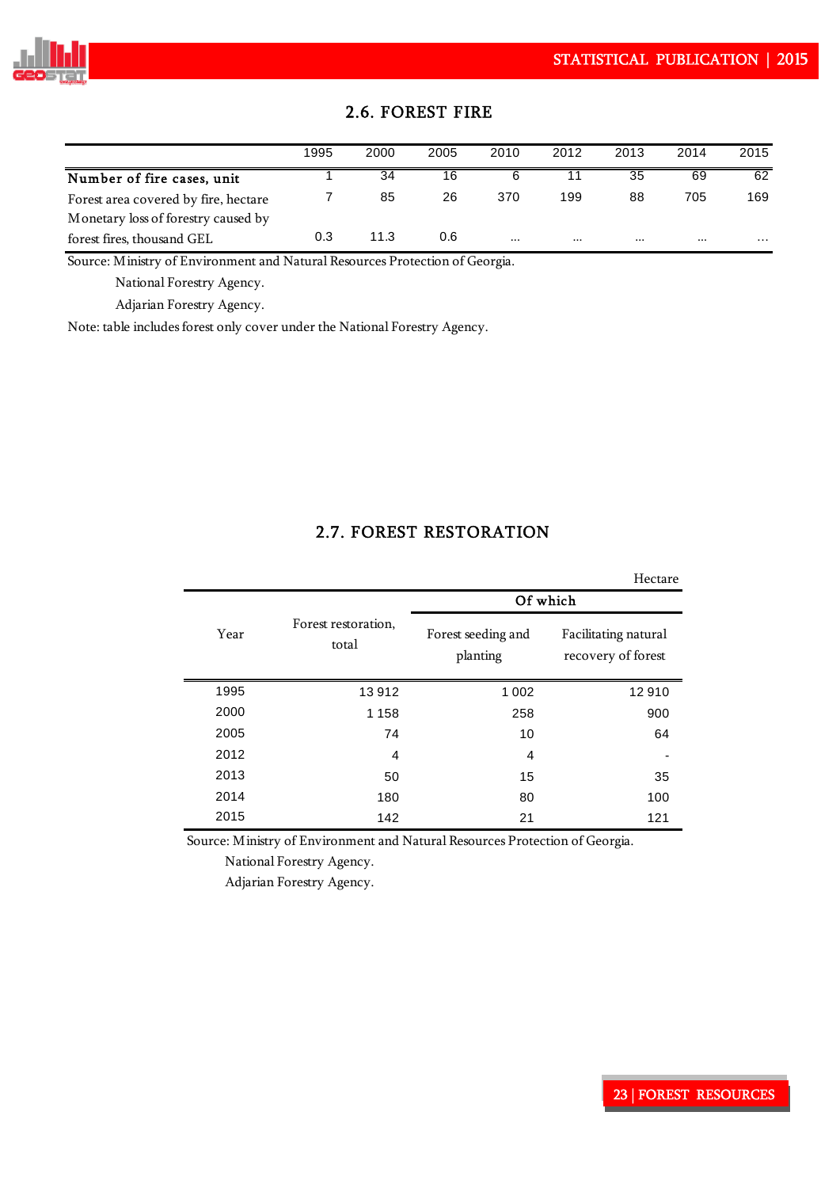## 2.6. FOREST FIRE

| | 1995 | 2000 | 2005 | 2010 | 2012 | 2013 | 2014 | 2015 |
|---|---|---|---|---|---|---|---|---|
| **Number of fire cases, unit** | 1 | 34 | 16 | 6 | 11 | 35 | 69 | 62 |
| Forest area covered by fire, hectare | 7 | 85 | 26 | 370 | 199 | 88 | 705 | 169 |
| Monetary loss of forestry caused by forest fires, thousand GEL | 0.3 | 11.3 | 0.6 | ... | ... | ... | ... | ... |

Source: Ministry of Environment and Natural Resources Protection of Georgia.
National Forestry Agency.
Adjarian Forestry Agency.

Note: table includes forest only cover under the National Forestry Agency.

## 2.7. FOREST RESTORATION

Hectare

| Year | Forest restoration, total | Of which | |
|---|---|---|---|
| | | Forest seeding and planting | Facilitating natural recovery of forest |
| 1995 | 13 912 | 1 002 | 12 910 |
| 2000 | 1 158 | 258 | 900 |
| 2005 | 74 | 10 | 64 |
| 2012 | 4 | 4 | - |
| 2013 | 50 | 15 | 35 |
| 2014 | 180 | 80 | 100 |
| 2015 | 142 | 21 | 121 |

Source: Ministry of Environment and Natural Resources Protection of Georgia.
National Forestry Agency.
Adjarian Forestry Agency.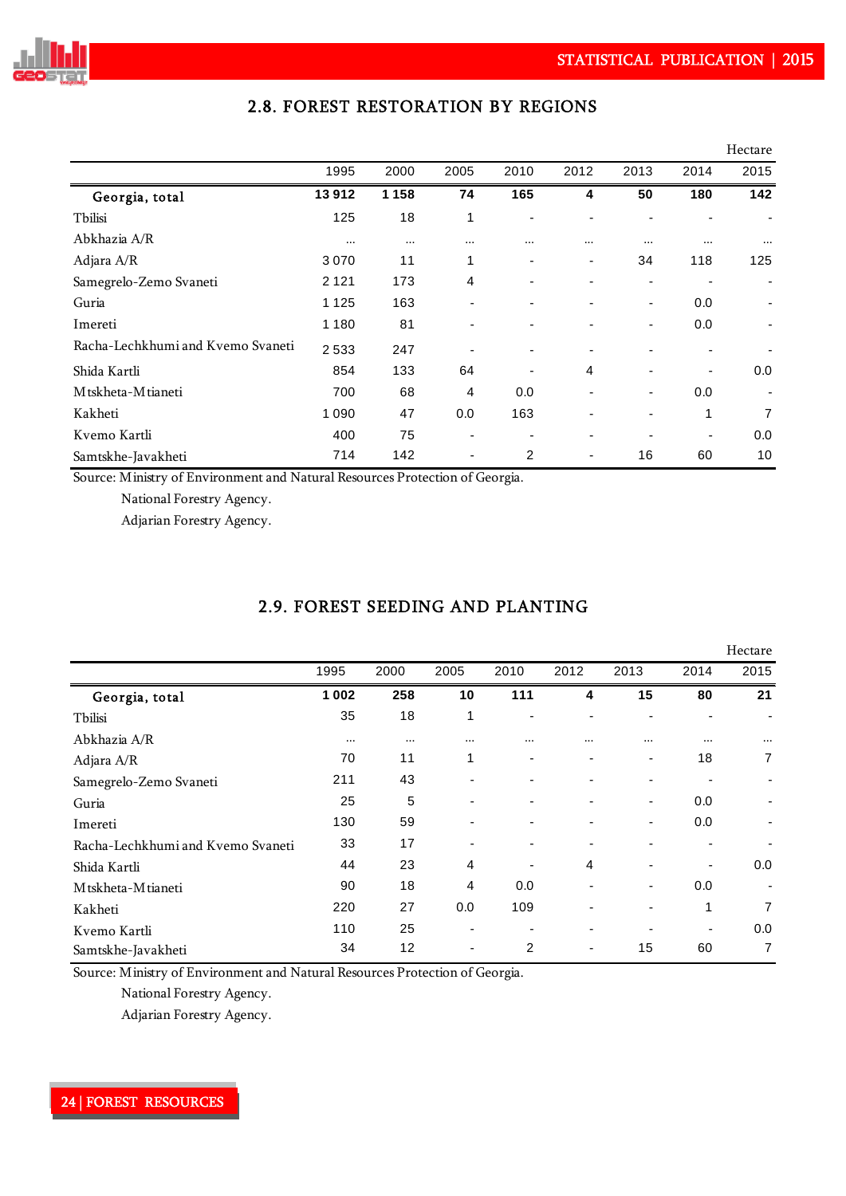## 2.8. FOREST RESTORATION BY REGIONS

Hectare

| | 1995 | 2000 | 2005 | 2010 | 2012 | 2013 | 2014 | 2015 |
|---|---|---|---|---|---|---|---|---|
| **Georgia, total** | **13 912** | **1 158** | **74** | **165** | **4** | **50** | **180** | **142** |
| Tbilisi | 125 | 18 | 1 | - | - | - | - | - |
| Abkhazia A/R | ... | ... | ... | ... | ... | ... | ... | ... |
| Adjara A/R | 3 070 | 11 | 1 | - | - | 34 | 118 | 125 |
| Samegrelo-Zemo Svaneti | 2 121 | 173 | 4 | - | - | - | - | - |
| Guria | 1 125 | 163 | - | - | - | - | 0.0 | - |
| Imereti | 1 180 | 81 | - | - | - | - | 0.0 | - |
| Racha-Lechkhumi and Kvemo Svaneti | 2 533 | 247 | - | - | - | - | - | - |
| Shida Kartli | 854 | 133 | 64 | - | 4 | - | - | 0.0 |
| Mtskheta-Mtianeti | 700 | 68 | 4 | 0.0 | - | - | 0.0 | - |
| Kakheti | 1 090 | 47 | 0.0 | 163 | - | - | 1 | 7 |
| Kvemo Kartli | 400 | 75 | - | - | - | - | - | 0.0 |
| Samtskhe-Javakheti | 714 | 142 | - | 2 | - | 16 | 60 | 10 |

Source: Ministry of Environment and Natural Resources Protection of Georgia.
National Forestry Agency.
Adjarian Forestry Agency.

## 2.9. FOREST SEEDING AND PLANTING

Hectare

| | 1995 | 2000 | 2005 | 2010 | 2012 | 2013 | 2014 | 2015 |
|---|---|---|---|---|---|---|---|---|
| **Georgia, total** | **1 002** | **258** | **10** | **111** | **4** | **15** | **80** | **21** |
| Tbilisi | 35 | 18 | 1 | - | - | - | - | - |
| Abkhazia A/R | ... | ... | ... | ... | ... | ... | ... | ... |
| Adjara A/R | 70 | 11 | 1 | - | - | - | 18 | 7 |
| Samegrelo-Zemo Svaneti | 211 | 43 | - | - | - | - | - | - |
| Guria | 25 | 5 | - | - | - | - | 0.0 | - |
| Imereti | 130 | 59 | - | - | - | - | 0.0 | - |
| Racha-Lechkhumi and Kvemo Svaneti | 33 | 17 | - | - | - | - | - | - |
| Shida Kartli | 44 | 23 | 4 | - | 4 | - | - | 0.0 |
| Mtskheta-Mtianeti | 90 | 18 | 4 | 0.0 | - | - | 0.0 | - |
| Kakheti | 220 | 27 | 0.0 | 109 | - | - | 1 | 7 |
| Kvemo Kartli | 110 | 25 | - | - | - | - | - | 0.0 |
| Samtskhe-Javakheti | 34 | 12 | - | 2 | - | 15 | 60 | 7 |

Source: Ministry of Environment and Natural Resources Protection of Georgia.
National Forestry Agency.
Adjarian Forestry Agency.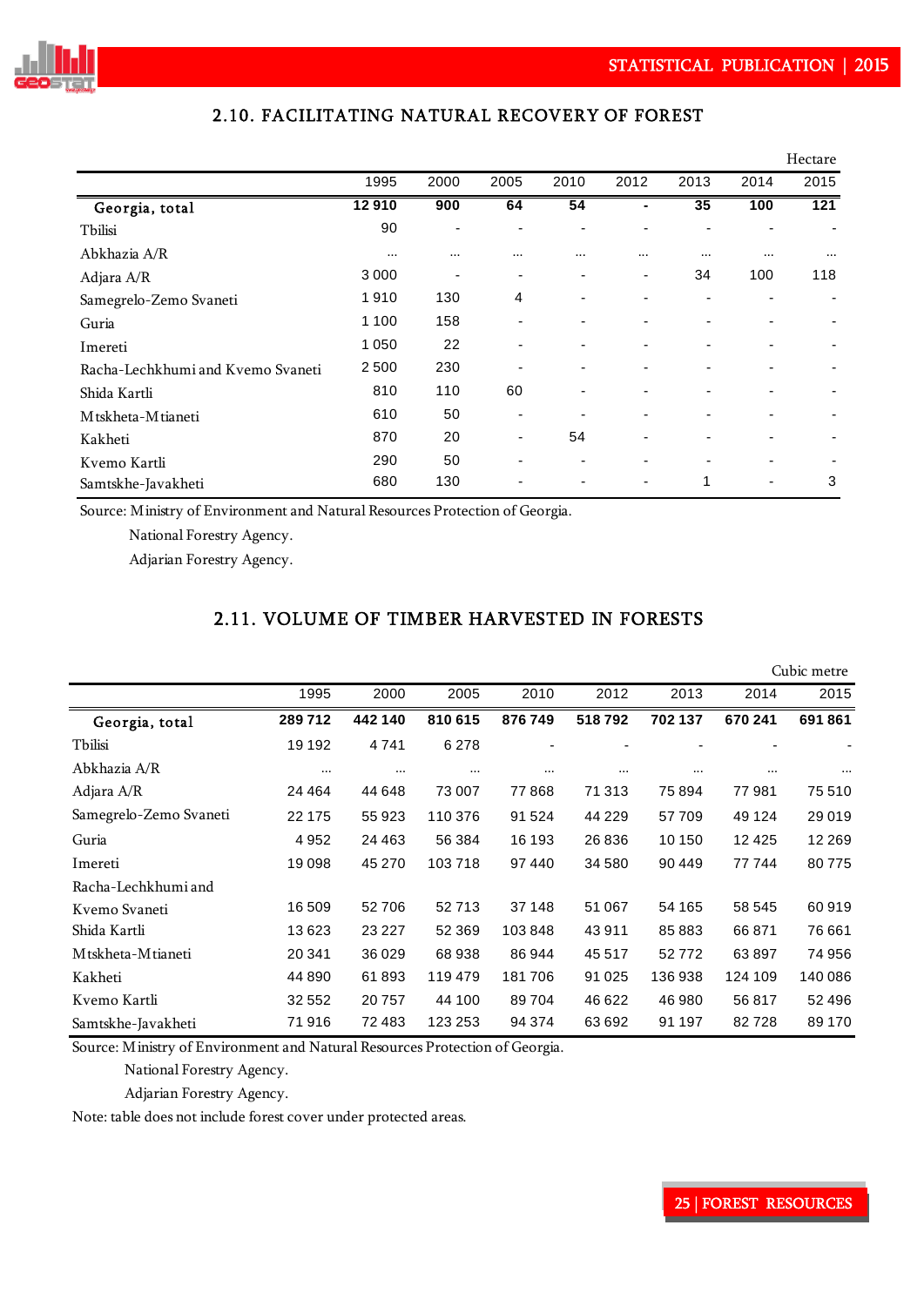## 2.10. FACILITATING NATURAL RECOVERY OF FOREST

Hectare

| | 1995 | 2000 | 2005 | 2010 | 2012 | 2013 | 2014 | 2015 |
|---|---|---|---|---|---|---|---|---|
| **Georgia, total** | **12 910** | **900** | **64** | **54** | **-** | **35** | **100** | **121** |
| Tbilisi | 90 | - | - | - | - | - | - | - |
| Abkhazia A/R | ... | ... | ... | ... | ... | ... | ... | ... |
| Adjara A/R | 3 000 | - | - | - | - | 34 | 100 | 118 |
| Samegrelo-Zemo Svaneti | 1 910 | 130 | 4 | - | - | - | - | - |
| Guria | 1 100 | 158 | - | - | - | - | - | - |
| Imereti | 1 050 | 22 | - | - | - | - | - | - |
| Racha-Lechkhumi and Kvemo Svaneti | 2 500 | 230 | - | - | - | - | - | - |
| Shida Kartli | 810 | 110 | 60 | - | - | - | - | - |
| Mtskheta-Mtianeti | 610 | 50 | - | - | - | - | - | - |
| Kakheti | 870 | 20 | - | 54 | - | - | - | - |
| Kvemo Kartli | 290 | 50 | - | - | - | - | - | - |
| Samtskhe-Javakheti | 680 | 130 | - | - | - | 1 | - | 3 |

Source: Ministry of Environment and Natural Resources Protection of Georgia.
National Forestry Agency.
Adjarian Forestry Agency.

## 2.11. VOLUME OF TIMBER HARVESTED IN FORESTS

Cubic metre

| | 1995 | 2000 | 2005 | 2010 | 2012 | 2013 | 2014 | 2015 |
|---|---|---|---|---|---|---|---|---|
| **Georgia, total** | **289 712** | **442 140** | **810 615** | **876 749** | **518 792** | **702 137** | **670 241** | **691 861** |
| Tbilisi | 19 192 | 4 741 | 6 278 | - | - | - | - | - |
| Abkhazia A/R | ... | ... | ... | ... | ... | ... | ... | ... |
| Adjara A/R | 24 464 | 44 648 | 73 007 | 77 868 | 71 313 | 75 894 | 77 981 | 75 510 |
| Samegrelo-Zemo Svaneti | 22 175 | 55 923 | 110 376 | 91 524 | 44 229 | 57 709 | 49 124 | 29 019 |
| Guria | 4 952 | 24 463 | 56 384 | 16 193 | 26 836 | 10 150 | 12 425 | 12 269 |
| Imereti | 19 098 | 45 270 | 103 718 | 97 440 | 34 580 | 90 449 | 77 744 | 80 775 |
| Racha-Lechkhumi and Kvemo Svaneti | 16 509 | 52 706 | 52 713 | 37 148 | 51 067 | 54 165 | 58 545 | 60 919 |
| Shida Kartli | 13 623 | 23 227 | 52 369 | 103 848 | 43 911 | 85 883 | 66 871 | 76 661 |
| Mtskheta-Mtianeti | 20 341 | 36 029 | 68 938 | 86 944 | 45 517 | 52 772 | 63 897 | 74 956 |
| Kakheti | 44 890 | 61 893 | 119 479 | 181 706 | 91 025 | 136 938 | 124 109 | 140 086 |
| Kvemo Kartli | 32 552 | 20 757 | 44 100 | 89 704 | 46 622 | 46 980 | 56 817 | 52 496 |
| Samtskhe-Javakheti | 71 916 | 72 483 | 123 253 | 94 374 | 63 692 | 91 197 | 82 728 | 89 170 |

Source: Ministry of Environment and Natural Resources Protection of Georgia.
National Forestry Agency.
Adjarian Forestry Agency.

Note: table does not include forest cover under protected areas.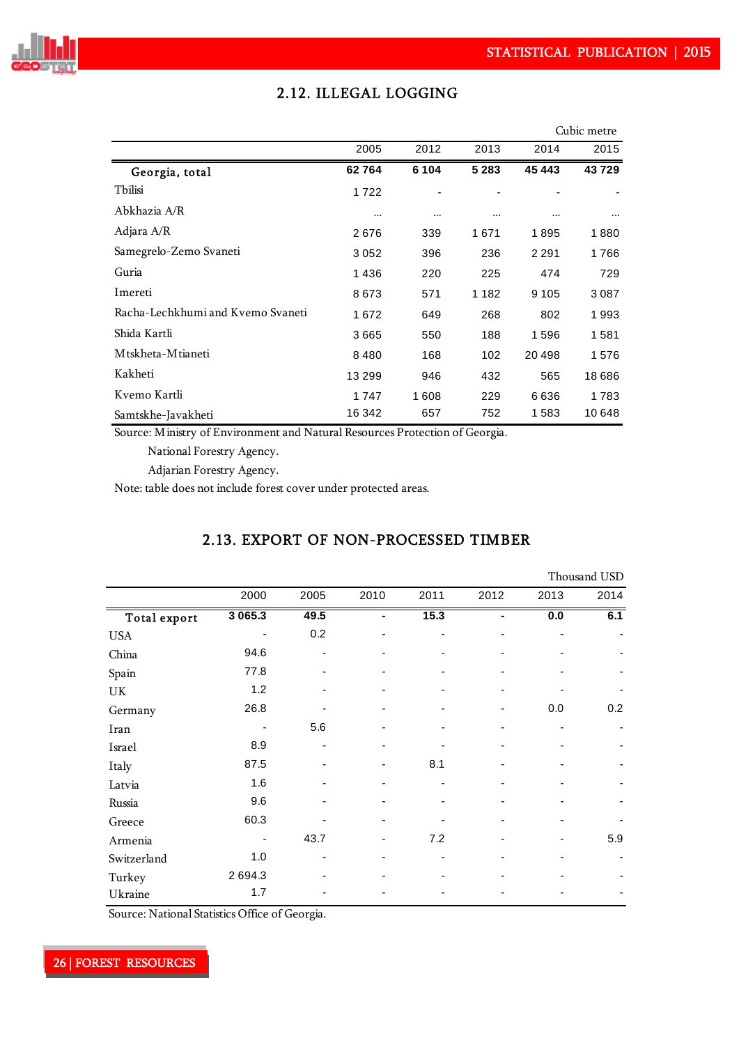## 2.12. ILLEGAL LOGGING

Cubic metre

| | 2005 | 2012 | 2013 | 2014 | 2015 |
|---|---|---|---|---|---|
| **Georgia, total** | **62 764** | **6 104** | **5 283** | **45 443** | **43 729** |
| Tbilisi | 1 722 | - | - | - | - |
| Abkhazia A/R | ... | ... | ... | ... | ... |
| Adjara A/R | 2 676 | 339 | 1 671 | 1 895 | 1 880 |
| Samegrelo-Zemo Svaneti | 3 052 | 396 | 236 | 2 291 | 1 766 |
| Guria | 1 436 | 220 | 225 | 474 | 729 |
| Imereti | 8 673 | 571 | 1 182 | 9 105 | 3 087 |
| Racha-Lechkhumi and Kvemo Svaneti | 1 672 | 649 | 268 | 802 | 1 993 |
| Shida Kartli | 3 665 | 550 | 188 | 1 596 | 1 581 |
| Mtskheta-Mtianeti | 8 480 | 168 | 102 | 20 498 | 1 576 |
| Kakheti | 13 299 | 946 | 432 | 565 | 18 686 |
| Kvemo Kartli | 1 747 | 1 608 | 229 | 6 636 | 1 783 |
| Samtskhe-Javakheti | 16 342 | 657 | 752 | 1 583 | 10 648 |

Source: Ministry of Environment and Natural Resources Protection of Georgia.
National Forestry Agency.
Adjarian Forestry Agency.

Note: table does not include forest cover under protected areas.

## 2.13. EXPORT OF NON-PROCESSED TIMBER

Thousand USD

| | 2000 | 2005 | 2010 | 2011 | 2012 | 2013 | 2014 |
|---|---|---|---|---|---|---|---|
| **Total export** | **3 065.3** | **49.5** | **-** | **15.3** | **-** | **0.0** | **6.1** |
| USA | - | 0.2 | - | - | - | - | - |
| China | 94.6 | - | - | - | - | - | - |
| Spain | 77.8 | - | - | - | - | - | - |
| UK | 1.2 | - | - | - | - | - | - |
| Germany | 26.8 | - | - | - | - | 0.0 | 0.2 |
| Iran | - | 5.6 | - | - | - | - | - |
| Israel | 8.9 | - | - | - | - | - | - |
| Italy | 87.5 | - | - | 8.1 | - | - | - |
| Latvia | 1.6 | - | - | - | - | - | - |
| Russia | 9.6 | - | - | - | - | - | - |
| Greece | 60.3 | - | - | - | - | - | - |
| Armenia | - | 43.7 | - | 7.2 | - | - | 5.9 |
| Switzerland | 1.0 | - | - | - | - | - | - |
| Turkey | 2 694.3 | - | - | - | - | - | - |
| Ukraine | 1.7 | - | - | - | - | - | - |

Source: National Statistics Office of Georgia.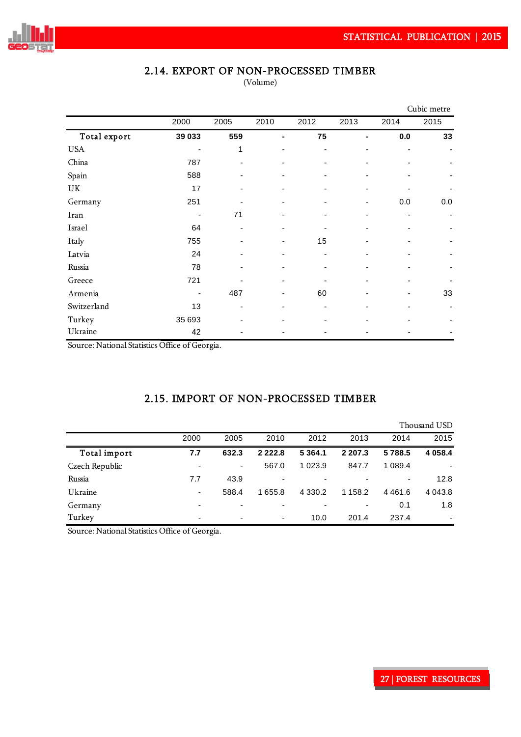## 2.14. EXPORT OF NON-PROCESSED TIMBER

(Volume)

Cubic metre

| | 2000 | 2005 | 2010 | 2012 | 2013 | 2014 | 2015 |
|---|---|---|---|---|---|---|---|
| **Total export** | **39 033** | **559** | **-** | **75** | **-** | **0.0** | **33** |
| USA | - | 1 | - | - | - | - | - |
| China | 787 | - | - | - | - | - | - |
| Spain | 588 | - | - | - | - | - | - |
| UK | 17 | - | - | - | - | - | - |
| Germany | 251 | - | - | - | - | 0.0 | 0.0 |
| Iran | - | 71 | - | - | - | - | - |
| Israel | 64 | - | - | - | - | - | - |
| Italy | 755 | - | - | 15 | - | - | - |
| Latvia | 24 | - | - | - | - | - | - |
| Russia | 78 | - | - | - | - | - | - |
| Greece | 721 | - | - | - | - | - | - |
| Armenia | - | 487 | - | 60 | - | - | 33 |
| Switzerland | 13 | - | - | - | - | - | - |
| Turkey | 35 693 | - | - | - | - | - | - |
| Ukraine | 42 | - | - | - | - | - | - |

Source: National Statistics Office of Georgia.

## 2.15. IMPORT OF NON-PROCESSED TIMBER

Thousand USD

| | 2000 | 2005 | 2010 | 2012 | 2013 | 2014 | 2015 |
|---|---|---|---|---|---|---|---|
| **Total import** | **7.7** | **632.3** | **2 222.8** | **5 364.1** | **2 207.3** | **5 788.5** | **4 058.4** |
| Czech Republic | - | - | 567.0 | 1 023.9 | 847.7 | 1 089.4 | - |
| Russia | 7.7 | 43.9 | - | - | - | - | 12.8 |
| Ukraine | - | 588.4 | 1 655.8 | 4 330.2 | 1 158.2 | 4 461.6 | 4 043.8 |
| Germany | - | - | - | - | - | 0.1 | 1.8 |
| Turkey | - | - | - | 10.0 | 201.4 | 237.4 | - |

Source: National Statistics Office of Georgia.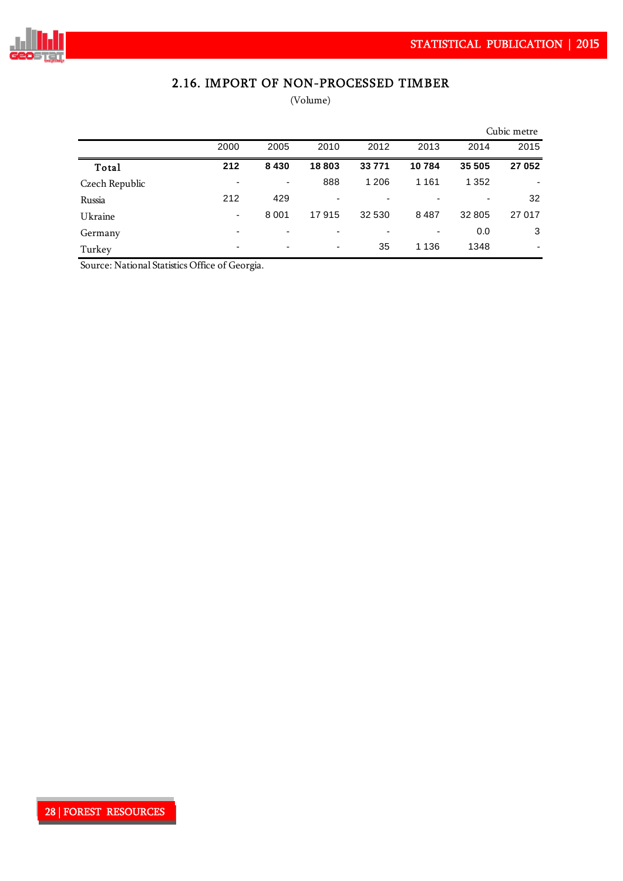## 2.16. IMPORT OF NON-PROCESSED TIMBER

(Volume)

Cubic metre

| | 2000 | 2005 | 2010 | 2012 | 2013 | 2014 | 2015 |
|---|---|---|---|---|---|---|---|
| **Total** | **212** | **8 430** | **18 803** | **33 771** | **10 784** | **35 505** | **27 052** |
| Czech Republic | - | - | 888 | 1 206 | 1 161 | 1 352 | - |
| Russia | 212 | 429 | - | - | - | - | 32 |
| Ukraine | - | 8 001 | 17 915 | 32 530 | 8 487 | 32 805 | 27 017 |
| Germany | - | - | - | - | - | 0.0 | 3 |
| Turkey | - | - | - | 35 | 1 136 | 1348 | - |

Source: National Statistics Office of Georgia.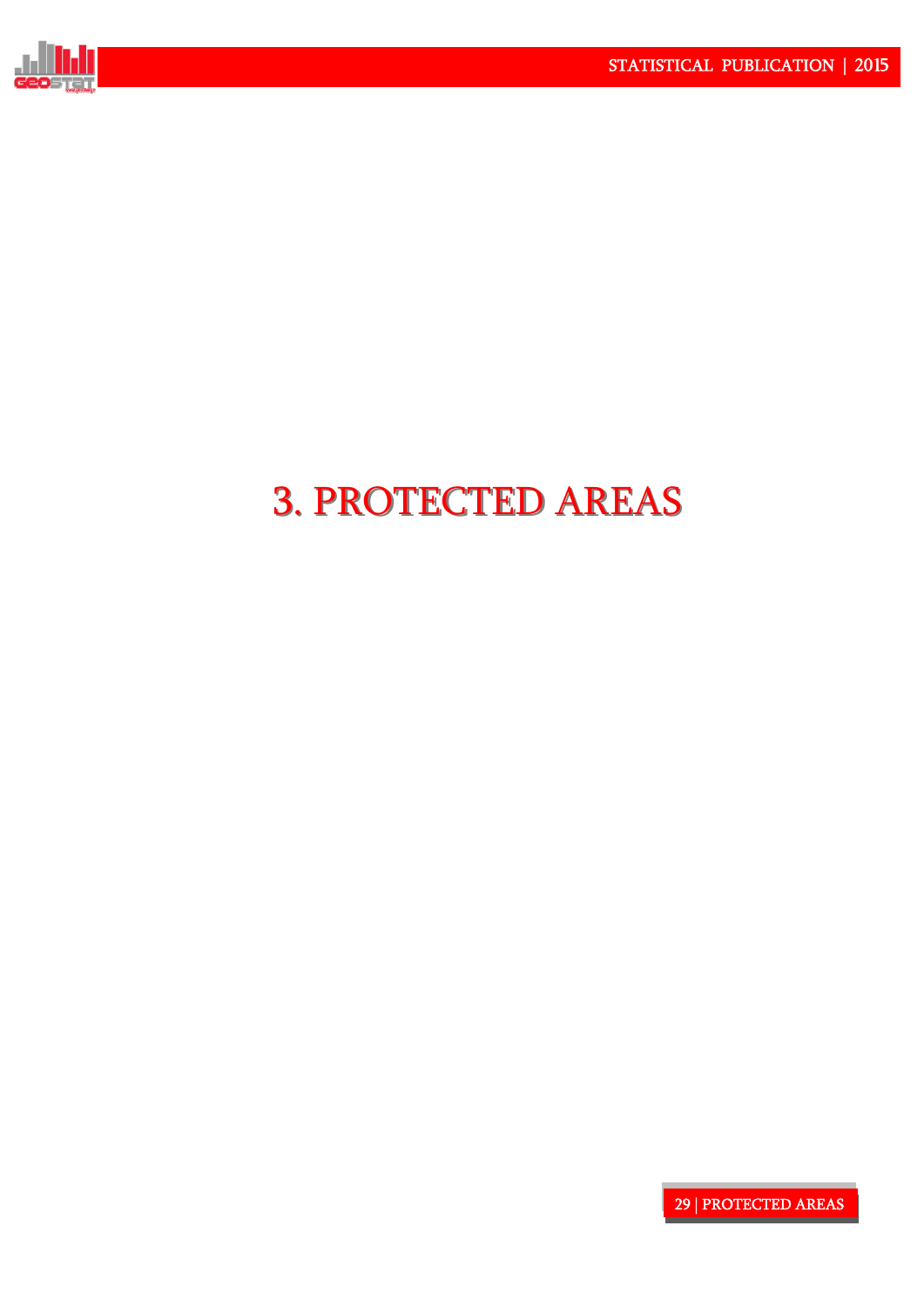# 3. PROTECTED AREAS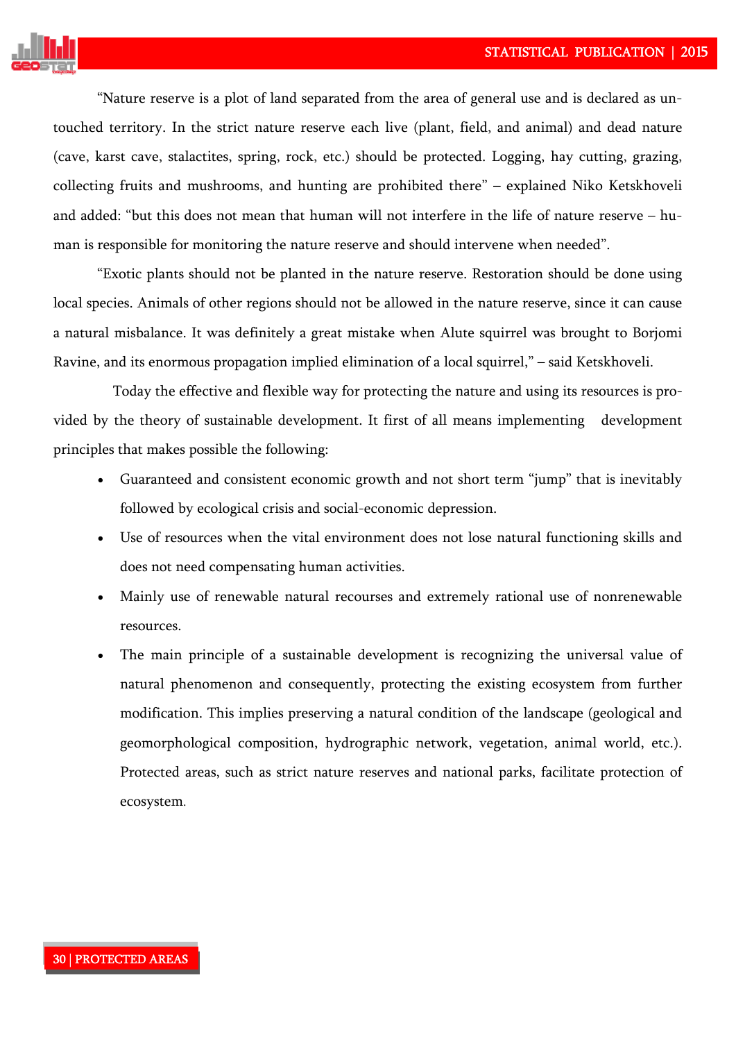"Nature reserve is a plot of land separated from the area of general use and is declared as untouched territory. In the strict nature reserve each live (plant, field, and animal) and dead nature (cave, karst cave, stalactites, spring, rock, etc.) should be protected. Logging, hay cutting, grazing, collecting fruits and mushrooms, and hunting are prohibited there" – explained Niko Ketskhoveli and added: "but this does not mean that human will not interfere in the life of nature reserve – human is responsible for monitoring the nature reserve and should intervene when needed".

"Exotic plants should not be planted in the nature reserve. Restoration should be done using local species. Animals of other regions should not be allowed in the nature reserve, since it can cause a natural misbalance. It was definitely a great mistake when Alute squirrel was brought to Borjomi Ravine, and its enormous propagation implied elimination of a local squirrel," – said Ketskhoveli.

Today the effective and flexible way for protecting the nature and using its resources is provided by the theory of sustainable development. It first of all means implementing development principles that makes possible the following:

- Guaranteed and consistent economic growth and not short term "jump" that is inevitably followed by ecological crisis and social-economic depression.
- Use of resources when the vital environment does not lose natural functioning skills and does not need compensating human activities.
- Mainly use of renewable natural recourses and extremely rational use of nonrenewable resources.
- The main principle of a sustainable development is recognizing the universal value of natural phenomenon and consequently, protecting the existing ecosystem from further modification. This implies preserving a natural condition of the landscape (geological and geomorphological composition, hydrographic network, vegetation, animal world, etc.). Protected areas, such as strict nature reserves and national parks, facilitate protection of ecosystem.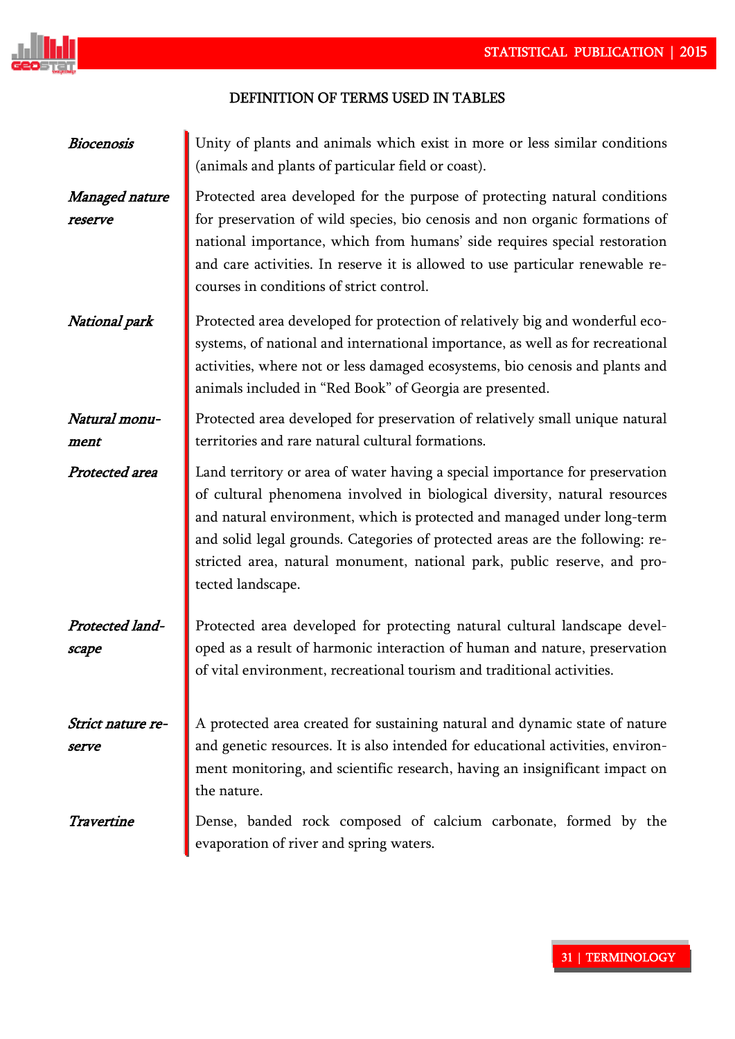## DEFINITION OF TERMS USED IN TABLES

***Biocenosis*** — Unity of plants and animals which exist in more or less similar conditions (animals and plants of particular field or coast).

***Managed nature reserve*** — Protected area developed for the purpose of protecting natural conditions for preservation of wild species, bio cenosis and non organic formations of national importance, which from humans' side requires special restoration and care activities. In reserve it is allowed to use particular renewable re-courses in conditions of strict control.

***National park*** — Protected area developed for protection of relatively big and wonderful eco-systems, of national and international importance, as well as for recreational activities, where not or less damaged ecosystems, bio cenosis and plants and animals included in "Red Book" of Georgia are presented.

***Natural monument*** — Protected area developed for preservation of relatively small unique natural territories and rare natural cultural formations.

***Protected area*** — Land territory or area of water having a special importance for preservation of cultural phenomena involved in biological diversity, natural resources and natural environment, which is protected and managed under long-term and solid legal grounds. Categories of protected areas are the following: restricted area, natural monument, national park, public reserve, and protected landscape.

***Protected landscape*** — Protected area developed for protecting natural cultural landscape developed as a result of harmonic interaction of human and nature, preservation of vital environment, recreational tourism and traditional activities.

***Strict nature reserve*** — A protected area created for sustaining natural and dynamic state of nature and genetic resources. It is also intended for educational activities, environment monitoring, and scientific research, having an insignificant impact on the nature.

***Travertine*** — Dense, banded rock composed of calcium carbonate, formed by the evaporation of river and spring waters.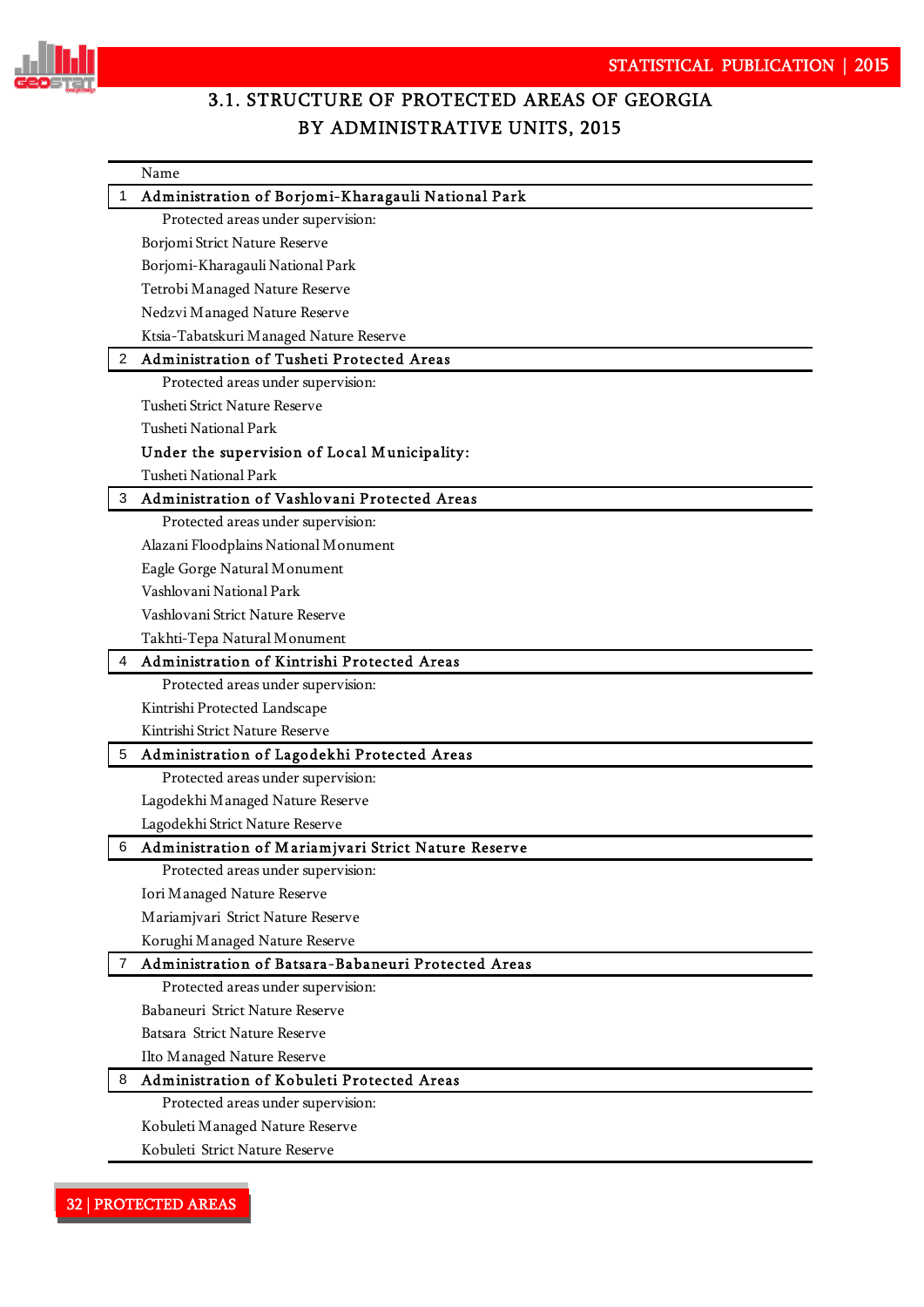## 3.1. STRUCTURE OF PROTECTED AREAS OF GEORGIA BY ADMINISTRATIVE UNITS, 2015

| | Name |
|---|---|
| 1 | **Administration of Borjomi-Kharagauli National Park** |
| | Protected areas under supervision: |
| | Borjomi Strict Nature Reserve |
| | Borjomi-Kharagauli National Park |
| | Tetrobi Managed Nature Reserve |
| | Nedzvi Managed Nature Reserve |
| | Ktsia-Tabatskuri Managed Nature Reserve |
| 2 | **Administration of Tusheti Protected Areas** |
| | Protected areas under supervision: |
| | Tusheti Strict Nature Reserve |
| | Tusheti National Park |
| | **Under the supervision of Local Municipality:** |
| | Tusheti National Park |
| 3 | **Administration of Vashlovani Protected Areas** |
| | Protected areas under supervision: |
| | Alazani Floodplains National Monument |
| | Eagle Gorge Natural Monument |
| | Vashlovani National Park |
| | Vashlovani Strict Nature Reserve |
| | Takhti-Tepa Natural Monument |
| 4 | **Administration of Kintrishi Protected Areas** |
| | Protected areas under supervision: |
| | Kintrishi Protected Landscape |
| | Kintrishi Strict Nature Reserve |
| 5 | **Administration of Lagodekhi Protected Areas** |
| | Protected areas under supervision: |
| | Lagodekhi Managed Nature Reserve |
| | Lagodekhi Strict Nature Reserve |
| 6 | **Administration of Mariamjvari Strict Nature Reserve** |
| | Protected areas under supervision: |
| | Iori Managed Nature Reserve |
| | Mariamjvari Strict Nature Reserve |
| | Korughi Managed Nature Reserve |
| 7 | **Administration of Batsara-Babaneuri Protected Areas** |
| | Protected areas under supervision: |
| | Babaneuri Strict Nature Reserve |
| | Batsara Strict Nature Reserve |
| | Ilto Managed Nature Reserve |
| 8 | **Administration of Kobuleti Protected Areas** |
| | Protected areas under supervision: |
| | Kobuleti Managed Nature Reserve |
| | Kobuleti Strict Nature Reserve |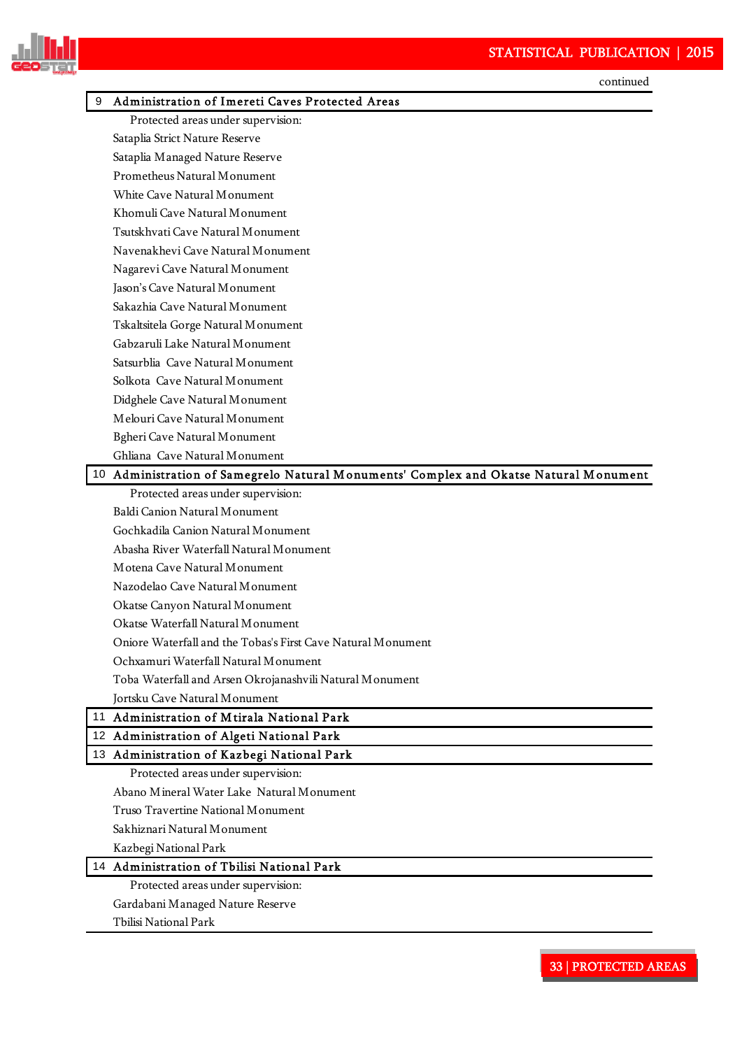continued

| | |
|---|---|
| 9 | **Administration of Imereti Caves Protected Areas** |
| | Protected areas under supervision: |
| | Sataplia Strict Nature Reserve |
| | Sataplia Managed Nature Reserve |
| | Prometheus Natural Monument |
| | White Cave Natural Monument |
| | Khomuli Cave Natural Monument |
| | Tsutskhvati Cave Natural Monument |
| | Navenakhevi Cave Natural Monument |
| | Nagarevi Cave Natural Monument |
| | Jason's Cave Natural Monument |
| | Sakazhia Cave Natural Monument |
| | Tskaltsitela Gorge Natural Monument |
| | Gabzaruli Lake Natural Monument |
| | Satsurblia Cave Natural Monument |
| | Solkota Cave Natural Monument |
| | Didghele Cave Natural Monument |
| | Melouri Cave Natural Monument |
| | Bgheri Cave Natural Monument |
| | Ghliana Cave Natural Monument |
| 10 | **Administration of Samegrelo Natural Monuments' Complex and Okatse Natural Monument** |
| | Protected areas under supervision: |
| | Baldi Canion Natural Monument |
| | Gochkadila Canion Natural Monument |
| | Abasha River Waterfall Natural Monument |
| | Motena Cave Natural Monument |
| | Nazodelao Cave Natural Monument |
| | Okatse Canyon Natural Monument |
| | Okatse Waterfall Natural Monument |
| | Oniore Waterfall and the Tobas's First Cave Natural Monument |
| | Ochxamuri Waterfall Natural Monument |
| | Toba Waterfall and Arsen Okrojanashvili Natural Monument |
| | Jortsku Cave Natural Monument |
| 11 | **Administration of Mtirala National Park** |
| 12 | **Administration of Algeti National Park** |
| 13 | **Administration of Kazbegi National Park** |
| | Protected areas under supervision: |
| | Abano Mineral Water Lake Natural Monument |
| | Truso Travertine National Monument |
| | Sakhiznari Natural Monument |
| | Kazbegi National Park |
| 14 | **Administration of Tbilisi National Park** |
| | Protected areas under supervision: |
| | Gardabani Managed Nature Reserve |
| | Tbilisi National Park |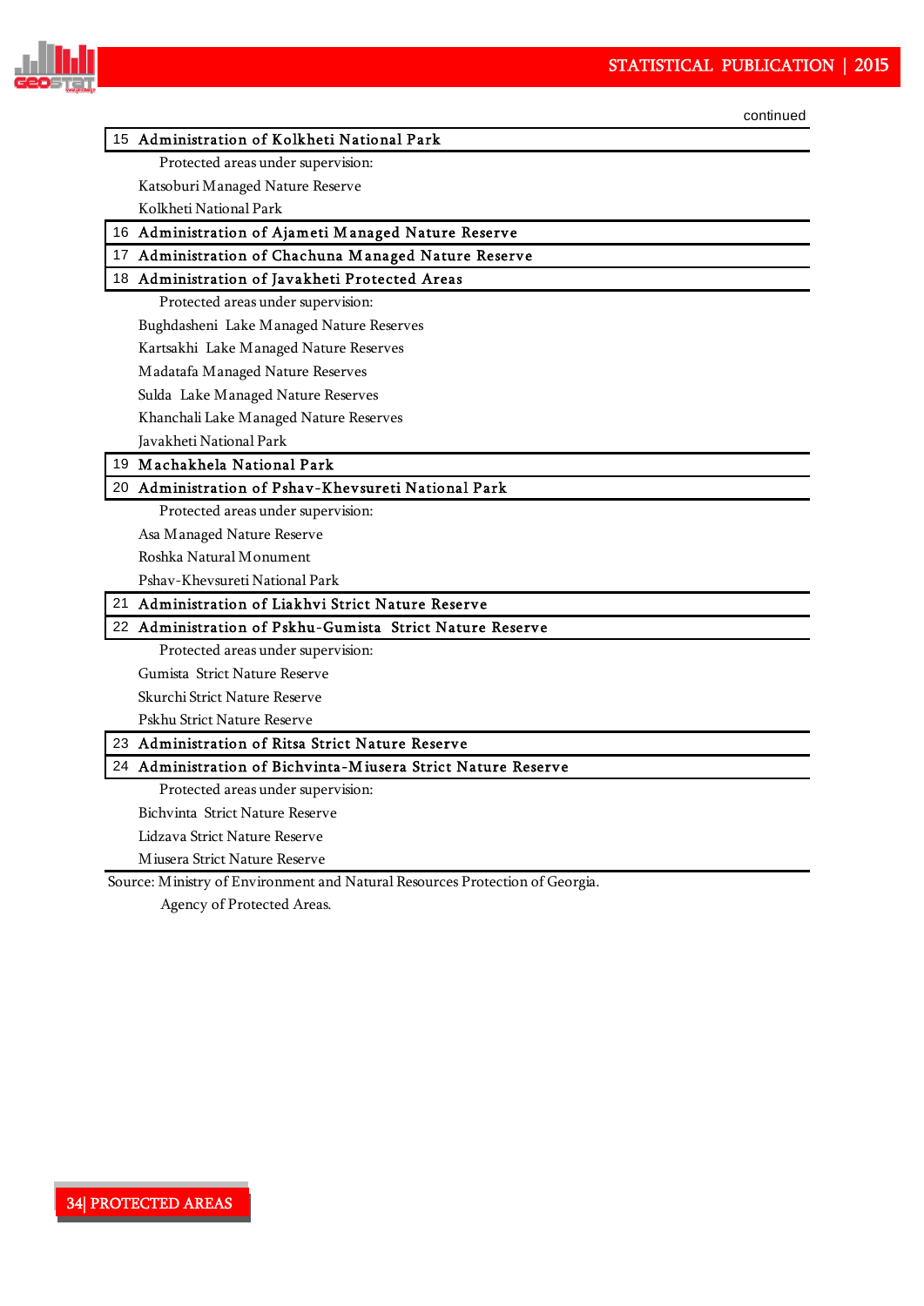continued

| | |
|---|---|
| 15 | **Administration of Kolkheti National Park** |
| | Protected areas under supervision: |
| | Katsoburi Managed Nature Reserve |
| | Kolkheti National Park |
| 16 | **Administration of Ajameti Managed Nature Reserve** |
| 17 | **Administration of Chachuna Managed Nature Reserve** |
| 18 | **Administration of Javakheti Protected Areas** |
| | Protected areas under supervision: |
| | Bughdasheni Lake Managed Nature Reserves |
| | Kartsakhi Lake Managed Nature Reserves |
| | Madatafa Managed Nature Reserves |
| | Sulda Lake Managed Nature Reserves |
| | Khanchali Lake Managed Nature Reserves |
| | Javakheti National Park |
| 19 | **Machakhela National Park** |
| 20 | **Administration of Pshav-Khevsureti National Park** |
| | Protected areas under supervision: |
| | Asa Managed Nature Reserve |
| | Roshka Natural Monument |
| | Pshav-Khevsureti National Park |
| 21 | **Administration of Liakhvi Strict Nature Reserve** |
| 22 | **Administration of Pskhu-Gumista Strict Nature Reserve** |
| | Protected areas under supervision: |
| | Gumista Strict Nature Reserve |
| | Skurchi Strict Nature Reserve |
| | Pskhu Strict Nature Reserve |
| 23 | **Administration of Ritsa Strict Nature Reserve** |
| 24 | **Administration of Bichvinta-Miusera Strict Nature Reserve** |
| | Protected areas under supervision: |
| | Bichvinta Strict Nature Reserve |
| | Lidzava Strict Nature Reserve |
| | Miusera Strict Nature Reserve |

Source: Ministry of Environment and Natural Resources Protection of Georgia.
Agency of Protected Areas.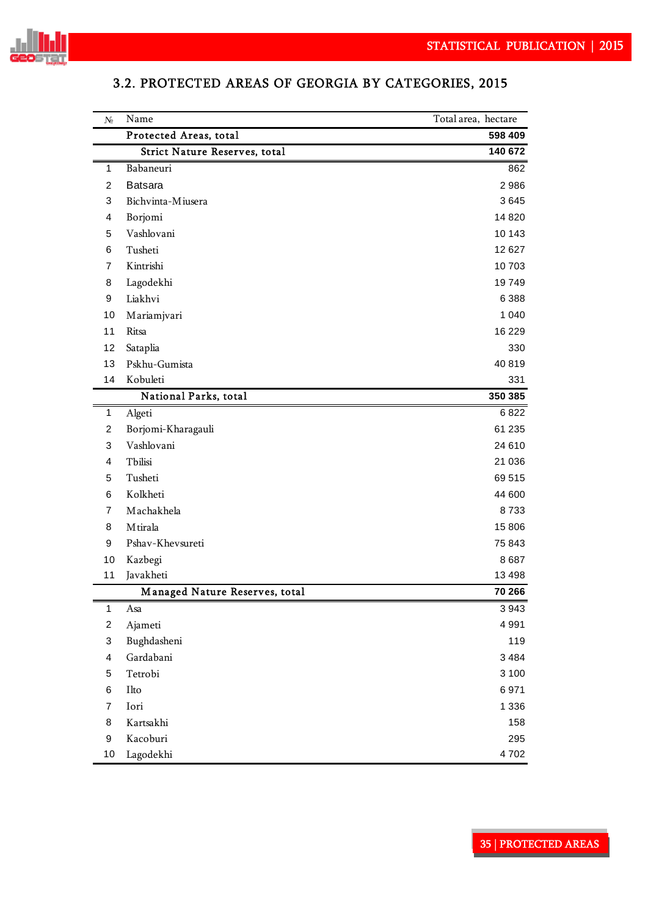## 3.2. PROTECTED AREAS OF GEORGIA BY CATEGORIES, 2015

| № | Name | Total area, hectare |
|---|---|---|
| | **Protected Areas, total** | **598 409** |
| | **Strict Nature Reserves, total** | **140 672** |
| 1 | Babaneuri | 862 |
| 2 | Batsara | 2 986 |
| 3 | Bichvinta-Miusera | 3 645 |
| 4 | Borjomi | 14 820 |
| 5 | Vashlovani | 10 143 |
| 6 | Tusheti | 12 627 |
| 7 | Kintrishi | 10 703 |
| 8 | Lagodekhi | 19 749 |
| 9 | Liakhvi | 6 388 |
| 10 | Mariamjvari | 1 040 |
| 11 | Ritsa | 16 229 |
| 12 | Sataplia | 330 |
| 13 | Pskhu-Gumista | 40 819 |
| 14 | Kobuleti | 331 |
| | **National Parks, total** | **350 385** |
| 1 | Algeti | 6 822 |
| 2 | Borjomi-Kharagauli | 61 235 |
| 3 | Vashlovani | 24 610 |
| 4 | Tbilisi | 21 036 |
| 5 | Tusheti | 69 515 |
| 6 | Kolkheti | 44 600 |
| 7 | Machakhela | 8 733 |
| 8 | Mtirala | 15 806 |
| 9 | Pshav-Khevsureti | 75 843 |
| 10 | Kazbegi | 8 687 |
| 11 | Javakheti | 13 498 |
| | **Managed Nature Reserves, total** | **70 266** |
| 1 | Asa | 3 943 |
| 2 | Ajameti | 4 991 |
| 3 | Bughdasheni | 119 |
| 4 | Gardabani | 3 484 |
| 5 | Tetrobi | 3 100 |
| 6 | Ilto | 6 971 |
| 7 | Iori | 1 336 |
| 8 | Kartsakhi | 158 |
| 9 | Kacoburi | 295 |
| 10 | Lagodekhi | 4 702 |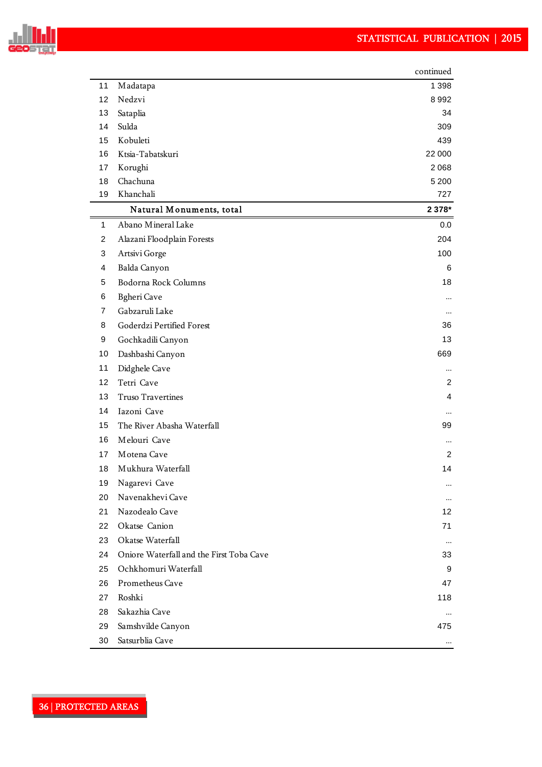continued

| | | |
|---|---|---|
| 11 | Madatapa | 1 398 |
| 12 | Nedzvi | 8 992 |
| 13 | Sataplia | 34 |
| 14 | Sulda | 309 |
| 15 | Kobuleti | 439 |
| 16 | Ktsia-Tabatskuri | 22 000 |
| 17 | Korughi | 2 068 |
| 18 | Chachuna | 5 200 |
| 19 | Khanchali | 727 |
| | **Natural Monuments, total** | **2 378*** |
| 1 | Abano Mineral Lake | 0.0 |
| 2 | Alazani Floodplain Forests | 204 |
| 3 | Artsivi Gorge | 100 |
| 4 | Balda Canyon | 6 |
| 5 | Bodorna Rock Columns | 18 |
| 6 | Bgheri Cave | ... |
| 7 | Gabzaruli Lake | ... |
| 8 | Goderdzi Perified Forest | 36 |
| 9 | Gochkadili Canyon | 13 |
| 10 | Dashbashi Canyon | 669 |
| 11 | Didghele Cave | ... |
| 12 | Tetri Cave | 2 |
| 13 | Truso Travertines | 4 |
| 14 | Iazoni Cave | ... |
| 15 | The River Abasha Waterfall | 99 |
| 16 | Melouri Cave | ... |
| 17 | Motena Cave | 2 |
| 18 | Mukhura Waterfall | 14 |
| 19 | Nagarevi Cave | ... |
| 20 | Navenakhevi Cave | ... |
| 21 | Nazodealo Cave | 12 |
| 22 | Okatse Canion | 71 |
| 23 | Okatse Waterfall | ... |
| 24 | Oniore Waterfall and the First Toba Cave | 33 |
| 25 | Ochkhomuri Waterfall | 9 |
| 26 | Prometheus Cave | 47 |
| 27 | Roshki | 118 |
| 28 | Sakazhia Cave | ... |
| 29 | Samshvilde Canyon | 475 |
| 30 | Satsurblia Cave | ... |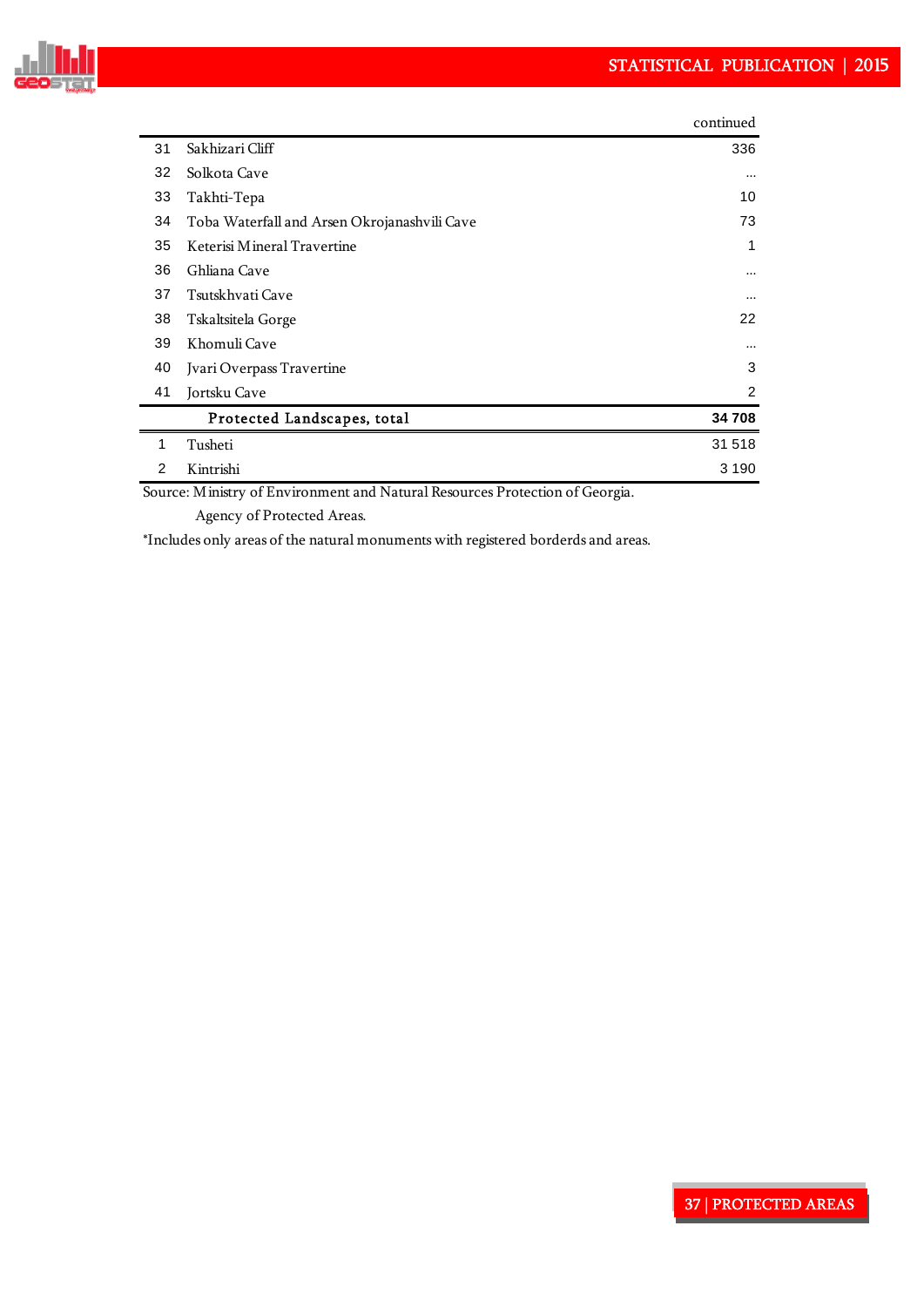continued

| | | |
|---|---|---|
| 31 | Sakhizari Cliff | 336 |
| 32 | Solkota Cave | ... |
| 33 | Takhti-Tepa | 10 |
| 34 | Toba Waterfall and Arsen Okrojanashvili Cave | 73 |
| 35 | Keterisi Mineral Travertine | 1 |
| 36 | Ghliana Cave | ... |
| 37 | Tsutskhvati Cave | ... |
| 38 | Tskaltsitela Gorge | 22 |
| 39 | Khomuli Cave | ... |
| 40 | Jvari Overpass Travertine | 3 |
| 41 | Jortsku Cave | 2 |
| | **Protected Landscapes, total** | **34 708** |
| 1 | Tusheti | 31 518 |
| 2 | Kintrishi | 3 190 |

Source: Ministry of Environment and Natural Resources Protection of Georgia.
Agency of Protected Areas.

*Includes only areas of the natural monuments with registered borderds and areas.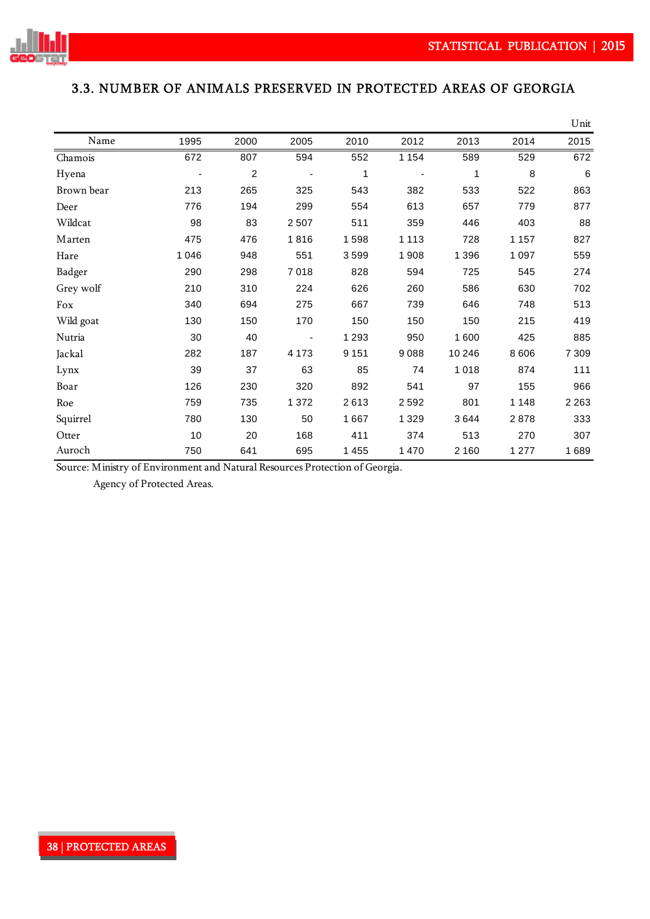### 3.3. NUMBER OF ANIMALS PRESERVED IN PROTECTED AREAS OF GEORGIA

Unit

| Name | 1995 | 2000 | 2005 | 2010 | 2012 | 2013 | 2014 | 2015 |
|---|---|---|---|---|---|---|---|---|
| Chamois | 672 | 807 | 594 | 552 | 1 154 | 589 | 529 | 672 |
| Hyena | - | 2 | - | 1 | - | 1 | 8 | 6 |
| Brown bear | 213 | 265 | 325 | 543 | 382 | 533 | 522 | 863 |
| Deer | 776 | 194 | 299 | 554 | 613 | 657 | 779 | 877 |
| Wildcat | 98 | 83 | 2 507 | 511 | 359 | 446 | 403 | 88 |
| Marten | 475 | 476 | 1 816 | 1 598 | 1 113 | 728 | 1 157 | 827 |
| Hare | 1 046 | 948 | 551 | 3 599 | 1 908 | 1 396 | 1 097 | 559 |
| Badger | 290 | 298 | 7 018 | 828 | 594 | 725 | 545 | 274 |
| Grey wolf | 210 | 310 | 224 | 626 | 260 | 586 | 630 | 702 |
| Fox | 340 | 694 | 275 | 667 | 739 | 646 | 748 | 513 |
| Wild goat | 130 | 150 | 170 | 150 | 150 | 150 | 215 | 419 |
| Nutria | 30 | 40 | - | 1 293 | 950 | 1 600 | 425 | 885 |
| Jackal | 282 | 187 | 4 173 | 9 151 | 9 088 | 10 246 | 8 606 | 7 309 |
| Lynx | 39 | 37 | 63 | 85 | 74 | 1 018 | 874 | 111 |
| Boar | 126 | 230 | 320 | 892 | 541 | 97 | 155 | 966 |
| Roe | 759 | 735 | 1 372 | 2 613 | 2 592 | 801 | 1 148 | 2 263 |
| Squirrel | 780 | 130 | 50 | 1 667 | 1 329 | 3 644 | 2 878 | 333 |
| Otter | 10 | 20 | 168 | 411 | 374 | 513 | 270 | 307 |
| Auroch | 750 | 641 | 695 | 1 455 | 1 470 | 2 160 | 1 277 | 1 689 |

Source: Ministry of Environment and Natural Resources Protection of Georgia.
Agency of Protected Areas.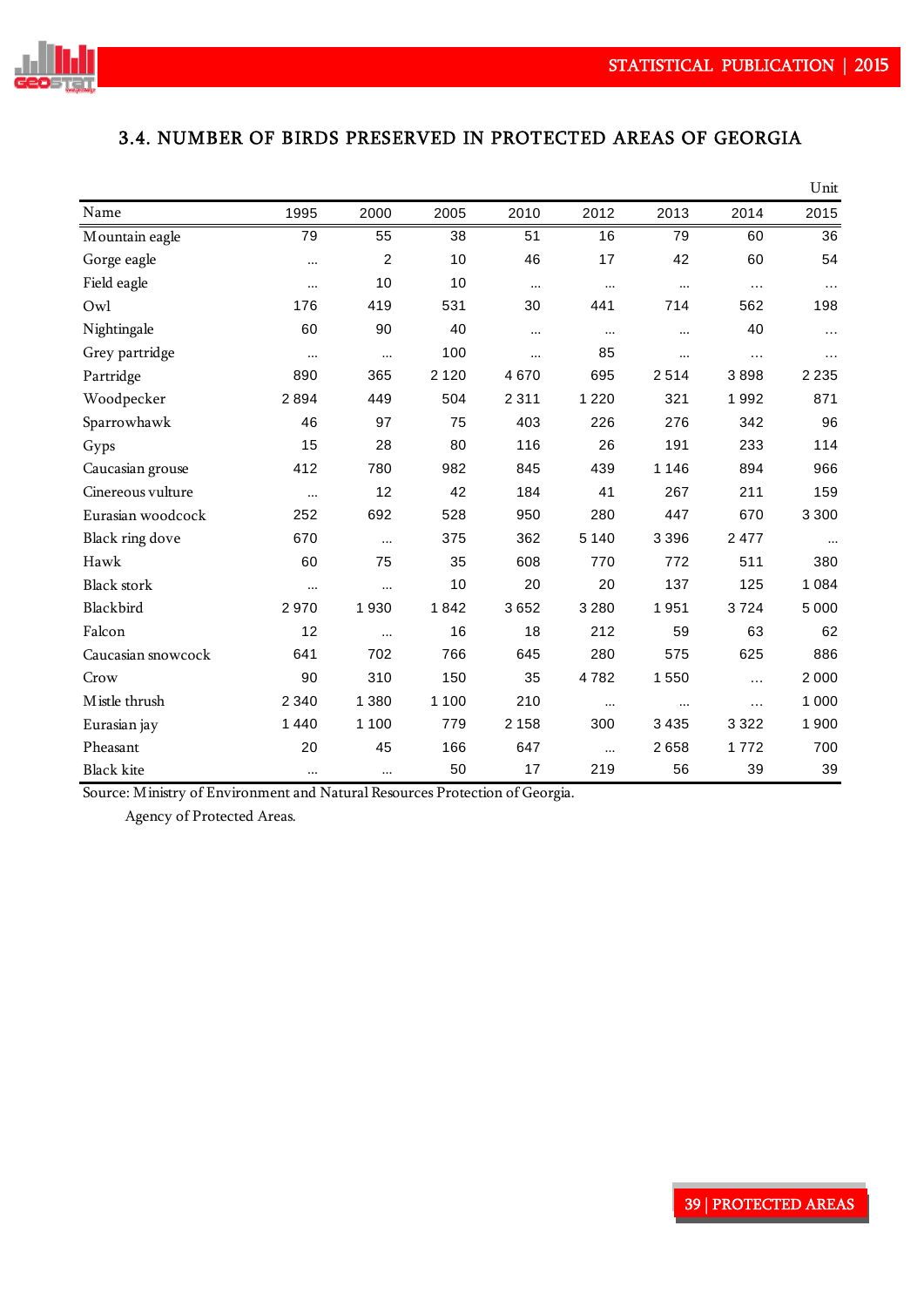## 3.4. NUMBER OF BIRDS PRESERVED IN PROTECTED AREAS OF GEORGIA

Unit

| Name | 1995 | 2000 | 2005 | 2010 | 2012 | 2013 | 2014 | 2015 |
|---|---|---|---|---|---|---|---|---|
| Mountain eagle | 79 | 55 | 38 | 51 | 16 | 79 | 60 | 36 |
| Gorge eagle | ... | 2 | 10 | 46 | 17 | 42 | 60 | 54 |
| Field eagle | ... | 10 | 10 | ... | ... | ... | ... | ... |
| Owl | 176 | 419 | 531 | 30 | 441 | 714 | 562 | 198 |
| Nightingale | 60 | 90 | 40 | ... | ... | ... | 40 | ... |
| Grey partridge | ... | ... | 100 | ... | 85 | ... | ... | ... |
| Partridge | 890 | 365 | 2 120 | 4 670 | 695 | 2 514 | 3 898 | 2 235 |
| Woodpecker | 2 894 | 449 | 504 | 2 311 | 1 220 | 321 | 1 992 | 871 |
| Sparrowhawk | 46 | 97 | 75 | 403 | 226 | 276 | 342 | 96 |
| Gyps | 15 | 28 | 80 | 116 | 26 | 191 | 233 | 114 |
| Caucasian grouse | 412 | 780 | 982 | 845 | 439 | 1 146 | 894 | 966 |
| Cinereous vulture | ... | 12 | 42 | 184 | 41 | 267 | 211 | 159 |
| Eurasian woodcock | 252 | 692 | 528 | 950 | 280 | 447 | 670 | 3 300 |
| Black ring dove | 670 | ... | 375 | 362 | 5 140 | 3 396 | 2 477 | ... |
| Hawk | 60 | 75 | 35 | 608 | 770 | 772 | 511 | 380 |
| Black stork | ... | ... | 10 | 20 | 20 | 137 | 125 | 1 084 |
| Blackbird | 2 970 | 1 930 | 1 842 | 3 652 | 3 280 | 1 951 | 3 724 | 5 000 |
| Falcon | 12 | ... | 16 | 18 | 212 | 59 | 63 | 62 |
| Caucasian snowcock | 641 | 702 | 766 | 645 | 280 | 575 | 625 | 886 |
| Crow | 90 | 310 | 150 | 35 | 4 782 | 1 550 | ... | 2 000 |
| Mistle thrush | 2 340 | 1 380 | 1 100 | 210 | ... | ... | ... | 1 000 |
| Eurasian jay | 1 440 | 1 100 | 779 | 2 158 | 300 | 3 435 | 3 322 | 1 900 |
| Pheasant | 20 | 45 | 166 | 647 | ... | 2 658 | 1 772 | 700 |
| Black kite | ... | ... | 50 | 17 | 219 | 56 | 39 | 39 |

Source: Ministry of Environment and Natural Resources Protection of Georgia.
Agency of Protected Areas.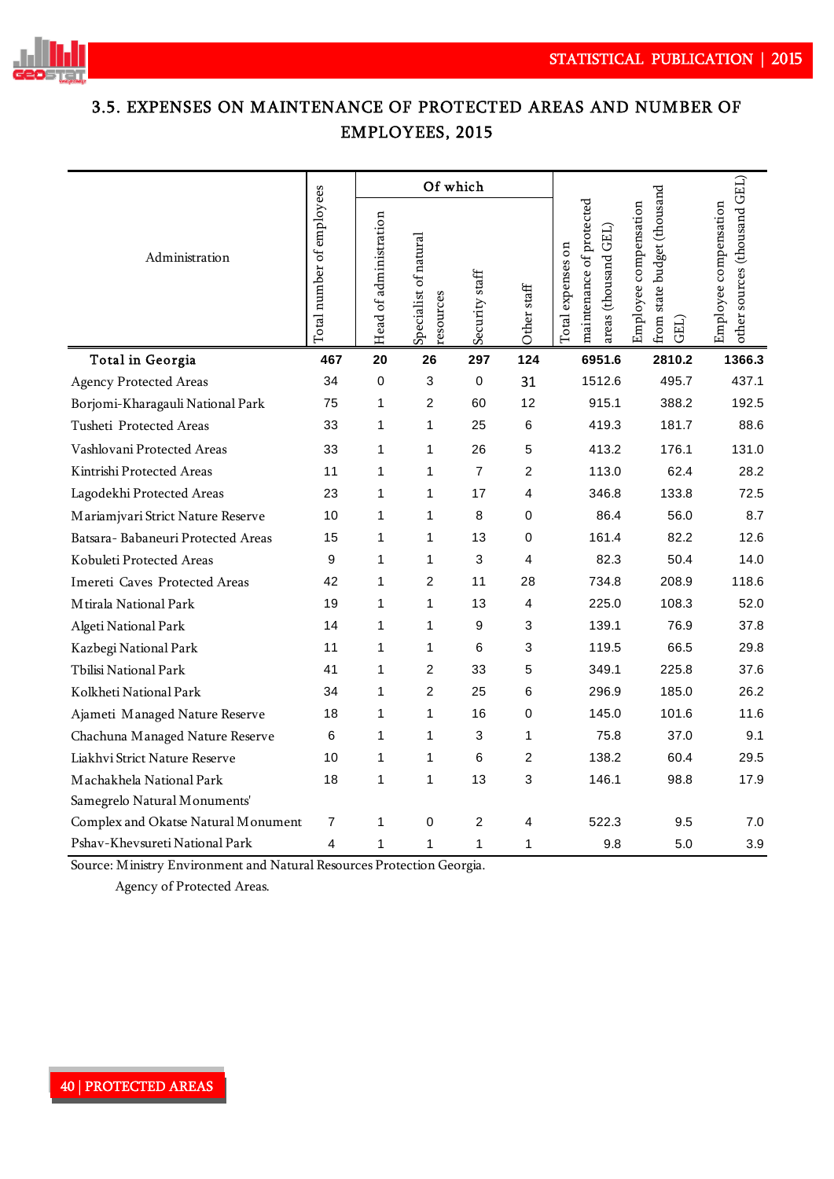## 3.5. EXPENSES ON MAINTENANCE OF PROTECTED AREAS AND NUMBER OF EMPLOYEES, 2015

| Administration | Total number of employees | Of which | | | | Total expenses on maintenance of protected areas (thousand GEL) | Employee compensation from state budget (thousand GEL) | Employee compensation other sources (thousand GEL) |
|---|---|---|---|---|---|---|---|---|
| | | Head of administration | Specialist of natural resources | Security staff | Other staff | | | |
| **Total in Georgia** | **467** | **20** | **26** | **297** | **124** | **6951.6** | **2810.2** | **1366.3** |
| Agency Protected Areas | 34 | 0 | 3 | 0 | 31 | 1512.6 | 495.7 | 437.1 |
| Borjomi-Kharagauli National Park | 75 | 1 | 2 | 60 | 12 | 915.1 | 388.2 | 192.5 |
| Tusheti Protected Areas | 33 | 1 | 1 | 25 | 6 | 419.3 | 181.7 | 88.6 |
| Vashlovani Protected Areas | 33 | 1 | 1 | 26 | 5 | 413.2 | 176.1 | 131.0 |
| Kintrishi Protected Areas | 11 | 1 | 1 | 7 | 2 | 113.0 | 62.4 | 28.2 |
| Lagodekhi Protected Areas | 23 | 1 | 1 | 17 | 4 | 346.8 | 133.8 | 72.5 |
| Mariamjvari Strict Nature Reserve | 10 | 1 | 1 | 8 | 0 | 86.4 | 56.0 | 8.7 |
| Batsara- Babaneuri Protected Areas | 15 | 1 | 1 | 13 | 0 | 161.4 | 82.2 | 12.6 |
| Kobuleti Protected Areas | 9 | 1 | 1 | 3 | 4 | 82.3 | 50.4 | 14.0 |
| Imereti Caves Protected Areas | 42 | 1 | 2 | 11 | 28 | 734.8 | 208.9 | 118.6 |
| Mtirala National Park | 19 | 1 | 1 | 13 | 4 | 225.0 | 108.3 | 52.0 |
| Algeti National Park | 14 | 1 | 1 | 9 | 3 | 139.1 | 76.9 | 37.8 |
| Kazbegi National Park | 11 | 1 | 1 | 6 | 3 | 119.5 | 66.5 | 29.8 |
| Tbilisi National Park | 41 | 1 | 2 | 33 | 5 | 349.1 | 225.8 | 37.6 |
| Kolkheti National Park | 34 | 1 | 2 | 25 | 6 | 296.9 | 185.0 | 26.2 |
| Ajameti Managed Nature Reserve | 18 | 1 | 1 | 16 | 0 | 145.0 | 101.6 | 11.6 |
| Chachuna Managed Nature Reserve | 6 | 1 | 1 | 3 | 1 | 75.8 | 37.0 | 9.1 |
| Liakhvi Strict Nature Reserve | 10 | 1 | 1 | 6 | 2 | 138.2 | 60.4 | 29.5 |
| Machakhela National Park | 18 | 1 | 1 | 13 | 3 | 146.1 | 98.8 | 17.9 |
| Samegrelo Natural Monuments' Complex and Okatse Natural Monument | 7 | 1 | 0 | 2 | 4 | 522.3 | 9.5 | 7.0 |
| Pshav-Khevsureti National Park | 4 | 1 | 1 | 1 | 1 | 9.8 | 5.0 | 3.9 |

Source: Ministry Environment and Natural Resources Protection Georgia.
Agency of Protected Areas.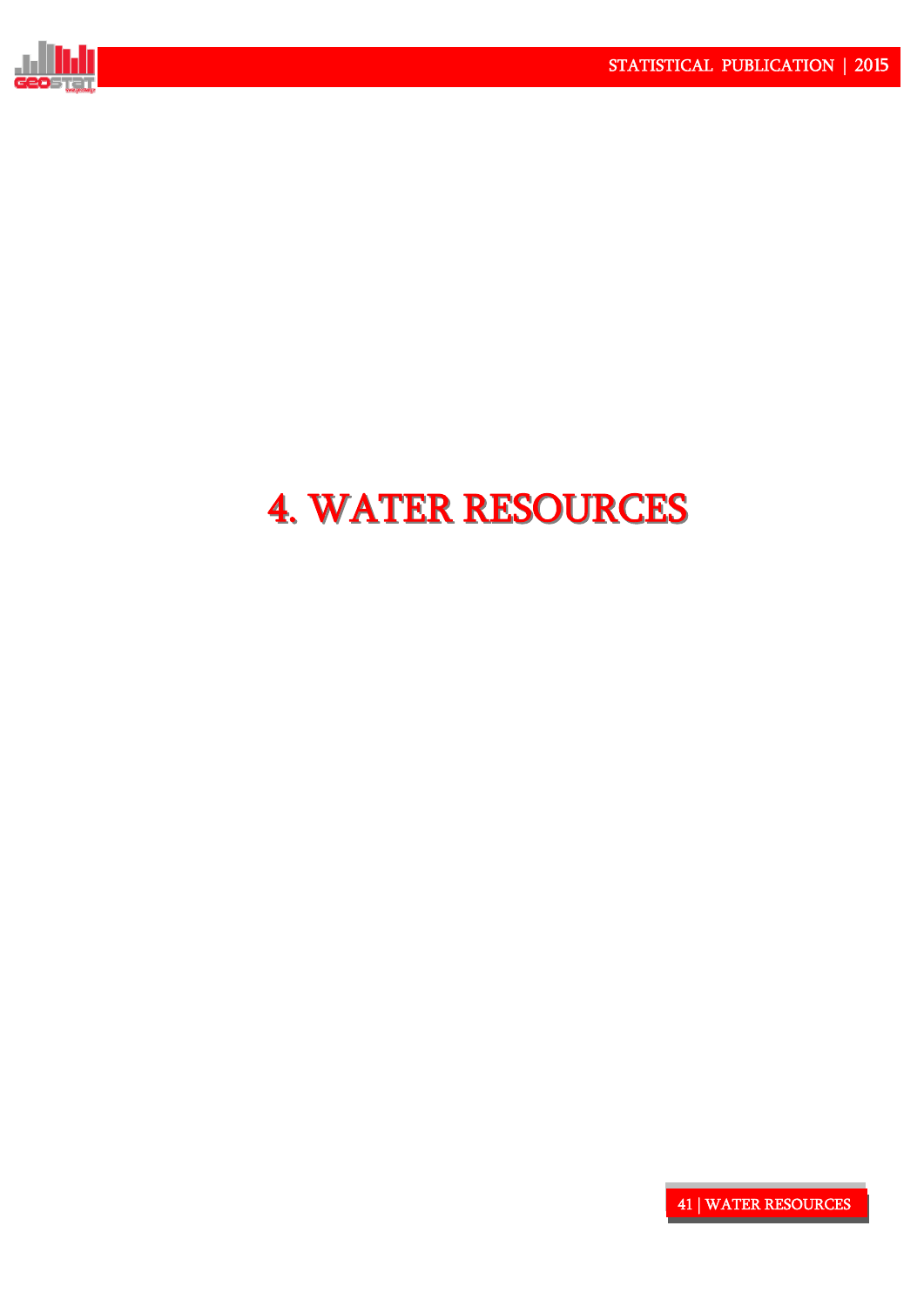# 4. WATER RESOURCES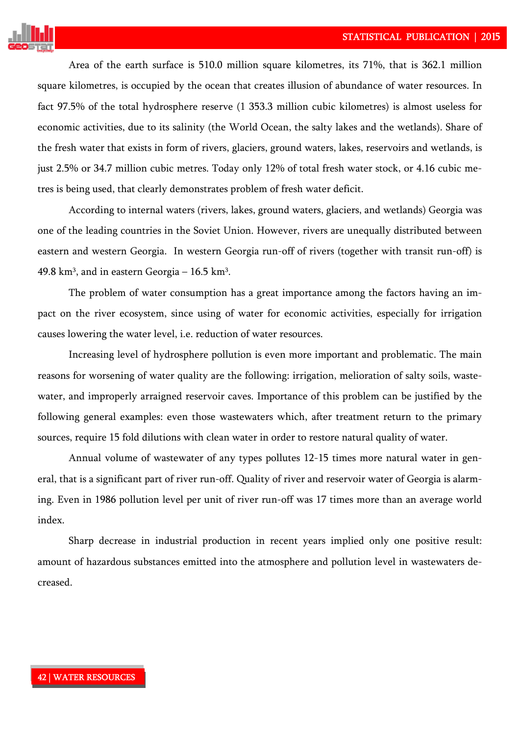Area of the earth surface is 510.0 million square kilometres, its 71%, that is 362.1 million square kilometres, is occupied by the ocean that creates illusion of abundance of water resources. In fact 97.5% of the total hydrosphere reserve (1 353.3 million cubic kilometres) is almost useless for economic activities, due to its salinity (the World Ocean, the salty lakes and the wetlands). Share of the fresh water that exists in form of rivers, glaciers, ground waters, lakes, reservoirs and wetlands, is just 2.5% or 34.7 million cubic metres. Today only 12% of total fresh water stock, or 4.16 cubic metres is being used, that clearly demonstrates problem of fresh water deficit.

According to internal waters (rivers, lakes, ground waters, glaciers, and wetlands) Georgia was one of the leading countries in the Soviet Union. However, rivers are unequally distributed between eastern and western Georgia. In western Georgia run-off of rivers (together with transit run-off) is 49.8 km$^3$, and in eastern Georgia – 16.5 km$^3$.

The problem of water consumption has a great importance among the factors having an impact on the river ecosystem, since using of water for economic activities, especially for irrigation causes lowering the water level, i.e. reduction of water resources.

Increasing level of hydrosphere pollution is even more important and problematic. The main reasons for worsening of water quality are the following: irrigation, melioration of salty soils, wastewater, and improperly arraigned reservoir caves. Importance of this problem can be justified by the following general examples: even those wastewaters which, after treatment return to the primary sources, require 15 fold dilutions with clean water in order to restore natural quality of water.

Annual volume of wastewater of any types pollutes 12-15 times more natural water in general, that is a significant part of river run-off. Quality of river and reservoir water of Georgia is alarming. Even in 1986 pollution level per unit of river run-off was 17 times more than an average world index.

Sharp decrease in industrial production in recent years implied only one positive result: amount of hazardous substances emitted into the atmosphere and pollution level in wastewaters decreased.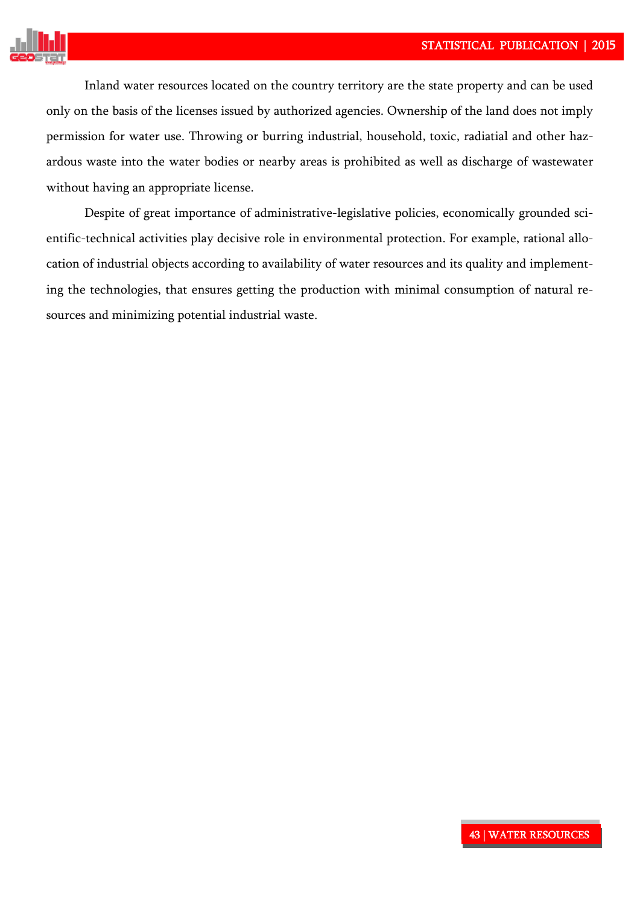Inland water resources located on the country territory are the state property and can be used only on the basis of the licenses issued by authorized agencies. Ownership of the land does not imply permission for water use. Throwing or burring industrial, household, toxic, radiatial and other hazardous waste into the water bodies or nearby areas is prohibited as well as discharge of wastewater without having an appropriate license.

Despite of great importance of administrative-legislative policies, economically grounded scientific-technical activities play decisive role in environmental protection. For example, rational allocation of industrial objects according to availability of water resources and its quality and implementing the technologies, that ensures getting the production with minimal consumption of natural resources and minimizing potential industrial waste.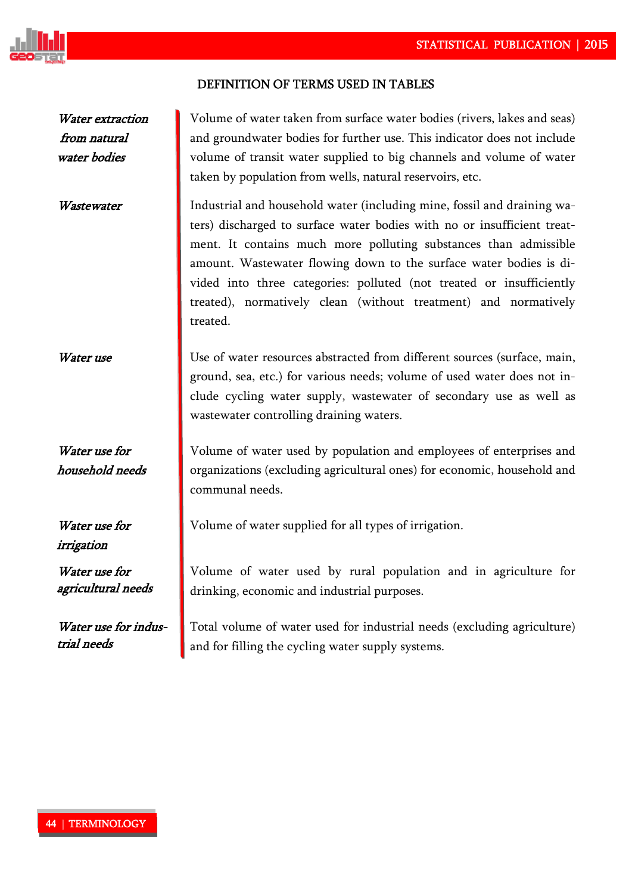## DEFINITION OF TERMS USED IN TABLES

| | |
|---|---|
| *Water extraction from natural water bodies* | Volume of water taken from surface water bodies (rivers, lakes and seas) and groundwater bodies for further use. This indicator does not include volume of transit water supplied to big channels and volume of water taken by population from wells, natural reservoirs, etc. |
| *Wastewater* | Industrial and household water (including mine, fossil and draining waters) discharged to surface water bodies with no or insufficient treatment. It contains much more polluting substances than admissible amount. Wastewater flowing down to the surface water bodies is divided into three categories: polluted (not treated or insufficiently treated), normatively clean (without treatment) and normatively treated. |
| *Water use* | Use of water resources abstracted from different sources (surface, main, ground, sea, etc.) for various needs; volume of used water does not include cycling water supply, wastewater of secondary use as well as wastewater controlling draining waters. |
| *Water use for household needs* | Volume of water used by population and employees of enterprises and organizations (excluding agricultural ones) for economic, household and communal needs. |
| *Water use for irrigation* | Volume of water supplied for all types of irrigation. |
| *Water use for agricultural needs* | Volume of water used by rural population and in agriculture for drinking, economic and industrial purposes. |
| *Water use for industrial needs* | Total volume of water used for industrial needs (excluding agriculture) and for filling the cycling water supply systems. |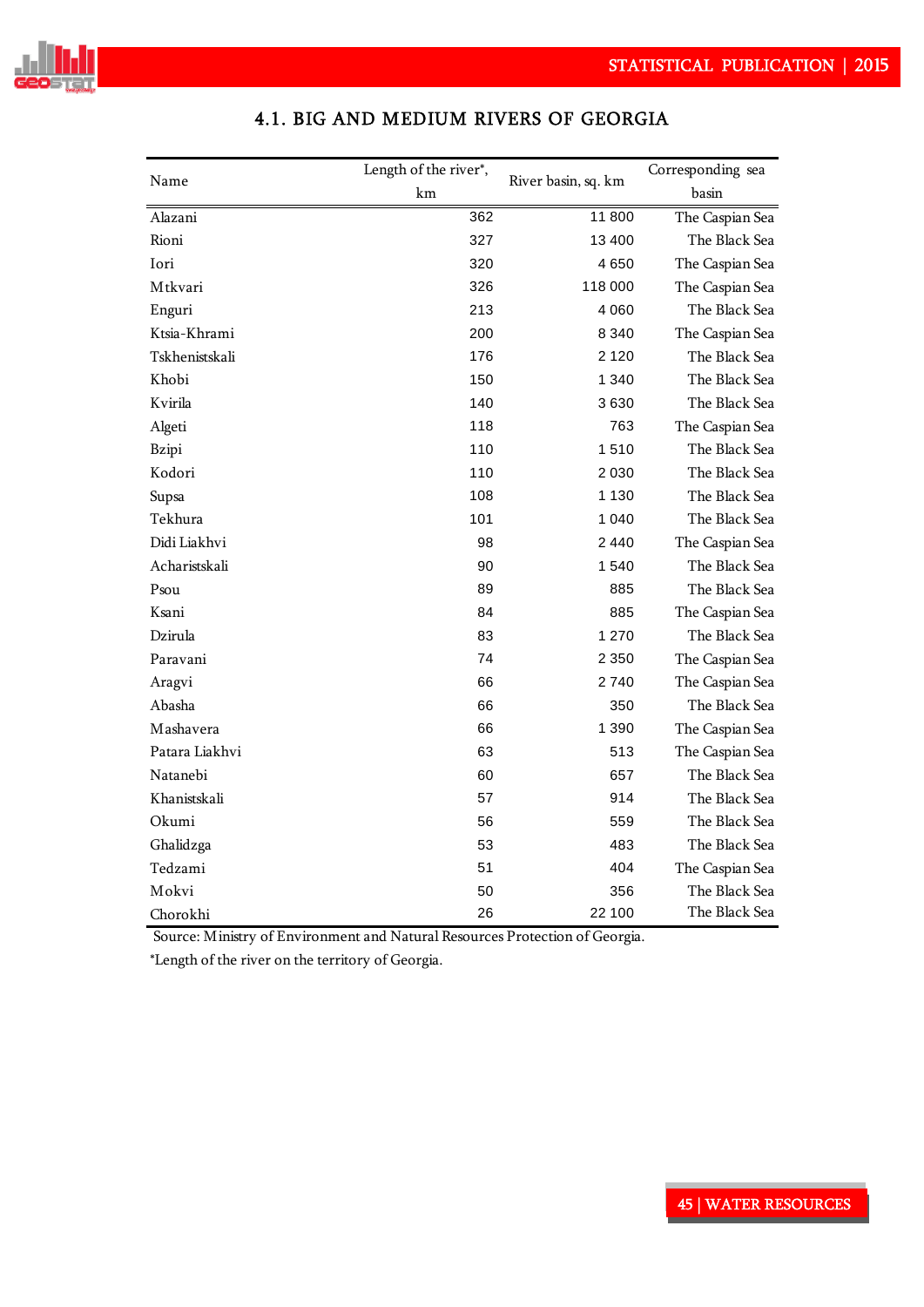## 4.1. BIG AND MEDIUM RIVERS OF GEORGIA

| Name | Length of the river*, km | River basin, sq. km | Corresponding sea basin |
|---|---|---|---|
| Alazani | 362 | 11 800 | The Caspian Sea |
| Rioni | 327 | 13 400 | The Black Sea |
| Iori | 320 | 4 650 | The Caspian Sea |
| Mtkvari | 326 | 118 000 | The Caspian Sea |
| Enguri | 213 | 4 060 | The Black Sea |
| Ktsia-Khrami | 200 | 8 340 | The Caspian Sea |
| Tskhenistskali | 176 | 2 120 | The Black Sea |
| Khobi | 150 | 1 340 | The Black Sea |
| Kvirila | 140 | 3 630 | The Black Sea |
| Algeti | 118 | 763 | The Caspian Sea |
| Bzipi | 110 | 1 510 | The Black Sea |
| Kodori | 110 | 2 030 | The Black Sea |
| Supsa | 108 | 1 130 | The Black Sea |
| Tekhura | 101 | 1 040 | The Black Sea |
| Didi Liakhvi | 98 | 2 440 | The Caspian Sea |
| Acharistskali | 90 | 1 540 | The Black Sea |
| Psou | 89 | 885 | The Black Sea |
| Ksani | 84 | 885 | The Caspian Sea |
| Dzirula | 83 | 1 270 | The Black Sea |
| Paravani | 74 | 2 350 | The Caspian Sea |
| Aragvi | 66 | 2 740 | The Caspian Sea |
| Abasha | 66 | 350 | The Black Sea |
| Mashavera | 66 | 1 390 | The Caspian Sea |
| Patara Liakhvi | 63 | 513 | The Caspian Sea |
| Natanebi | 60 | 657 | The Black Sea |
| Khanistskali | 57 | 914 | The Black Sea |
| Okumi | 56 | 559 | The Black Sea |
| Ghalidzga | 53 | 483 | The Black Sea |
| Tedzami | 51 | 404 | The Caspian Sea |
| Mokvi | 50 | 356 | The Black Sea |
| Chorokhi | 26 | 22 100 | The Black Sea |

Source: Ministry of Environment and Natural Resources Protection of Georgia.

*Length of the river on the territory of Georgia.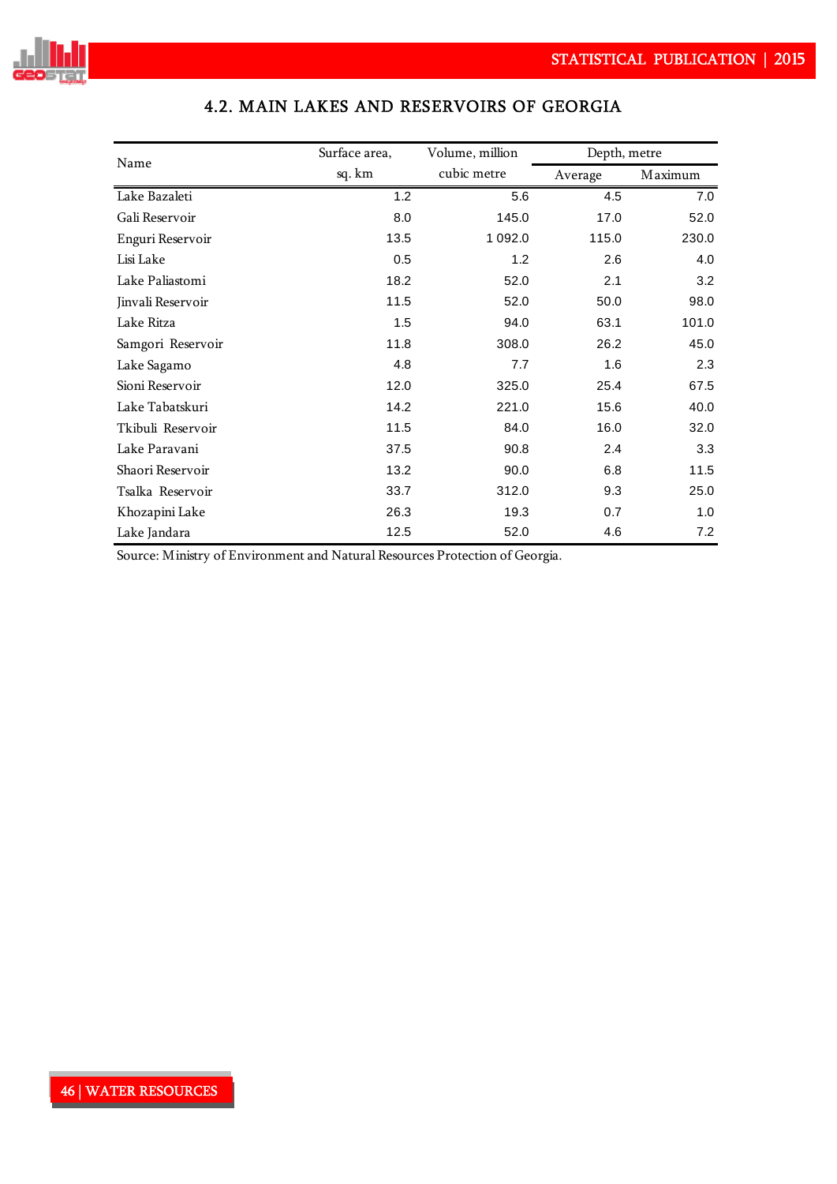## 4.2. MAIN LAKES AND RESERVOIRS OF GEORGIA

| Name | Surface area, sq. km | Volume, million cubic metre | Depth, metre | |
|---|---|---|---|---|
| | | | Average | Maximum |
| Lake Bazaleti | 1.2 | 5.6 | 4.5 | 7.0 |
| Gali Reservoir | 8.0 | 145.0 | 17.0 | 52.0 |
| Enguri Reservoir | 13.5 | 1 092.0 | 115.0 | 230.0 |
| Lisi Lake | 0.5 | 1.2 | 2.6 | 4.0 |
| Lake Paliastomi | 18.2 | 52.0 | 2.1 | 3.2 |
| Jinvali Reservoir | 11.5 | 52.0 | 50.0 | 98.0 |
| Lake Ritza | 1.5 | 94.0 | 63.1 | 101.0 |
| Samgori Reservoir | 11.8 | 308.0 | 26.2 | 45.0 |
| Lake Sagamo | 4.8 | 7.7 | 1.6 | 2.3 |
| Sioni Reservoir | 12.0 | 325.0 | 25.4 | 67.5 |
| Lake Tabatskuri | 14.2 | 221.0 | 15.6 | 40.0 |
| Tkibuli Reservoir | 11.5 | 84.0 | 16.0 | 32.0 |
| Lake Paravani | 37.5 | 90.8 | 2.4 | 3.3 |
| Shaori Reservoir | 13.2 | 90.0 | 6.8 | 11.5 |
| Tsalka Reservoir | 33.7 | 312.0 | 9.3 | 25.0 |
| Khozapini Lake | 26.3 | 19.3 | 0.7 | 1.0 |
| Lake Jandara | 12.5 | 52.0 | 4.6 | 7.2 |

Source: Ministry of Environment and Natural Resources Protection of Georgia.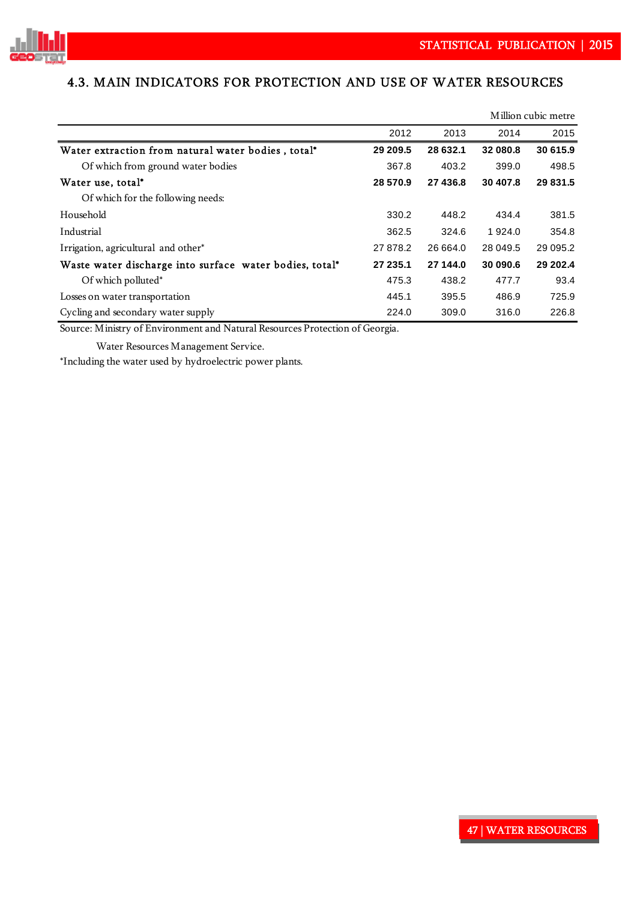## 4.3. MAIN INDICATORS FOR PROTECTION AND USE OF WATER RESOURCES

Million cubic metre

| | 2012 | 2013 | 2014 | 2015 |
|---|---|---|---|---|
| **Water extraction from natural water bodies , total*** | **29 209.5** | **28 632.1** | **32 080.8** | **30 615.9** |
| Of which from ground water bodies | 367.8 | 403.2 | 399.0 | 498.5 |
| **Water use, total*** | **28 570.9** | **27 436.8** | **30 407.8** | **29 831.5** |
| Of which for the following needs: | | | | |
| Household | 330.2 | 448.2 | 434.4 | 381.5 |
| Industrial | 362.5 | 324.6 | 1 924.0 | 354.8 |
| Irrigation, agricultural and other* | 27 878.2 | 26 664.0 | 28 049.5 | 29 095.2 |
| **Waste water discharge into surface water bodies, total*** | **27 235.1** | **27 144.0** | **30 090.6** | **29 202.4** |
| Of which polluted* | 475.3 | 438.2 | 477.7 | 93.4 |
| Losses on water transportation | 445.1 | 395.5 | 486.9 | 725.9 |
| Cycling and secondary water supply | 224.0 | 309.0 | 316.0 | 226.8 |

Source: Ministry of Environment and Natural Resources Protection of Georgia.

Water Resources Management Service.

*Including the water used by hydroelectric power plants.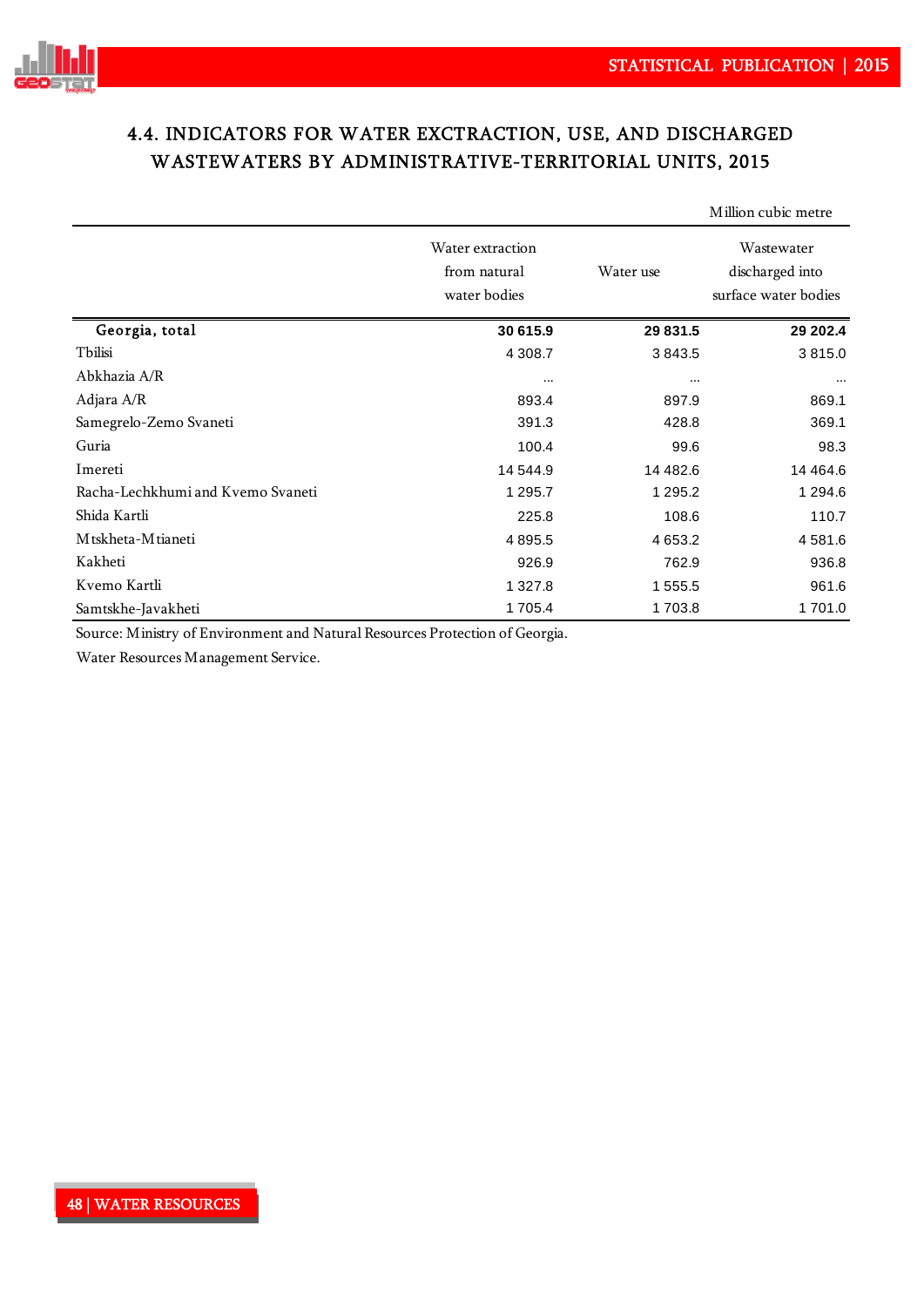## 4.4. INDICATORS FOR WATER EXCTRACTION, USE, AND DISCHARGED WASTEWATERS BY ADMINISTRATIVE-TERRITORIAL UNITS, 2015

Million cubic metre

| | Water extraction from natural water bodies | Water use | Wastewater discharged into surface water bodies |
|---|---|---|---|
| **Georgia, total** | **30 615.9** | **29 831.5** | **29 202.4** |
| Tbilisi | 4 308.7 | 3 843.5 | 3 815.0 |
| Abkhazia A/R | ... | ... | ... |
| Adjara A/R | 893.4 | 897.9 | 869.1 |
| Samegrelo-Zemo Svaneti | 391.3 | 428.8 | 369.1 |
| Guria | 100.4 | 99.6 | 98.3 |
| Imereti | 14 544.9 | 14 482.6 | 14 464.6 |
| Racha-Lechkhumi and Kvemo Svaneti | 1 295.7 | 1 295.2 | 1 294.6 |
| Shida Kartli | 225.8 | 108.6 | 110.7 |
| Mtskheta-Mtianeti | 4 895.5 | 4 653.2 | 4 581.6 |
| Kakheti | 926.9 | 762.9 | 936.8 |
| Kvemo Kartli | 1 327.8 | 1 555.5 | 961.6 |
| Samtskhe-Javakheti | 1 705.4 | 1 703.8 | 1 701.0 |

Source: Ministry of Environment and Natural Resources Protection of Georgia.

Water Resources Management Service.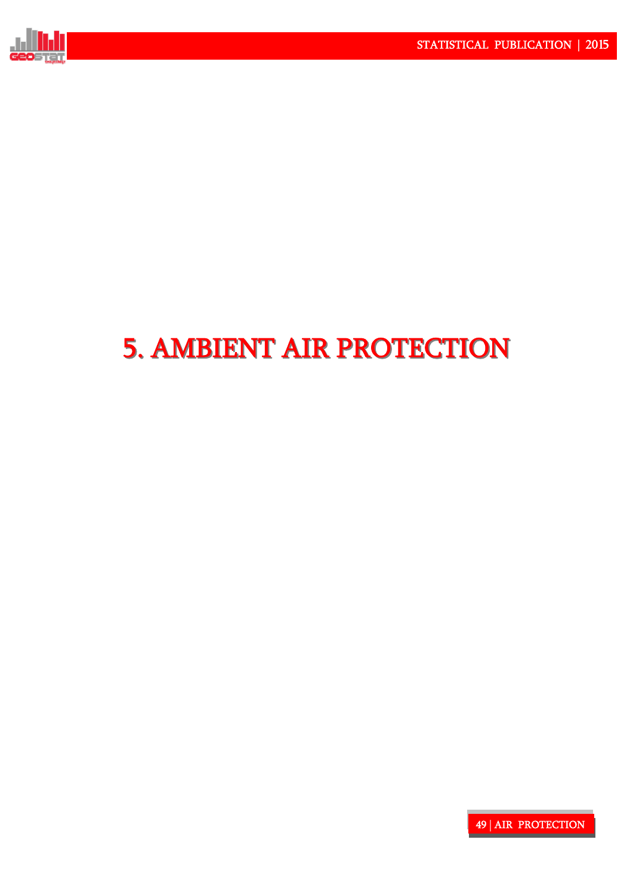# 5. AMBIENT AIR PROTECTION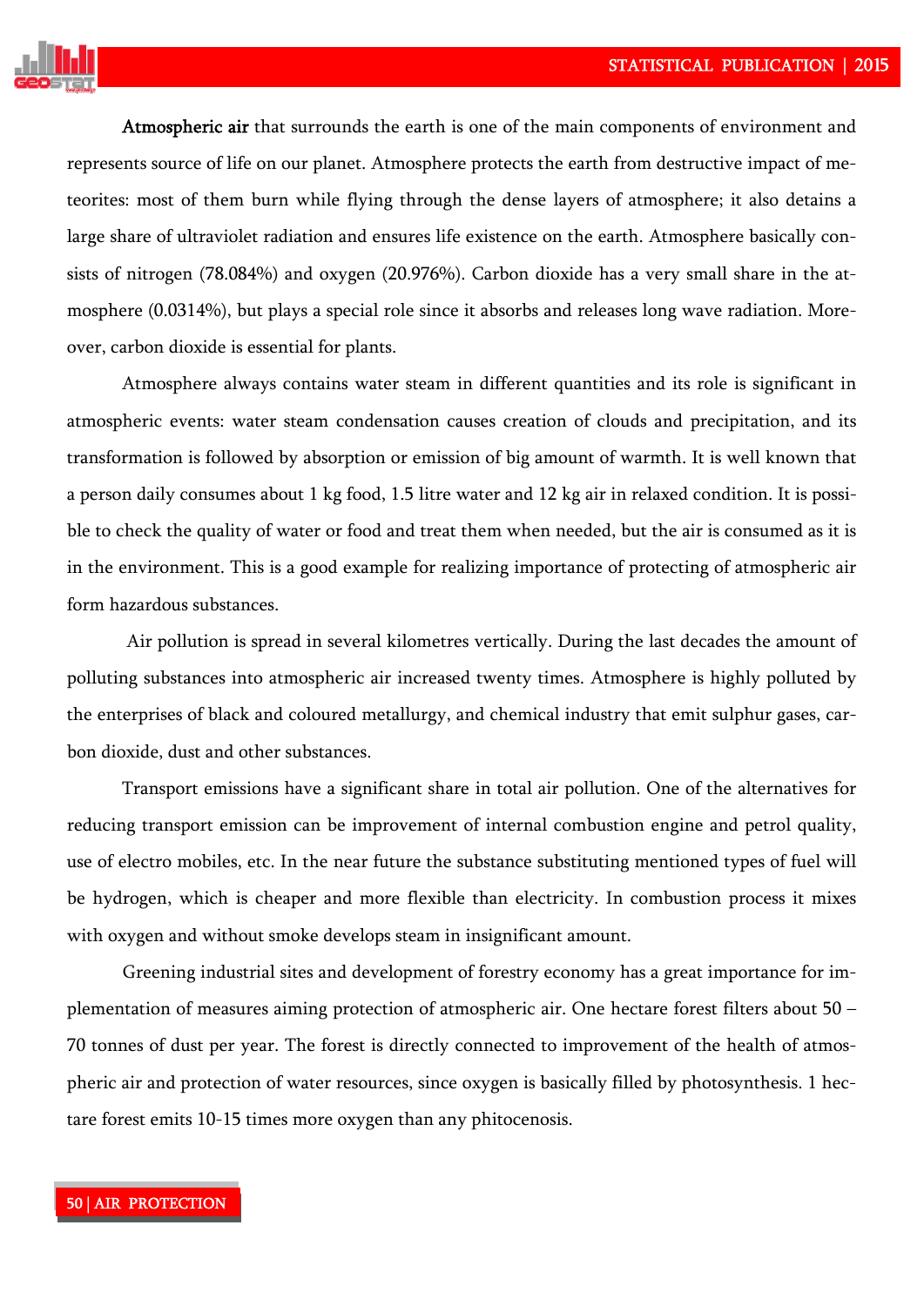**Atmospheric air** that surrounds the earth is one of the main components of environment and represents source of life on our planet. Atmosphere protects the earth from destructive impact of meteorites: most of them burn while flying through the dense layers of atmosphere; it also detains a large share of ultraviolet radiation and ensures life existence on the earth. Atmosphere basically consists of nitrogen (78.084%) and oxygen (20.976%). Carbon dioxide has a very small share in the atmosphere (0.0314%), but plays a special role since it absorbs and releases long wave radiation. Moreover, carbon dioxide is essential for plants.

Atmosphere always contains water steam in different quantities and its role is significant in atmospheric events: water steam condensation causes creation of clouds and precipitation, and its transformation is followed by absorption or emission of big amount of warmth. It is well known that a person daily consumes about 1 kg food, 1.5 litre water and 12 kg air in relaxed condition. It is possible to check the quality of water or food and treat them when needed, but the air is consumed as it is in the environment. This is a good example for realizing importance of protecting of atmospheric air form hazardous substances.

Air pollution is spread in several kilometres vertically. During the last decades the amount of polluting substances into atmospheric air increased twenty times. Atmosphere is highly polluted by the enterprises of black and coloured metallurgy, and chemical industry that emit sulphur gases, carbon dioxide, dust and other substances.

Transport emissions have a significant share in total air pollution. One of the alternatives for reducing transport emission can be improvement of internal combustion engine and petrol quality, use of electro mobiles, etc. In the near future the substance substituting mentioned types of fuel will be hydrogen, which is cheaper and more flexible than electricity. In combustion process it mixes with oxygen and without smoke develops steam in insignificant amount.

Greening industrial sites and development of forestry economy has a great importance for implementation of measures aiming protection of atmospheric air. One hectare forest filters about 50 – 70 tonnes of dust per year. The forest is directly connected to improvement of the health of atmospheric air and protection of water resources, since oxygen is basically filled by photosynthesis. 1 hectare forest emits 10-15 times more oxygen than any phitocenosis.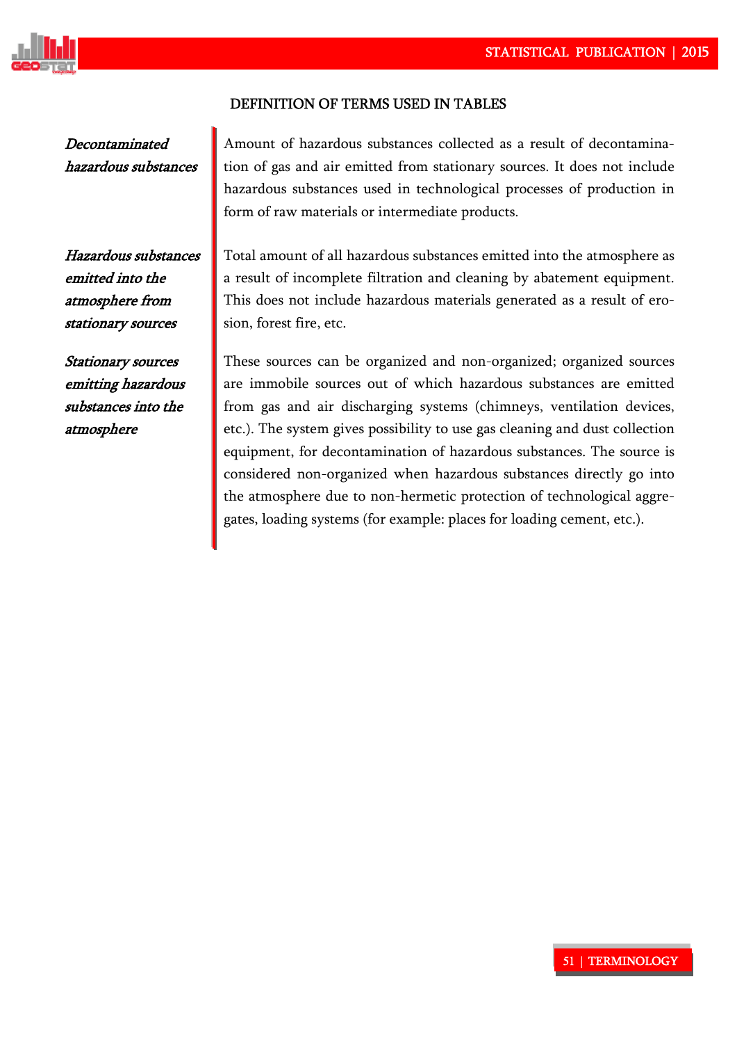## DEFINITION OF TERMS USED IN TABLES

| | |
|---|---|
| *Decontaminated hazardous substances* | Amount of hazardous substances collected as a result of decontamination of gas and air emitted from stationary sources. It does not include hazardous substances used in technological processes of production in form of raw materials or intermediate products. |
| *Hazardous substances emitted into the atmosphere from stationary sources* | Total amount of all hazardous substances emitted into the atmosphere as a result of incomplete filtration and cleaning by abatement equipment. This does not include hazardous materials generated as a result of erosion, forest fire, etc. |
| *Stationary sources emitting hazardous substances into the atmosphere* | These sources can be organized and non-organized; organized sources are immobile sources out of which hazardous substances are emitted from gas and air discharging systems (chimneys, ventilation devices, etc.). The system gives possibility to use gas cleaning and dust collection equipment, for decontamination of hazardous substances. The source is considered non-organized when hazardous substances directly go into the atmosphere due to non-hermetic protection of technological aggregates, loading systems (for example: places for loading cement, etc.). |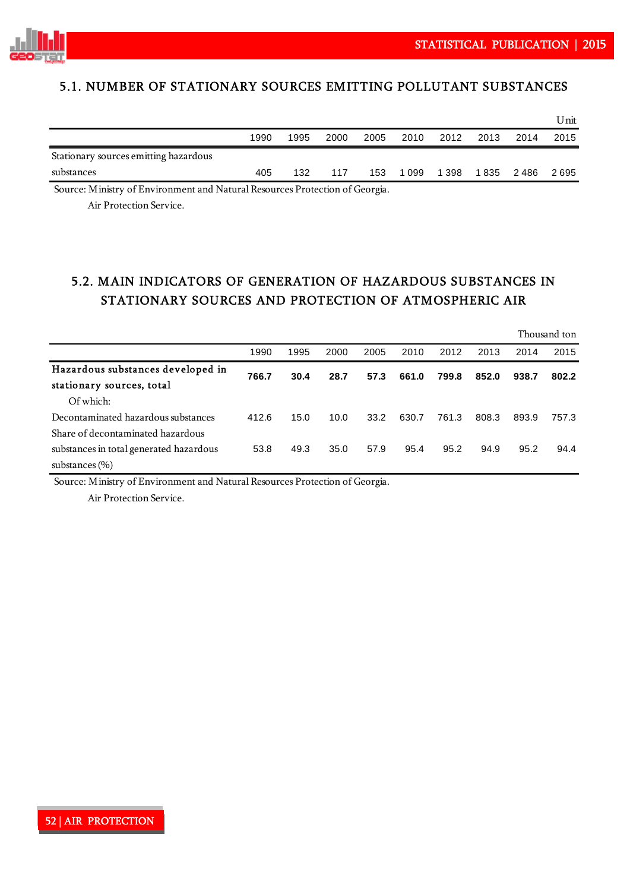## 5.1. NUMBER OF STATIONARY SOURCES EMITTING POLLUTANT SUBSTANCES

Unit

| | 1990 | 1995 | 2000 | 2005 | 2010 | 2012 | 2013 | 2014 | 2015 |
|---|---|---|---|---|---|---|---|---|---|
| Stationary sources emitting hazardous substances | 405 | 132 | 117 | 153 | 1 099 | 1 398 | 1 835 | 2 486 | 2 695 |

Source: Ministry of Environment and Natural Resources Protection of Georgia.
Air Protection Service.

## 5.2. MAIN INDICATORS OF GENERATION OF HAZARDOUS SUBSTANCES IN STATIONARY SOURCES AND PROTECTION OF ATMOSPHERIC AIR

Thousand ton

| | 1990 | 1995 | 2000 | 2005 | 2010 | 2012 | 2013 | 2014 | 2015 |
|---|---|---|---|---|---|---|---|---|---|
| **Hazardous substances developed in stationary sources, total** | **766.7** | **30.4** | **28.7** | **57.3** | **661.0** | **799.8** | **852.0** | **938.7** | **802.2** |
| Of which: | | | | | | | | | |
| Decontaminated hazardous substances | 412.6 | 15.0 | 10.0 | 33.2 | 630.7 | 761.3 | 808.3 | 893.9 | 757.3 |
| Share of decontaminated hazardous substances in total generated hazardous substances (%) | 53.8 | 49.3 | 35.0 | 57.9 | 95.4 | 95.2 | 94.9 | 95.2 | 94.4 |

Source: Ministry of Environment and Natural Resources Protection of Georgia.
Air Protection Service.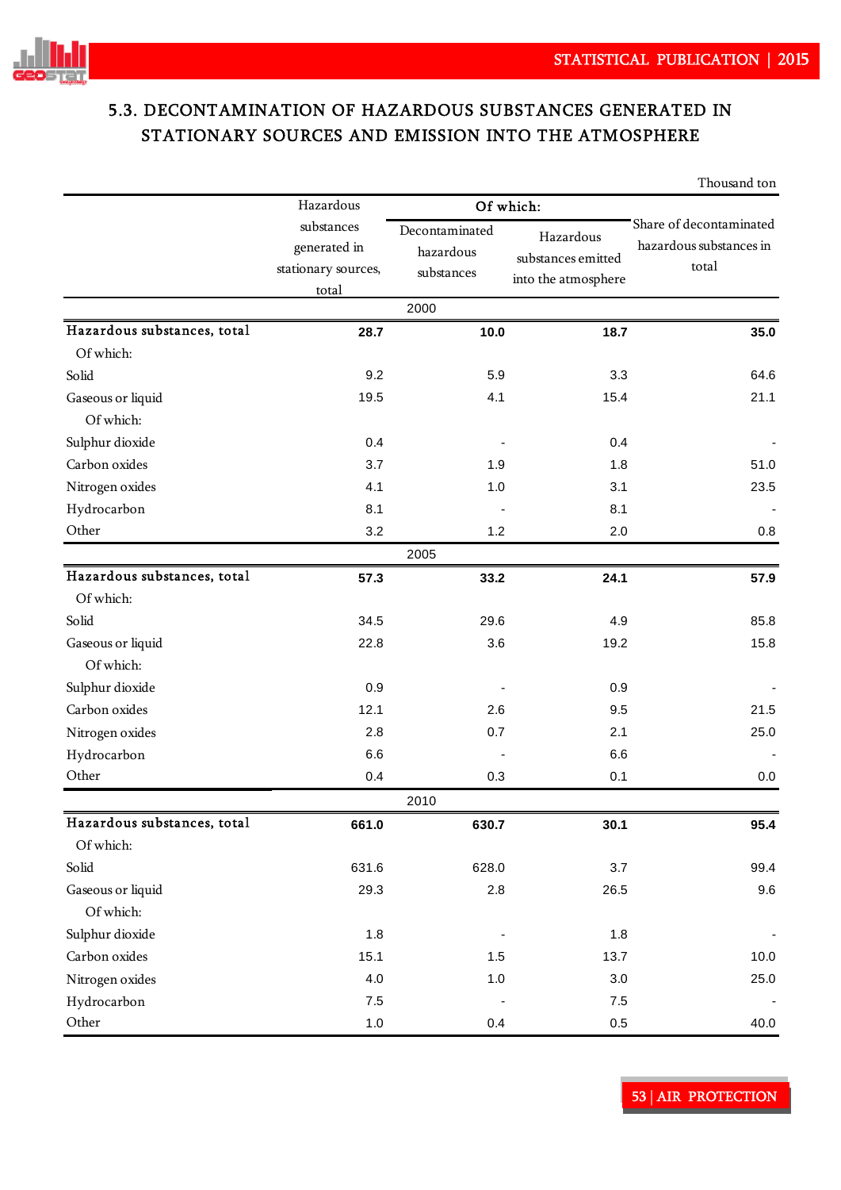## 5.3. DECONTAMINATION OF HAZARDOUS SUBSTANCES GENERATED IN STATIONARY SOURCES AND EMISSION INTO THE ATMOSPHERE

Thousand ton

| | Hazardous substances generated in stationary sources, total | Of which: | | Share of decontaminated hazardous substances in total |
|---|---|---|---|---|
| | | Decontaminated hazardous substances | Hazardous substances emitted into the atmosphere | |
| **2000** | | | | |
| **Hazardous substances, total** | **28.7** | **10.0** | **18.7** | **35.0** |
| Of which: | | | | |
| Solid | 9.2 | 5.9 | 3.3 | 64.6 |
| Gaseous or liquid | 19.5 | 4.1 | 15.4 | 21.1 |
| Of which: | | | | |
| Sulphur dioxide | 0.4 | - | 0.4 | - |
| Carbon oxides | 3.7 | 1.9 | 1.8 | 51.0 |
| Nitrogen oxides | 4.1 | 1.0 | 3.1 | 23.5 |
| Hydrocarbon | 8.1 | - | 8.1 | - |
| Other | 3.2 | 1.2 | 2.0 | 0.8 |
| **2005** | | | | |
| **Hazardous substances, total** | **57.3** | **33.2** | **24.1** | **57.9** |
| Of which: | | | | |
| Solid | 34.5 | 29.6 | 4.9 | 85.8 |
| Gaseous or liquid | 22.8 | 3.6 | 19.2 | 15.8 |
| Of which: | | | | |
| Sulphur dioxide | 0.9 | - | 0.9 | - |
| Carbon oxides | 12.1 | 2.6 | 9.5 | 21.5 |
| Nitrogen oxides | 2.8 | 0.7 | 2.1 | 25.0 |
| Hydrocarbon | 6.6 | - | 6.6 | - |
| Other | 0.4 | 0.3 | 0.1 | 0.0 |
| **2010** | | | | |
| **Hazardous substances, total** | **661.0** | **630.7** | **30.1** | **95.4** |
| Of which: | | | | |
| Solid | 631.6 | 628.0 | 3.7 | 99.4 |
| Gaseous or liquid | 29.3 | 2.8 | 26.5 | 9.6 |
| Of which: | | | | |
| Sulphur dioxide | 1.8 | - | 1.8 | - |
| Carbon oxides | 15.1 | 1.5 | 13.7 | 10.0 |
| Nitrogen oxides | 4.0 | 1.0 | 3.0 | 25.0 |
| Hydrocarbon | 7.5 | - | 7.5 | - |
| Other | 1.0 | 0.4 | 0.5 | 40.0 |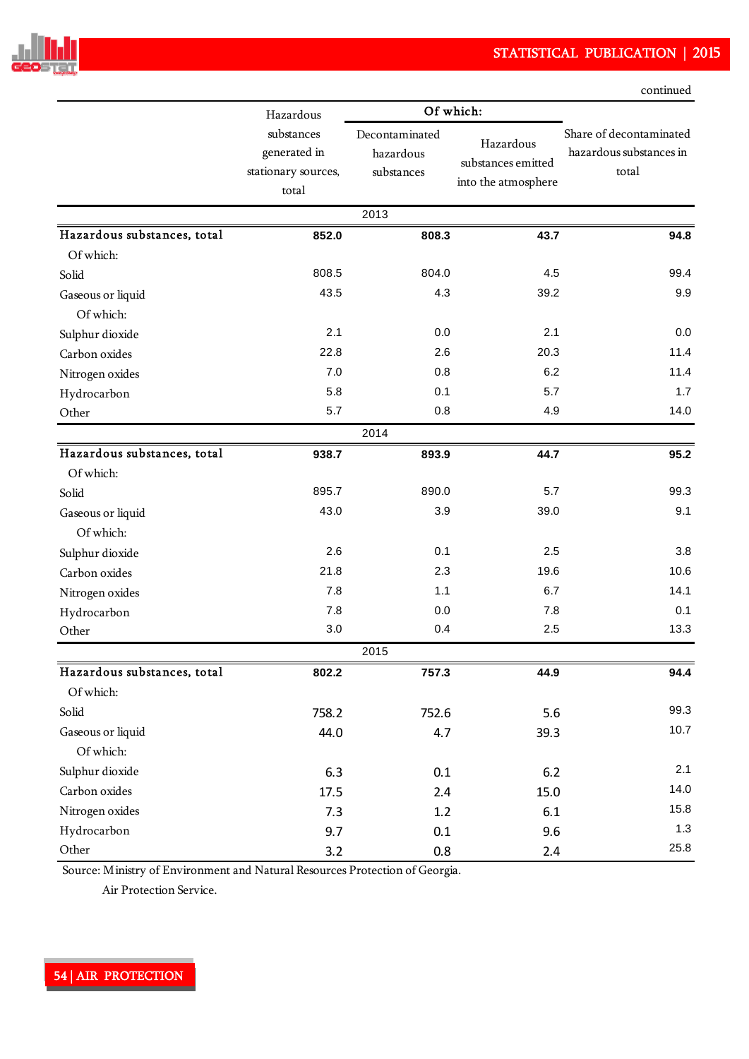continued

| | Hazardous substances generated in stationary sources, total | Of which: | | Share of decontaminated hazardous substances in total |
|---|---|---|---|---|
| | | Decontaminated hazardous substances | Hazardous substances emitted into the atmosphere | |
| **2013** | | | | |
| **Hazardous substances, total** | **852.0** | **808.3** | **43.7** | **94.8** |
| Of which: | | | | |
| Solid | 808.5 | 804.0 | 4.5 | 99.4 |
| Gaseous or liquid | 43.5 | 4.3 | 39.2 | 9.9 |
| Of which: | | | | |
| Sulphur dioxide | 2.1 | 0.0 | 2.1 | 0.0 |
| Carbon oxides | 22.8 | 2.6 | 20.3 | 11.4 |
| Nitrogen oxides | 7.0 | 0.8 | 6.2 | 11.4 |
| Hydrocarbon | 5.8 | 0.1 | 5.7 | 1.7 |
| Other | 5.7 | 0.8 | 4.9 | 14.0 |
| **2014** | | | | |
| **Hazardous substances, total** | **938.7** | **893.9** | **44.7** | **95.2** |
| Of which: | | | | |
| Solid | 895.7 | 890.0 | 5.7 | 99.3 |
| Gaseous or liquid | 43.0 | 3.9 | 39.0 | 9.1 |
| Of which: | | | | |
| Sulphur dioxide | 2.6 | 0.1 | 2.5 | 3.8 |
| Carbon oxides | 21.8 | 2.3 | 19.6 | 10.6 |
| Nitrogen oxides | 7.8 | 1.1 | 6.7 | 14.1 |
| Hydrocarbon | 7.8 | 0.0 | 7.8 | 0.1 |
| Other | 3.0 | 0.4 | 2.5 | 13.3 |
| **2015** | | | | |
| **Hazardous substances, total** | **802.2** | **757.3** | **44.9** | **94.4** |
| Of which: | | | | |
| Solid | 758.2 | 752.6 | 5.6 | 99.3 |
| Gaseous or liquid | 44.0 | 4.7 | 39.3 | 10.7 |
| Of which: | | | | |
| Sulphur dioxide | 6.3 | 0.1 | 6.2 | 2.1 |
| Carbon oxides | 17.5 | 2.4 | 15.0 | 14.0 |
| Nitrogen oxides | 7.3 | 1.2 | 6.1 | 15.8 |
| Hydrocarbon | 9.7 | 0.1 | 9.6 | 1.3 |
| Other | 3.2 | 0.8 | 2.4 | 25.8 |

Source: Ministry of Environment and Natural Resources Protection of Georgia.
Air Protection Service.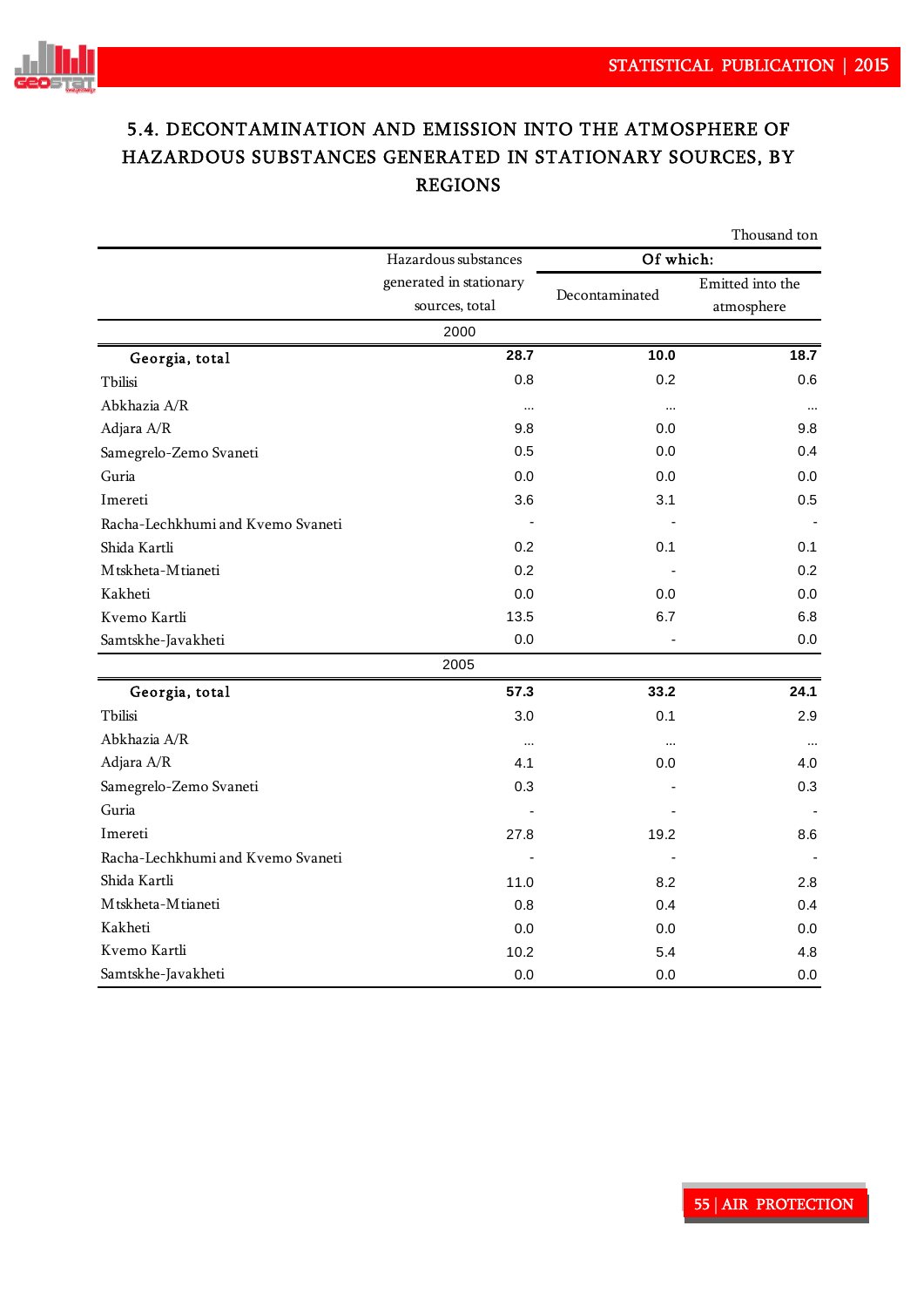# 5.4. DECONTAMINATION AND EMISSION INTO THE ATMOSPHERE OF HAZARDOUS SUBSTANCES GENERATED IN STATIONARY SOURCES, BY REGIONS

Thousand ton

| | Hazardous substances generated in stationary sources, total | Of which: | |
|---|---|---|---|
| | | Decontaminated | Emitted into the atmosphere |
| **2000** | | | |
| **Georgia, total** | **28.7** | **10.0** | **18.7** |
| Tbilisi | 0.8 | 0.2 | 0.6 |
| Abkhazia A/R | ... | ... | ... |
| Adjara A/R | 9.8 | 0.0 | 9.8 |
| Samegrelo-Zemo Svaneti | 0.5 | 0.0 | 0.4 |
| Guria | 0.0 | 0.0 | 0.0 |
| Imereti | 3.6 | 3.1 | 0.5 |
| Racha-Lechkhumi and Kvemo Svaneti | - | - | - |
| Shida Kartli | 0.2 | 0.1 | 0.1 |
| Mtskheta-Mtianeti | 0.2 | - | 0.2 |
| Kakheti | 0.0 | 0.0 | 0.0 |
| Kvemo Kartli | 13.5 | 6.7 | 6.8 |
| Samtskhe-Javakheti | 0.0 | - | 0.0 |
| **2005** | | | |
| **Georgia, total** | **57.3** | **33.2** | **24.1** |
| Tbilisi | 3.0 | 0.1 | 2.9 |
| Abkhazia A/R | ... | ... | ... |
| Adjara A/R | 4.1 | 0.0 | 4.0 |
| Samegrelo-Zemo Svaneti | 0.3 | - | 0.3 |
| Guria | - | - | - |
| Imereti | 27.8 | 19.2 | 8.6 |
| Racha-Lechkhumi and Kvemo Svaneti | - | - | - |
| Shida Kartli | 11.0 | 8.2 | 2.8 |
| Mtskheta-Mtianeti | 0.8 | 0.4 | 0.4 |
| Kakheti | 0.0 | 0.0 | 0.0 |
| Kvemo Kartli | 10.2 | 5.4 | 4.8 |
| Samtskhe-Javakheti | 0.0 | 0.0 | 0.0 |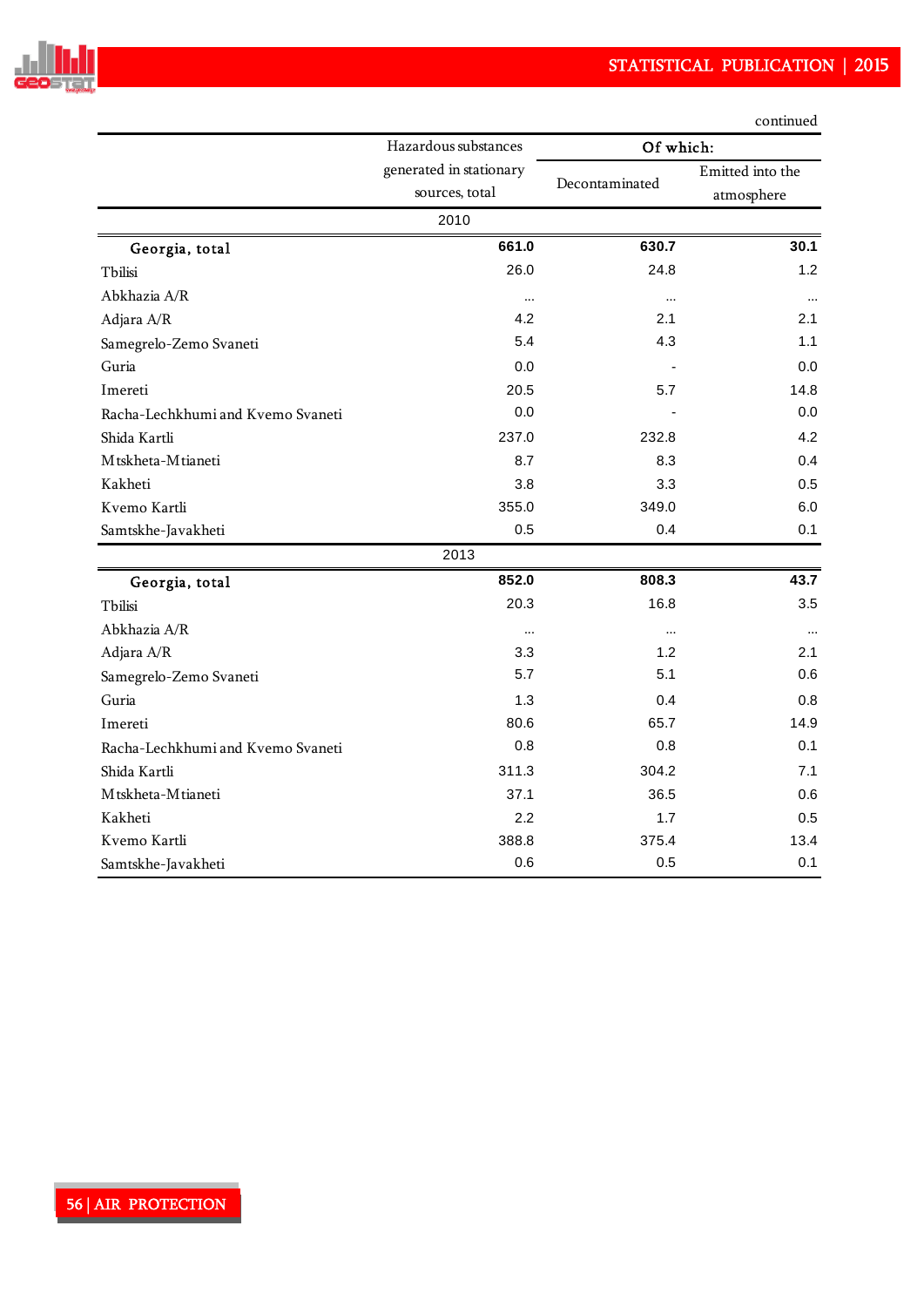continued

| | Hazardous substances generated in stationary sources, total | Of which: | |
|---|---|---|---|
| | | Decontaminated | Emitted into the atmosphere |
| **2010** | | | |
| **Georgia, total** | **661.0** | **630.7** | **30.1** |
| Tbilisi | 26.0 | 24.8 | 1.2 |
| Abkhazia A/R | ... | ... | ... |
| Adjara A/R | 4.2 | 2.1 | 2.1 |
| Samegrelo-Zemo Svaneti | 5.4 | 4.3 | 1.1 |
| Guria | 0.0 | - | 0.0 |
| Imereti | 20.5 | 5.7 | 14.8 |
| Racha-Lechkhumi and Kvemo Svaneti | 0.0 | - | 0.0 |
| Shida Kartli | 237.0 | 232.8 | 4.2 |
| Mtskheta-Mtianeti | 8.7 | 8.3 | 0.4 |
| Kakheti | 3.8 | 3.3 | 0.5 |
| Kvemo Kartli | 355.0 | 349.0 | 6.0 |
| Samtskhe-Javakheti | 0.5 | 0.4 | 0.1 |
| **2013** | | | |
| **Georgia, total** | **852.0** | **808.3** | **43.7** |
| Tbilisi | 20.3 | 16.8 | 3.5 |
| Abkhazia A/R | ... | ... | ... |
| Adjara A/R | 3.3 | 1.2 | 2.1 |
| Samegrelo-Zemo Svaneti | 5.7 | 5.1 | 0.6 |
| Guria | 1.3 | 0.4 | 0.8 |
| Imereti | 80.6 | 65.7 | 14.9 |
| Racha-Lechkhumi and Kvemo Svaneti | 0.8 | 0.8 | 0.1 |
| Shida Kartli | 311.3 | 304.2 | 7.1 |
| Mtskheta-Mtianeti | 37.1 | 36.5 | 0.6 |
| Kakheti | 2.2 | 1.7 | 0.5 |
| Kvemo Kartli | 388.8 | 375.4 | 13.4 |
| Samtskhe-Javakheti | 0.6 | 0.5 | 0.1 |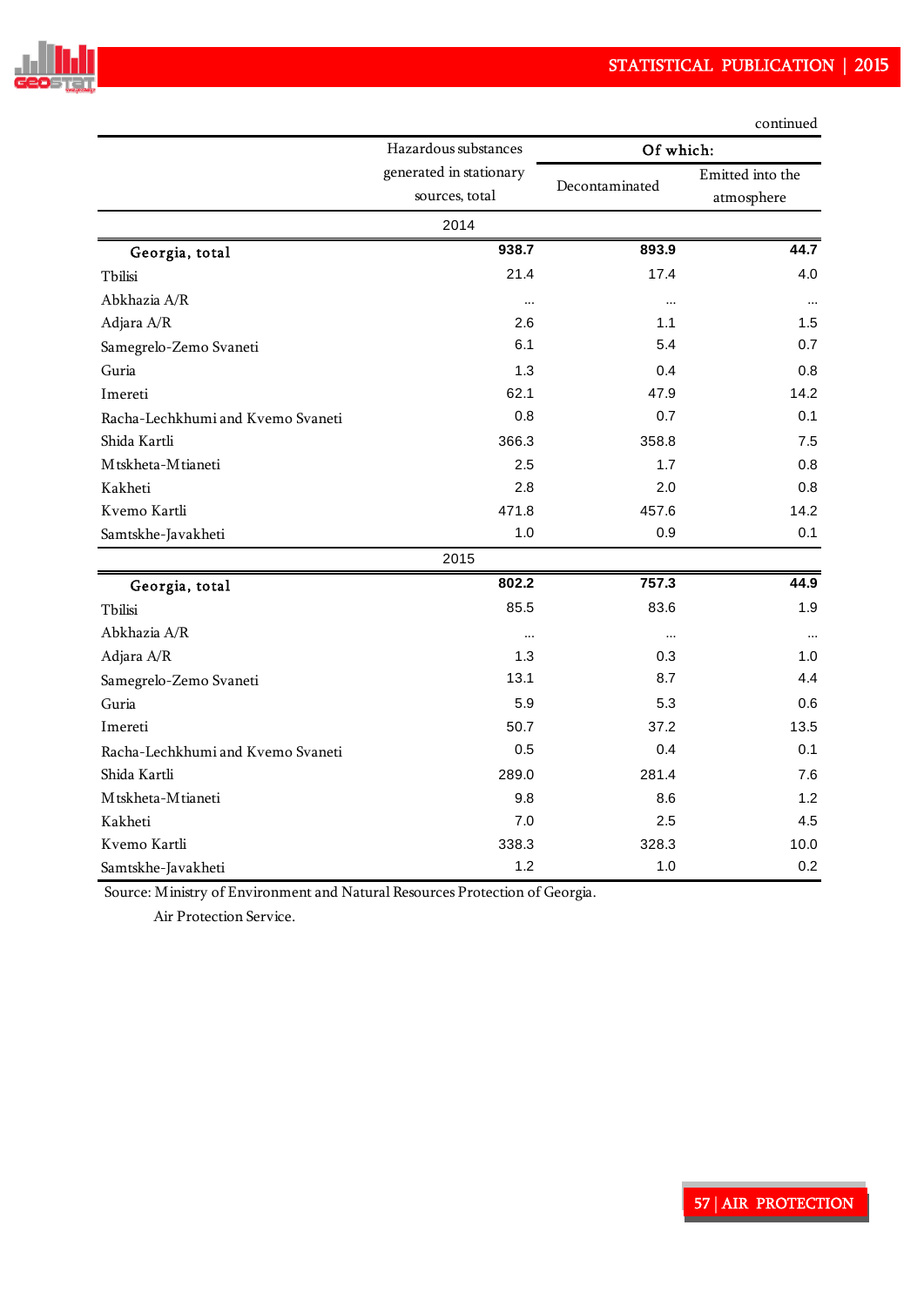continued

| | Hazardous substances generated in stationary sources, total | Of which: | |
|---|---|---|---|
| | | Decontaminated | Emitted into the atmosphere |
| **2014** | | | |
| **Georgia, total** | **938.7** | **893.9** | **44.7** |
| Tbilisi | 21.4 | 17.4 | 4.0 |
| Abkhazia A/R | ... | ... | ... |
| Adjara A/R | 2.6 | 1.1 | 1.5 |
| Samegrelo-Zemo Svaneti | 6.1 | 5.4 | 0.7 |
| Guria | 1.3 | 0.4 | 0.8 |
| Imereti | 62.1 | 47.9 | 14.2 |
| Racha-Lechkhumi and Kvemo Svaneti | 0.8 | 0.7 | 0.1 |
| Shida Kartli | 366.3 | 358.8 | 7.5 |
| Mtskheta-Mtianeti | 2.5 | 1.7 | 0.8 |
| Kakheti | 2.8 | 2.0 | 0.8 |
| Kvemo Kartli | 471.8 | 457.6 | 14.2 |
| Samtskhe-Javakheti | 1.0 | 0.9 | 0.1 |
| **2015** | | | |
| **Georgia, total** | **802.2** | **757.3** | **44.9** |
| Tbilisi | 85.5 | 83.6 | 1.9 |
| Abkhazia A/R | ... | ... | ... |
| Adjara A/R | 1.3 | 0.3 | 1.0 |
| Samegrelo-Zemo Svaneti | 13.1 | 8.7 | 4.4 |
| Guria | 5.9 | 5.3 | 0.6 |
| Imereti | 50.7 | 37.2 | 13.5 |
| Racha-Lechkhumi and Kvemo Svaneti | 0.5 | 0.4 | 0.1 |
| Shida Kartli | 289.0 | 281.4 | 7.6 |
| Mtskheta-Mtianeti | 9.8 | 8.6 | 1.2 |
| Kakheti | 7.0 | 2.5 | 4.5 |
| Kvemo Kartli | 338.3 | 328.3 | 10.0 |
| Samtskhe-Javakheti | 1.2 | 1.0 | 0.2 |

Source: Ministry of Environment and Natural Resources Protection of Georgia. Air Protection Service.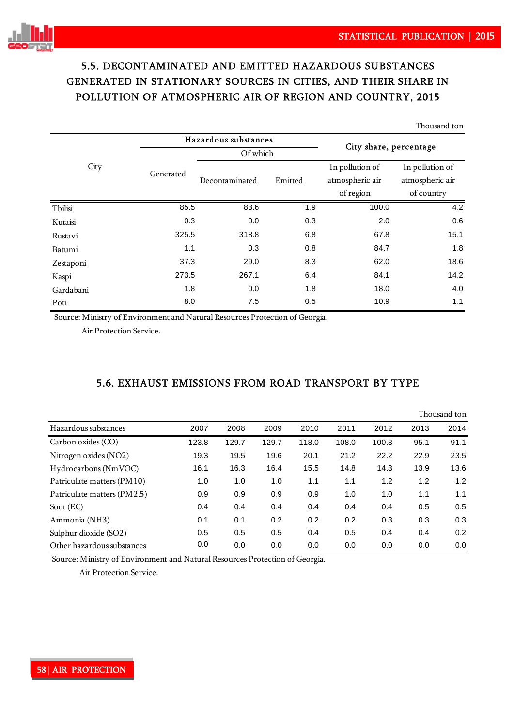## 5.5. DECONTAMINATED AND EMITTED HAZARDOUS SUBSTANCES GENERATED IN STATIONARY SOURCES IN CITIES, AND THEIR SHARE IN POLLUTION OF ATMOSPHERIC AIR OF REGION AND COUNTRY, 2015

Thousand ton

| City | Hazardous substances | | | City share, percentage | |
|---|---|---|---|---|---|
| | Generated | Of which | | | |
| | | Decontaminated | Emitted | In pollution of atmospheric air of region | In pollution of atmospheric air of country |
| Tbilisi | 85.5 | 83.6 | 1.9 | 100.0 | 4.2 |
| Kutaisi | 0.3 | 0.0 | 0.3 | 2.0 | 0.6 |
| Rustavi | 325.5 | 318.8 | 6.8 | 67.8 | 15.1 |
| Batumi | 1.1 | 0.3 | 0.8 | 84.7 | 1.8 |
| Zestaponi | 37.3 | 29.0 | 8.3 | 62.0 | 18.6 |
| Kaspi | 273.5 | 267.1 | 6.4 | 84.1 | 14.2 |
| Gardabani | 1.8 | 0.0 | 1.8 | 18.0 | 4.0 |
| Poti | 8.0 | 7.5 | 0.5 | 10.9 | 1.1 |

Source: Ministry of Environment and Natural Resources Protection of Georgia.
Air Protection Service.

## 5.6. EXHAUST EMISSIONS FROM ROAD TRANSPORT BY TYPE

Thousand ton

| Hazardous substances | 2007 | 2008 | 2009 | 2010 | 2011 | 2012 | 2013 | 2014 |
|---|---|---|---|---|---|---|---|---|
| Carbon oxides (CO) | 123.8 | 129.7 | 129.7 | 118.0 | 108.0 | 100.3 | 95.1 | 91.1 |
| Nitrogen oxides (NO2) | 19.3 | 19.5 | 19.6 | 20.1 | 21.2 | 22.2 | 22.9 | 23.5 |
| Hydrocarbons (NmVOC) | 16.1 | 16.3 | 16.4 | 15.5 | 14.8 | 14.3 | 13.9 | 13.6 |
| Patriculate matters (PM10) | 1.0 | 1.0 | 1.0 | 1.1 | 1.1 | 1.2 | 1.2 | 1.2 |
| Patriculate matters (PM2.5) | 0.9 | 0.9 | 0.9 | 0.9 | 1.0 | 1.0 | 1.1 | 1.1 |
| Soot (EC) | 0.4 | 0.4 | 0.4 | 0.4 | 0.4 | 0.4 | 0.5 | 0.5 |
| Ammonia (NH3) | 0.1 | 0.1 | 0.2 | 0.2 | 0.2 | 0.3 | 0.3 | 0.3 |
| Sulphur dioxide (SO2) | 0.5 | 0.5 | 0.5 | 0.4 | 0.5 | 0.4 | 0.4 | 0.2 |
| Other hazardous substances | 0.0 | 0.0 | 0.0 | 0.0 | 0.0 | 0.0 | 0.0 | 0.0 |

Source: Ministry of Environment and Natural Resources Protection of Georgia.
Air Protection Service.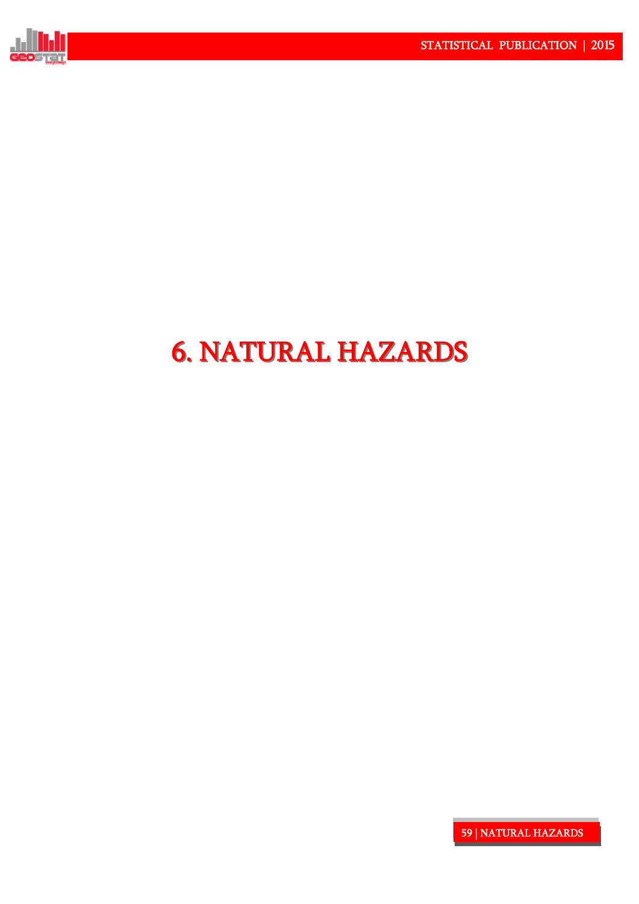# 6. NATURAL HAZARDS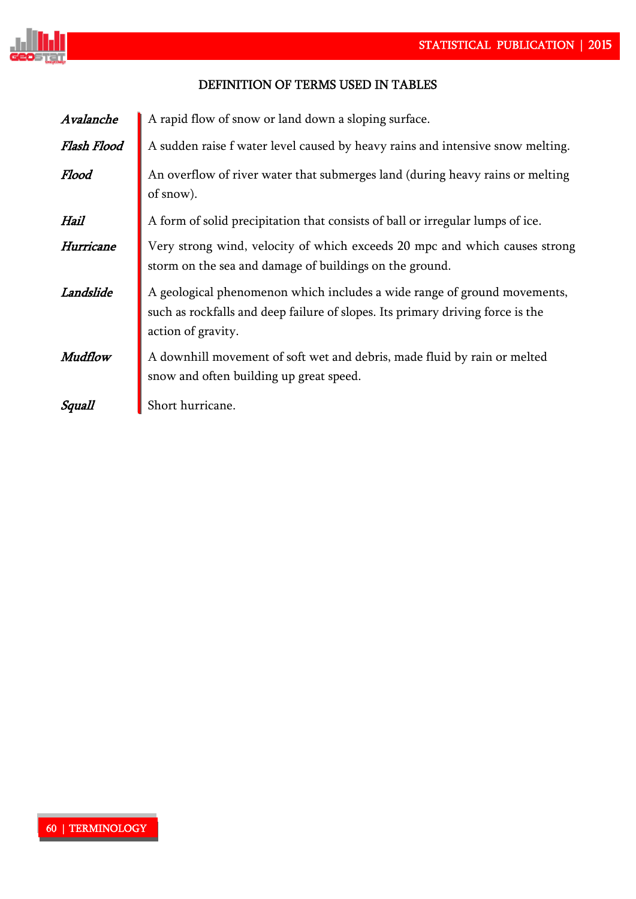## DEFINITION OF TERMS USED IN TABLES

| | |
|---|---|
| *Avalanche* | A rapid flow of snow or land down a sloping surface. |
| *Flash Flood* | A sudden raise f water level caused by heavy rains and intensive snow melting. |
| *Flood* | An overflow of river water that submerges land (during heavy rains or melting of snow). |
| *Hail* | A form of solid precipitation that consists of ball or irregular lumps of ice. |
| *Hurricane* | Very strong wind, velocity of which exceeds 20 mpc and which causes strong storm on the sea and damage of buildings on the ground. |
| *Landslide* | A geological phenomenon which includes a wide range of ground movements, such as rockfalls and deep failure of slopes. Its primary driving force is the action of gravity. |
| *Mudflow* | A downhill movement of soft wet and debris, made fluid by rain or melted snow and often building up great speed. |
| *Squall* | Short hurricane. |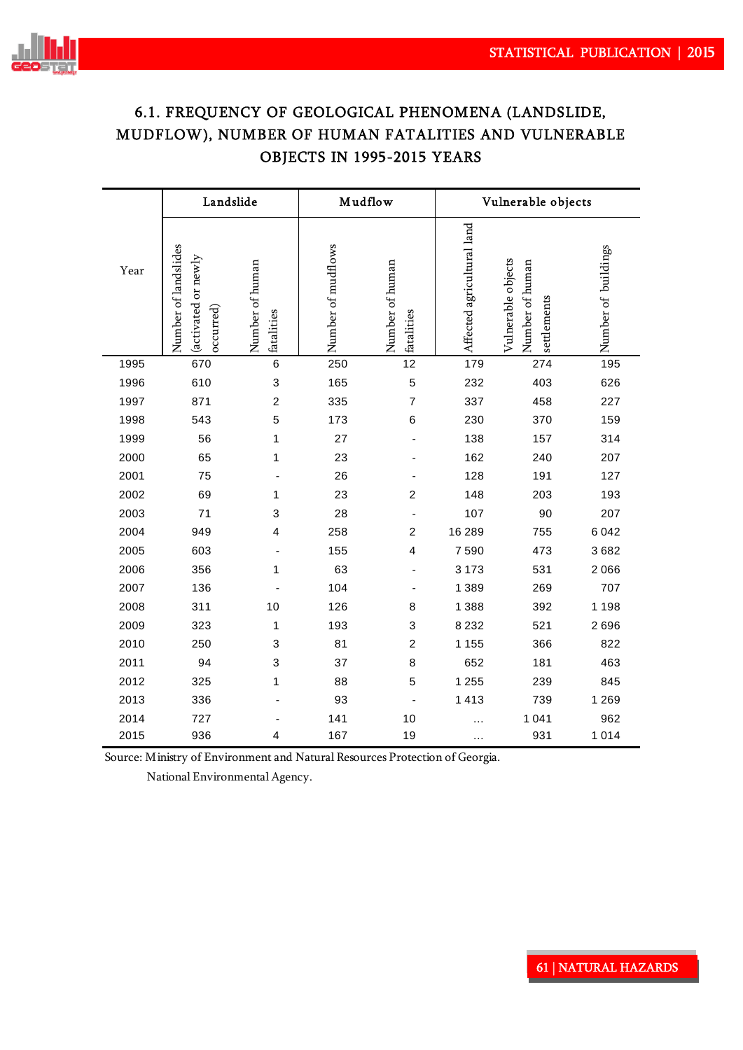## 6.1. FREQUENCY OF GEOLOGICAL PHENOMENA (LANDSLIDE, MUDFLOW), NUMBER OF HUMAN FATALITIES AND VULNERABLE OBJECTS IN 1995-2015 YEARS

| Year | Landslide | | Mudflow | | Vulnerable objects | | |
|---|---|---|---|---|---|---|---|
| | Number of landslides (activated or newly occurred) | Number of human fatalities | Number of mudflows | Number of human fatalities | Affected agricultural land | Vulnerable objects Number of human settlements | Number of buildings |
| 1995 | 670 | 6 | 250 | 12 | 179 | 274 | 195 |
| 1996 | 610 | 3 | 165 | 5 | 232 | 403 | 626 |
| 1997 | 871 | 2 | 335 | 7 | 337 | 458 | 227 |
| 1998 | 543 | 5 | 173 | 6 | 230 | 370 | 159 |
| 1999 | 56 | 1 | 27 | - | 138 | 157 | 314 |
| 2000 | 65 | 1 | 23 | - | 162 | 240 | 207 |
| 2001 | 75 | - | 26 | - | 128 | 191 | 127 |
| 2002 | 69 | 1 | 23 | 2 | 148 | 203 | 193 |
| 2003 | 71 | 3 | 28 | - | 107 | 90 | 207 |
| 2004 | 949 | 4 | 258 | 2 | 16 289 | 755 | 6 042 |
| 2005 | 603 | - | 155 | 4 | 7 590 | 473 | 3 682 |
| 2006 | 356 | 1 | 63 | - | 3 173 | 531 | 2 066 |
| 2007 | 136 | - | 104 | - | 1 389 | 269 | 707 |
| 2008 | 311 | 10 | 126 | 8 | 1 388 | 392 | 1 198 |
| 2009 | 323 | 1 | 193 | 3 | 8 232 | 521 | 2 696 |
| 2010 | 250 | 3 | 81 | 2 | 1 155 | 366 | 822 |
| 2011 | 94 | 3 | 37 | 8 | 652 | 181 | 463 |
| 2012 | 325 | 1 | 88 | 5 | 1 255 | 239 | 845 |
| 2013 | 336 | - | 93 | - | 1 413 | 739 | 1 269 |
| 2014 | 727 | - | 141 | 10 | … | 1 041 | 962 |
| 2015 | 936 | 4 | 167 | 19 | … | 931 | 1 014 |

Source: Ministry of Environment and Natural Resources Protection of Georgia.
National Environmental Agency.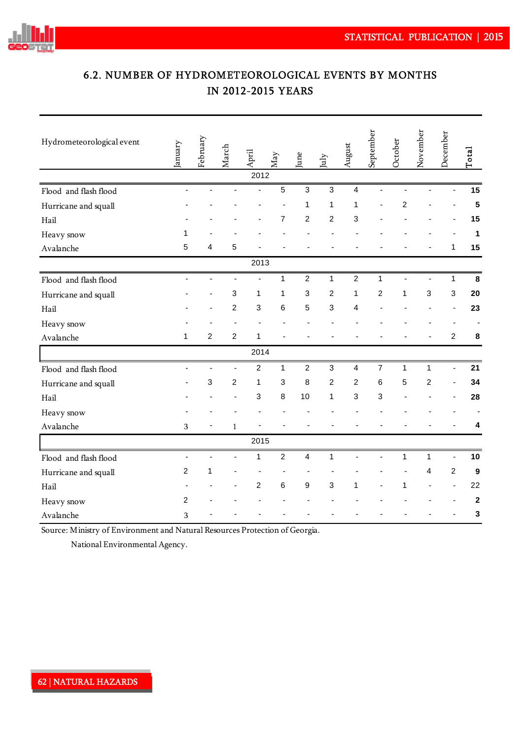## 6.2. NUMBER OF HYDROMETEOROLOGICAL EVENTS BY MONTHS IN 2012-2015 YEARS

| Hydrometeorological event | January | February | March | April | May | June | July | August | September | October | November | December | **Total** |
|---|---|---|---|---|---|---|---|---|---|---|---|---|---|
| **2012** | | | | | | | | | | | | | |
| Flood and flash flood | - | - | - | - | 5 | 3 | 3 | 4 | - | - | - | - | **15** |
| Hurricane and squall | - | - | - | - | - | 1 | 1 | 1 | - | 2 | - | - | **5** |
| Hail | - | - | - | - | 7 | 2 | 2 | 3 | - | - | - | - | **15** |
| Heavy snow | 1 | - | - | - | - | - | - | - | - | - | - | - | **1** |
| Avalanche | 5 | 4 | 5 | - | - | - | - | - | - | - | - | 1 | **15** |
| **2013** | | | | | | | | | | | | | |
| Flood and flash flood | - | - | - | - | 1 | 2 | 1 | 2 | 1 | - | - | 1 | **8** |
| Hurricane and squall | - | - | 3 | 1 | 1 | 3 | 2 | 1 | 2 | 1 | 3 | 3 | **20** |
| Hail | - | - | 2 | 3 | 6 | 5 | 3 | 4 | - | - | - | - | **23** |
| Heavy snow | - | - | - | - | - | - | - | - | - | - | - | - | - |
| Avalanche | 1 | 2 | 2 | 1 | - | - | - | - | - | - | - | 2 | **8** |
| **2014** | | | | | | | | | | | | | |
| Flood and flash flood | - | - | - | 2 | 1 | 2 | 3 | 4 | 7 | 1 | 1 | - | **21** |
| Hurricane and squall | - | 3 | 2 | 1 | 3 | 8 | 2 | 2 | 6 | 5 | 2 | - | **34** |
| Hail | - | - | - | 3 | 8 | 10 | 1 | 3 | 3 | - | - | - | **28** |
| Heavy snow | - | - | - | - | - | - | - | - | - | - | - | - | - |
| Avalanche | 3 | - | 1 | - | - | - | - | - | - | - | - | - | **4** |
| **2015** | | | | | | | | | | | | | |
| Flood and flash flood | - | - | - | 1 | 2 | 4 | 1 | - | - | 1 | 1 | - | **10** |
| Hurricane and squall | 2 | 1 | - | - | - | - | - | - | - | - | 4 | 2 | **9** |
| Hail | - | - | - | 2 | 6 | 9 | 3 | 1 | - | 1 | - | - | 22 |
| Heavy snow | 2 | - | - | - | - | - | - | - | - | - | - | - | **2** |
| Avalanche | 3 | - | - | - | - | - | - | - | - | - | - | - | **3** |

Source: Ministry of Environment and Natural Resources Protection of Georgia.

National Environmental Agency.